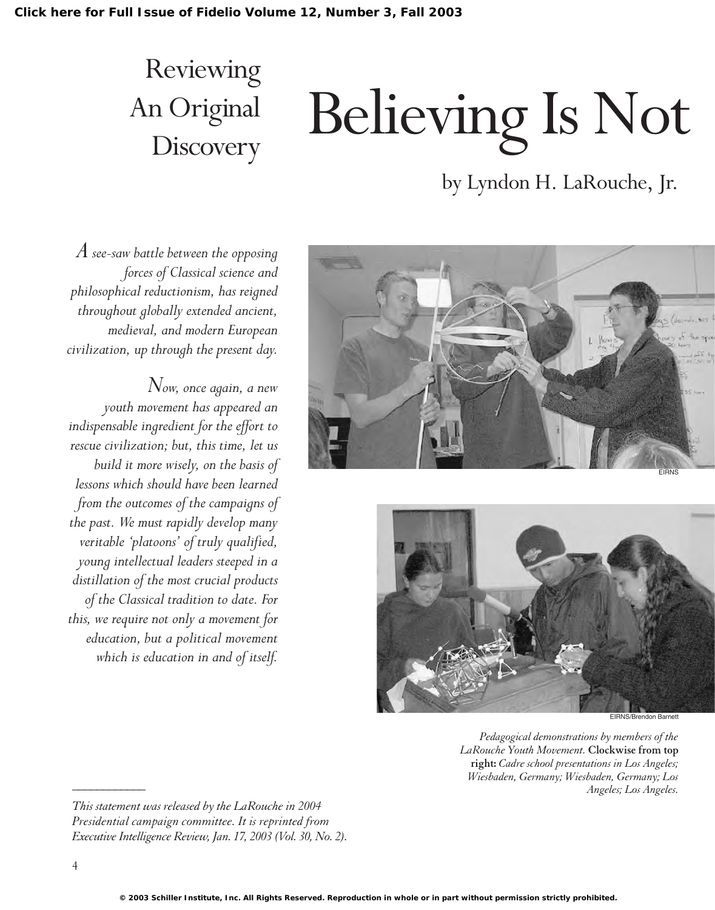Click here for Full Issue of Fidelio Volume 12, Number 3, Fall 2003

# Believing Is Not

## Reviewing An Original Discovery

by Lyndon H. LaRouche, Jr.

*A see-saw battle between the opposing forces of Classical science and philosophical reductionism, has reigned throughout globally extended ancient, medieval, and modern European civilization, up through the present day.*

*Now, once again, a new youth movement has appeared an indispensable ingredient for the effort to rescue civilization; but, this time, let us build it more wisely, on the basis of lessons which should have been learned from the outcomes of the campaigns of the past. We must rapidly develop many veritable 'platoons' of truly qualified, young intellectual leaders steeped in a distillation of the most crucial products of the Classical tradition to date. For this, we require not only a movement for education, but a political movement which is education in and of itself.*

EIRNS

EIRNS/Brendon Barnett

*Pedagogical demonstrations by members of the LaRouche Youth Movement.* **Clockwise from top right:** *Cadre school presentations in Los Angeles; Wiesbaden, Germany; Wiesbaden, Germany; Los Angeles; Los Angeles.*

---

*This statement was released by the LaRouche in 2004 Presidential campaign committee. It is reprinted from Executive Intelligence Review, Jan. 17, 2003 (Vol. 30, No. 2).*

© 2003 Schiller Institute, Inc. All Rights Reserved. Reproduction in whole or in part without permission strictly prohibited.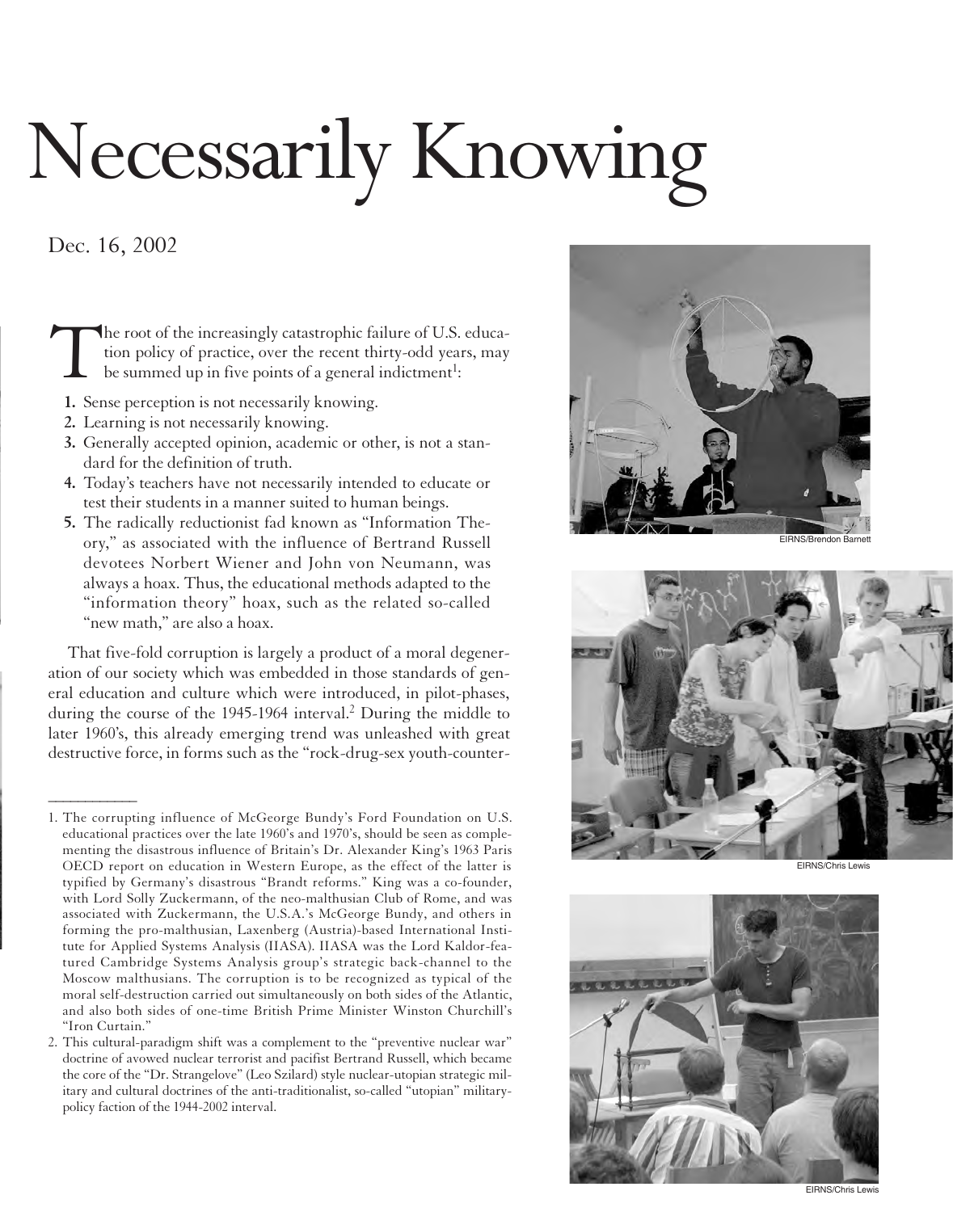# Necessarily Knowing

Dec. 16, 2002

The root of the increasingly catastrophic failure of U.S. education policy of practice, over the recent thirty-odd years, may be summed up in five points of a general indictment[1]:

1. Sense perception is not necessarily knowing.
2. Learning is not necessarily knowing.
3. Generally accepted opinion, academic or other, is not a standard for the definition of truth.
4. Today's teachers have not necessarily intended to educate or test their students in a manner suited to human beings.
5. The radically reductionist fad known as "Information Theory," as associated with the influence of Bertrand Russell devotees Norbert Wiener and John von Neumann, was always a hoax. Thus, the educational methods adapted to the "information theory" hoax, such as the related so-called "new math," are also a hoax.

That five-fold corruption is largely a product of a moral degeneration of our society which was embedded in those standards of general education and culture which were introduced, in pilot-phases, during the course of the 1945-1964 interval.[2] During the middle to later 1960's, this already emerging trend was unleashed with great destructive force, in forms such as the "rock-drug-sex youth-counter-

EIRNS/Brendon Barnett

EIRNS/Chris Lewis

EIRNS/Chris Lewis

---

1. The corrupting influence of McGeorge Bundy's Ford Foundation on U.S. educational practices over the late 1960's and 1970's, should be seen as complementing the disastrous influence of Britain's Dr. Alexander King's 1963 Paris OECD report on education in Western Europe, as the effect of the latter is typified by Germany's disastrous "Brandt reforms." King was a co-founder, with Lord Solly Zuckermann, of the neo-malthusian Club of Rome, and was associated with Zuckermann, the U.S.A.'s McGeorge Bundy, and others in forming the pro-malthusian, Laxenberg (Austria)-based International Institute for Applied Systems Analysis (IIASA). IIASA was the Lord Kaldor-featured Cambridge Systems Analysis group's strategic back-channel to the Moscow malthusians. The corruption is to be recognized as typical of the moral self-destruction carried out simultaneously on both sides of the Atlantic, and also both sides of one-time British Prime Minister Winston Churchill's "Iron Curtain."

2. This cultural-paradigm shift was a complement to the "preventive nuclear war" doctrine of avowed nuclear terrorist and pacifist Bertrand Russell, which became the core of the "Dr. Strangelove" (Leo Szilard) style nuclear-utopian strategic military and cultural doctrines of the anti-traditionalist, so-called "utopian" military-policy faction of the 1944-2002 interval.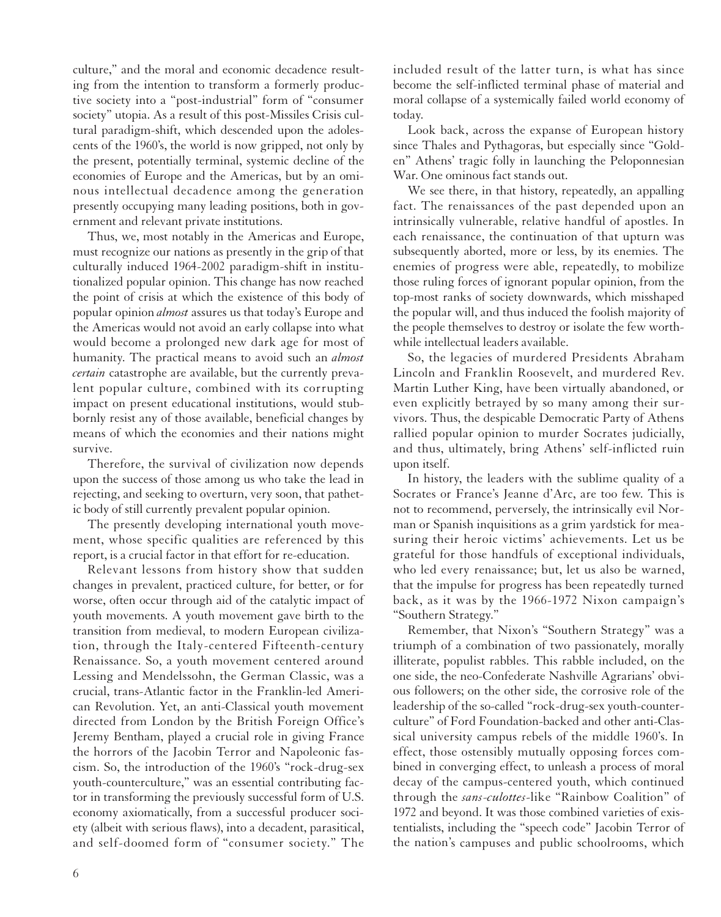culture," and the moral and economic decadence resulting from the intention to transform a formerly productive society into a "post-industrial" form of "consumer society" utopia. As a result of this post-Missiles Crisis cultural paradigm-shift, which descended upon the adolescents of the 1960's, the world is now gripped, not only by the present, potentially terminal, systemic decline of the economies of Europe and the Americas, but by an ominous intellectual decadence among the generation presently occupying many leading positions, both in government and relevant private institutions.

Thus, we, most notably in the Americas and Europe, must recognize our nations as presently in the grip of that culturally induced 1964-2002 paradigm-shift in institutionalized popular opinion. This change has now reached the point of crisis at which the existence of this body of popular opinion *almost* assures us that today's Europe and the Americas would not avoid an early collapse into what would become a prolonged new dark age for most of humanity. The practical means to avoid such an *almost certain* catastrophe are available, but the currently prevalent popular culture, combined with its corrupting impact on present educational institutions, would stubbornly resist any of those available, beneficial changes by means of which the economies and their nations might survive.

Therefore, the survival of civilization now depends upon the success of those among us who take the lead in rejecting, and seeking to overturn, very soon, that pathetic body of still currently prevalent popular opinion.

The presently developing international youth movement, whose specific qualities are referenced by this report, is a crucial factor in that effort for re-education.

Relevant lessons from history show that sudden changes in prevalent, practiced culture, for better, or for worse, often occur through aid of the catalytic impact of youth movements. A youth movement gave birth to the transition from medieval, to modern European civilization, through the Italy-centered Fifteenth-century Renaissance. So, a youth movement centered around Lessing and Mendelssohn, the German Classic, was a crucial, trans-Atlantic factor in the Franklin-led American Revolution. Yet, an anti-Classical youth movement directed from London by the British Foreign Office's Jeremy Bentham, played a crucial role in giving France the horrors of the Jacobin Terror and Napoleonic fascism. So, the introduction of the 1960's "rock-drug-sex youth-counterculture," was an essential contributing factor in transforming the previously successful form of U.S. economy axiomatically, from a successful producer society (albeit with serious flaws), into a decadent, parasitical, and self-doomed form of "consumer society." The included result of the latter turn, is what has since become the self-inflicted terminal phase of material and moral collapse of a systemically failed world economy of today.

Look back, across the expanse of European history since Thales and Pythagoras, but especially since "Golden" Athens' tragic folly in launching the Peloponnesian War. One ominous fact stands out.

We see there, in that history, repeatedly, an appalling fact. The renaissances of the past depended upon an intrinsically vulnerable, relative handful of apostles. In each renaissance, the continuation of that upturn was subsequently aborted, more or less, by its enemies. The enemies of progress were able, repeatedly, to mobilize those ruling forces of ignorant popular opinion, from the top-most ranks of society downwards, which misshaped the popular will, and thus induced the foolish majority of the people themselves to destroy or isolate the few worthwhile intellectual leaders available.

So, the legacies of murdered Presidents Abraham Lincoln and Franklin Roosevelt, and murdered Rev. Martin Luther King, have been virtually abandoned, or even explicitly betrayed by so many among their survivors. Thus, the despicable Democratic Party of Athens rallied popular opinion to murder Socrates judicially, and thus, ultimately, bring Athens' self-inflicted ruin upon itself.

In history, the leaders with the sublime quality of a Socrates or France's Jeanne d'Arc, are too few. This is not to recommend, perversely, the intrinsically evil Norman or Spanish inquisitions as a grim yardstick for measuring their heroic victims' achievements. Let us be grateful for those handfuls of exceptional individuals, who led every renaissance; but, let us also be warned, that the impulse for progress has been repeatedly turned back, as it was by the 1966-1972 Nixon campaign's "Southern Strategy."

Remember, that Nixon's "Southern Strategy" was a triumph of a combination of two passionately, morally illiterate, populist rabbles. This rabble included, on the one side, the neo-Confederate Nashville Agrarians' obvious followers; on the other side, the corrosive role of the leadership of the so-called "rock-drug-sex youth-counterculture" of Ford Foundation-backed and other anti-Classical university campus rebels of the middle 1960's. In effect, those ostensibly mutually opposing forces combined in converging effect, to unleash a process of moral decay of the campus-centered youth, which continued through the *sans-culottes*-like "Rainbow Coalition" of 1972 and beyond. It was those combined varieties of existentialists, including the "speech code" Jacobin Terror of the nation's campuses and public schoolrooms, which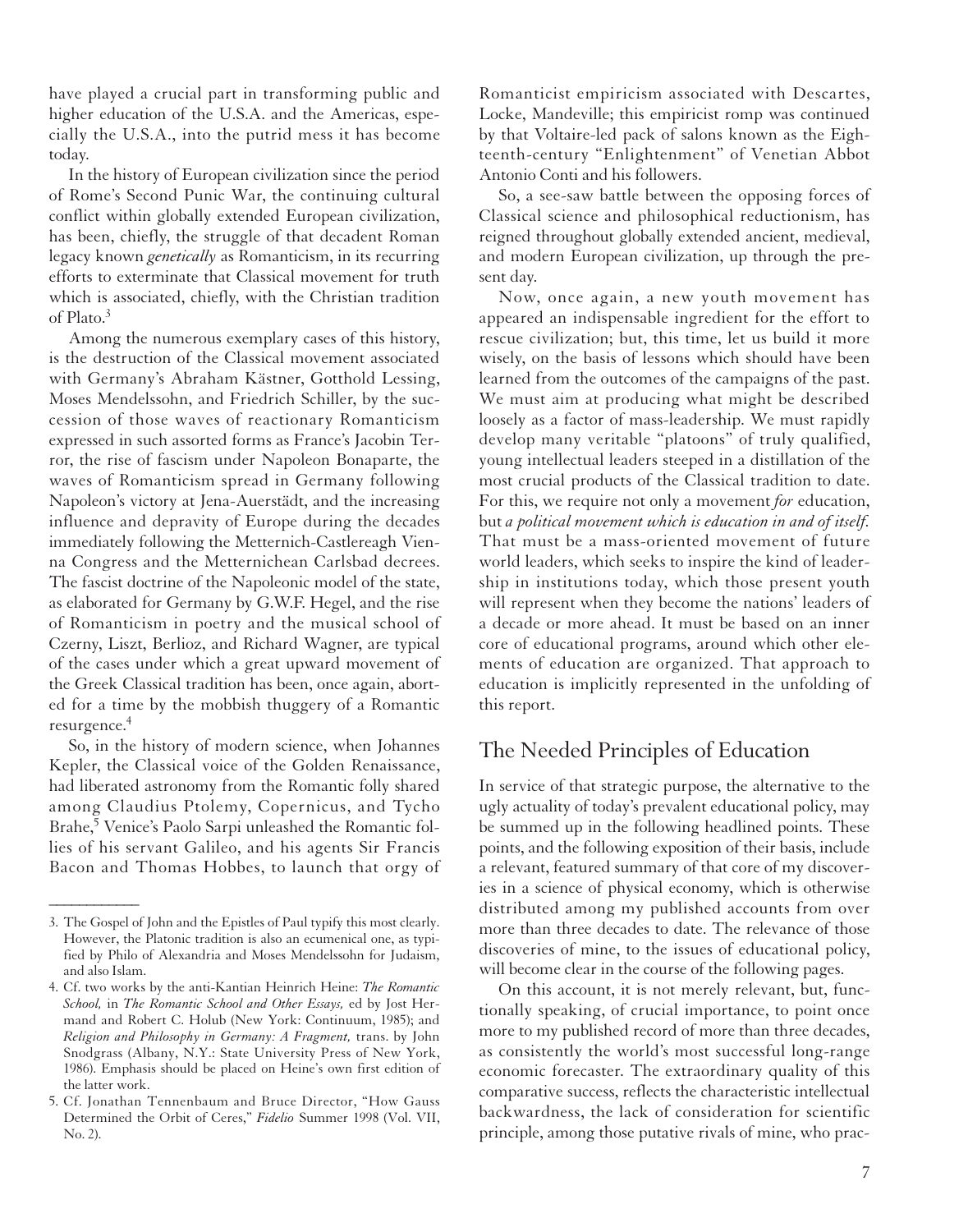have played a crucial part in transforming public and higher education of the U.S.A. and the Americas, especially the U.S.A., into the putrid mess it has become today.

In the history of European civilization since the period of Rome's Second Punic War, the continuing cultural conflict within globally extended European civilization, has been, chiefly, the struggle of that decadent Roman legacy known *genetically* as Romanticism, in its recurring efforts to exterminate that Classical movement for truth which is associated, chiefly, with the Christian tradition of Plato.[3]

Among the numerous exemplary cases of this history, is the destruction of the Classical movement associated with Germany's Abraham Kästner, Gotthold Lessing, Moses Mendelssohn, and Friedrich Schiller, by the succession of those waves of reactionary Romanticism expressed in such assorted forms as France's Jacobin Terror, the rise of fascism under Napoleon Bonaparte, the waves of Romanticism spread in Germany following Napoleon's victory at Jena-Auerstädt, and the increasing influence and depravity of Europe during the decades immediately following the Metternich-Castlereagh Vienna Congress and the Metternichean Carlsbad decrees. The fascist doctrine of the Napoleonic model of the state, as elaborated for Germany by G.W.F. Hegel, and the rise of Romanticism in poetry and the musical school of Czerny, Liszt, Berlioz, and Richard Wagner, are typical of the cases under which a great upward movement of the Greek Classical tradition has been, once again, aborted for a time by the mobbish thuggery of a Romantic resurgence.[4]

So, in the history of modern science, when Johannes Kepler, the Classical voice of the Golden Renaissance, had liberated astronomy from the Romantic folly shared among Claudius Ptolemy, Copernicus, and Tycho Brahe,[5] Venice's Paolo Sarpi unleashed the Romantic follies of his servant Galileo, and his agents Sir Francis Bacon and Thomas Hobbes, to launch that orgy of Romanticist empiricism associated with Descartes, Locke, Mandeville; this empiricist romp was continued by that Voltaire-led pack of salons known as the Eighteenth-century "Enlightenment" of Venetian Abbot Antonio Conti and his followers.

So, a see-saw battle between the opposing forces of Classical science and philosophical reductionism, has reigned throughout globally extended ancient, medieval, and modern European civilization, up through the present day.

Now, once again, a new youth movement has appeared an indispensable ingredient for the effort to rescue civilization; but, this time, let us build it more wisely, on the basis of lessons which should have been learned from the outcomes of the campaigns of the past. We must aim at producing what might be described loosely as a factor of mass-leadership. We must rapidly develop many veritable "platoons" of truly qualified, young intellectual leaders steeped in a distillation of the most crucial products of the Classical tradition to date. For this, we require not only a movement *for* education, but *a political movement which is education in and of itself.* That must be a mass-oriented movement of future world leaders, which seeks to inspire the kind of leadership in institutions today, which those present youth will represent when they become the nations' leaders of a decade or more ahead. It must be based on an inner core of educational programs, around which other elements of education are organized. That approach to education is implicitly represented in the unfolding of this report.

## The Needed Principles of Education

In service of that strategic purpose, the alternative to the ugly actuality of today's prevalent educational policy, may be summed up in the following headlined points. These points, and the following exposition of their basis, include a relevant, featured summary of that core of my discoveries in a science of physical economy, which is otherwise distributed among my published accounts from over more than three decades to date. The relevance of those discoveries of mine, to the issues of educational policy, will become clear in the course of the following pages.

On this account, it is not merely relevant, but, functionally speaking, of crucial importance, to point once more to my published record of more than three decades, as consistently the world's most successful long-range economic forecaster. The extraordinary quality of this comparative success, reflects the characteristic intellectual backwardness, the lack of consideration for scientific principle, among those putative rivals of mine, who prac-

---

3. The Gospel of John and the Epistles of Paul typify this most clearly. However, the Platonic tradition is also an ecumenical one, as typified by Philo of Alexandria and Moses Mendelssohn for Judaism, and also Islam.

4. Cf. two works by the anti-Kantian Heinrich Heine: *The Romantic School,* in *The Romantic School and Other Essays,* ed by Jost Hermand and Robert C. Holub (New York: Continuum, 1985); and *Religion and Philosophy in Germany: A Fragment,* trans. by John Snodgrass (Albany, N.Y.: State University Press of New York, 1986). Emphasis should be placed on Heine's own first edition of the latter work.

5. Cf. Jonathan Tennenbaum and Bruce Director, "How Gauss Determined the Orbit of Ceres," *Fidelio* Summer 1998 (Vol. VII, No. 2).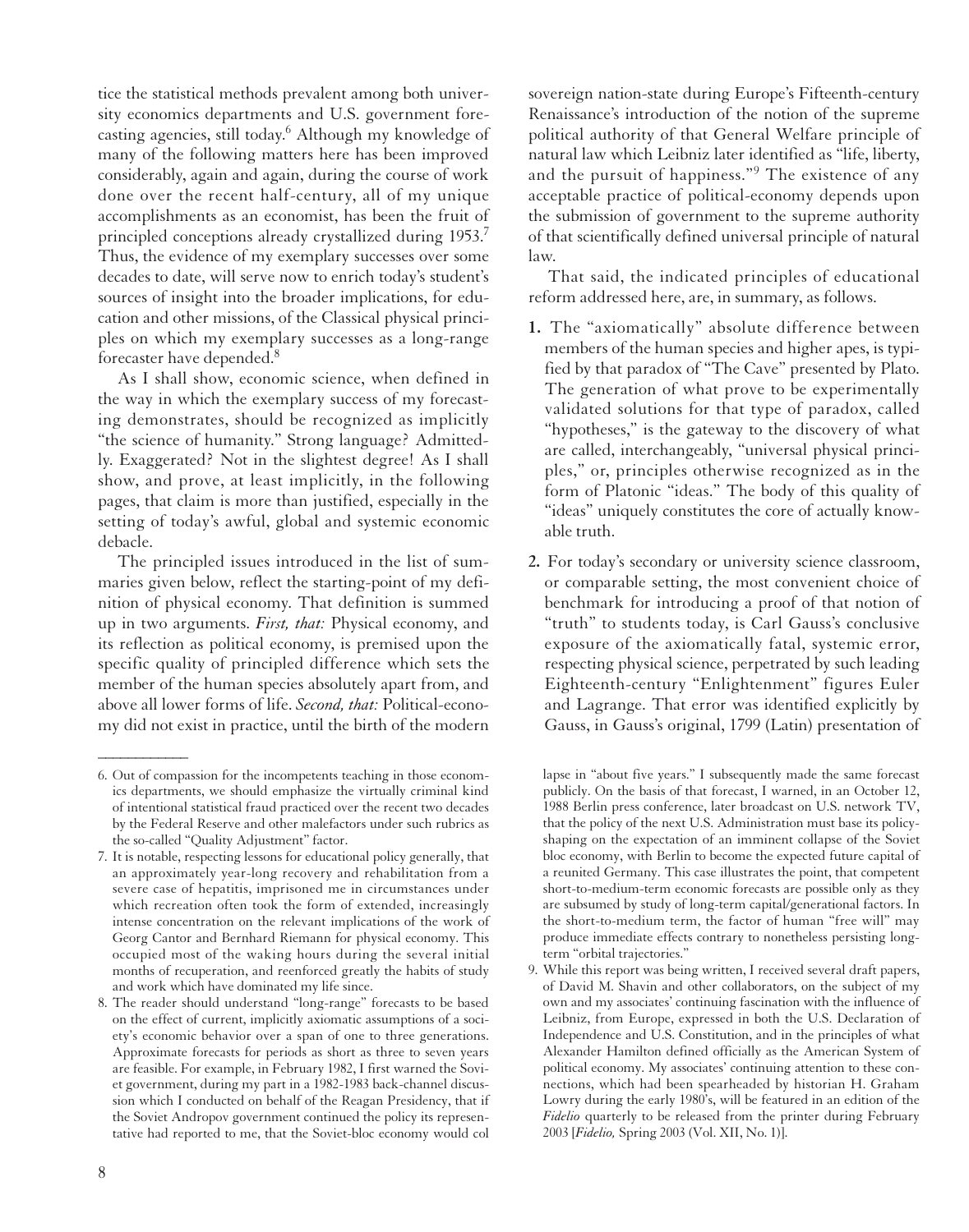tice the statistical methods prevalent among both university economics departments and U.S. government forecasting agencies, still today.[6] Although my knowledge of many of the following matters here has been improved considerably, again and again, during the course of work done over the recent half-century, all of my unique accomplishments as an economist, has been the fruit of principled conceptions already crystallized during 1953.[7] Thus, the evidence of my exemplary successes over some decades to date, will serve now to enrich today's student's sources of insight into the broader implications, for education and other missions, of the Classical physical principles on which my exemplary successes as a long-range forecaster have depended.[8]

As I shall show, economic science, when defined in the way in which the exemplary success of my forecasting demonstrates, should be recognized as implicitly "the science of humanity." Strong language? Admittedly. Exaggerated? Not in the slightest degree! As I shall show, and prove, at least implicitly, in the following pages, that claim is more than justified, especially in the setting of today's awful, global and systemic economic debacle.

The principled issues introduced in the list of summaries given below, reflect the starting-point of my definition of physical economy. That definition is summed up in two arguments. *First, that:* Physical economy, and its reflection as political economy, is premised upon the specific quality of principled difference which sets the member of the human species absolutely apart from, and above all lower forms of life. *Second, that:* Political-economy did not exist in practice, until the birth of the modern sovereign nation-state during Europe's Fifteenth-century Renaissance's introduction of the notion of the supreme political authority of that General Welfare principle of natural law which Leibniz later identified as "life, liberty, and the pursuit of happiness."[9] The existence of any acceptable practice of political-economy depends upon the submission of government to the supreme authority of that scientifically defined universal principle of natural law.

That said, the indicated principles of educational reform addressed here, are, in summary, as follows.

1. The "axiomatically" absolute difference between members of the human species and higher apes, is typified by that paradox of "The Cave" presented by Plato. The generation of what prove to be experimentally validated solutions for that type of paradox, called "hypotheses," is the gateway to the discovery of what are called, interchangeably, "universal physical principles," or, principles otherwise recognized as in the form of Platonic "ideas." The body of this quality of "ideas" uniquely constitutes the core of actually knowable truth.

2. For today's secondary or university science classroom, or comparable setting, the most convenient choice of benchmark for introducing a proof of that notion of "truth" to students today, is Carl Gauss's conclusive exposure of the axiomatically fatal, systemic error, respecting physical science, perpetrated by such leading Eighteenth-century "Enlightenment" figures Euler and Lagrange. That error was identified explicitly by Gauss, in Gauss's original, 1799 (Latin) presentation of

---

6. Out of compassion for the incompetents teaching in those economics departments, we should emphasize the virtually criminal kind of intentional statistical fraud practiced over the recent two decades by the Federal Reserve and other malefactors under such rubrics as the so-called "Quality Adjustment" factor.

7. It is notable, respecting lessons for educational policy generally, that an approximately year-long recovery and rehabilitation from a severe case of hepatitis, imprisoned me in circumstances under which recreation often took the form of extended, increasingly intense concentration on the relevant implications of the work of Georg Cantor and Bernhard Riemann for physical economy. This occupied most of the waking hours during the several initial months of recuperation, and reenforced greatly the habits of study and work which have dominated my life since.

8. The reader should understand "long-range" forecasts to be based on the effect of current, implicitly axiomatic assumptions of a society's economic behavior over a span of one to three generations. Approximate forecasts for periods as short as three to seven years are feasible. For example, in February 1982, I first warned the Soviet government, during my part in a 1982-1983 back-channel discussion which I conducted on behalf of the Reagan Presidency, that if the Soviet Andropov government continued the policy its representative had reported to me, that the Soviet-bloc economy would collapse in "about five years." I subsequently made the same forecast publicly. On the basis of that forecast, I warned, in an October 12, 1988 Berlin press conference, later broadcast on U.S. network TV, that the policy of the next U.S. Administration must base its policy-shaping on the expectation of an imminent collapse of the Soviet bloc economy, with Berlin to become the expected future capital of a reunited Germany. This case illustrates the point, that competent short-to-medium-term economic forecasts are possible only as they are subsumed by study of long-term capital/generational factors. In the short-to-medium term, the factor of human "free will" may produce immediate effects contrary to nonetheless persisting long-term "orbital trajectories."

9. While this report was being written, I received several draft papers, of David M. Shavin and other collaborators, on the subject of my own and my associates' continuing fascination with the influence of Leibniz, from Europe, expressed in both the U.S. Declaration of Independence and U.S. Constitution, and in the principles of what Alexander Hamilton defined officially as the American System of political economy. My associates' continuing attention to these connections, which had been spearheaded by historian H. Graham Lowry during the early 1980's, will be featured in an edition of the *Fidelio* quarterly to be released from the printer during February 2003 [*Fidelio,* Spring 2003 (Vol. XII, No. 1)].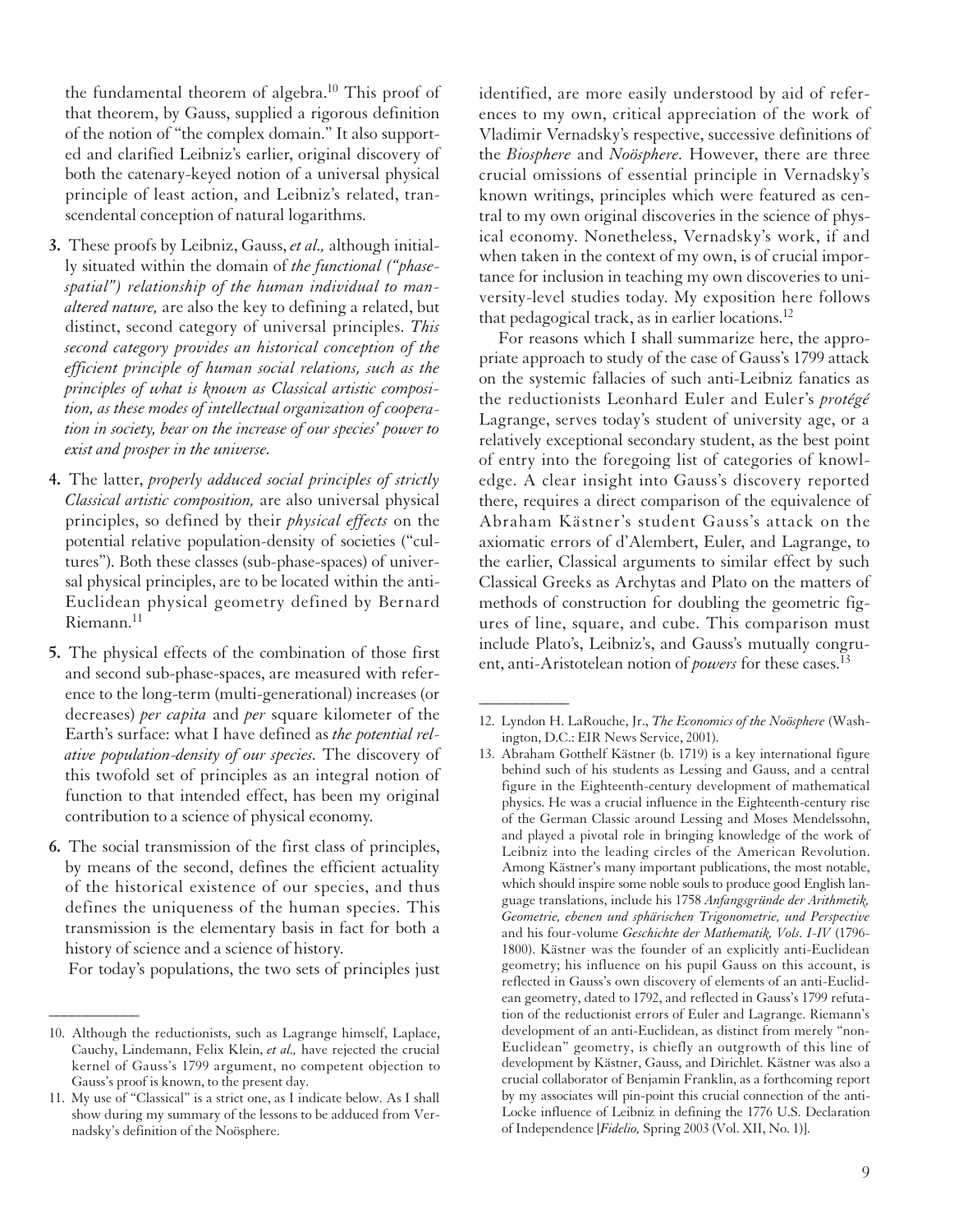the fundamental theorem of algebra.[10] This proof of that theorem, by Gauss, supplied a rigorous definition of the notion of "the complex domain." It also supported and clarified Leibniz's earlier, original discovery of both the catenary-keyed notion of a universal physical principle of least action, and Leibniz's related, transcendental conception of natural logarithms.

3. These proofs by Leibniz, Gauss, *et al.,* although initially situated within the domain of *the functional ("phase-spatial") relationship of the human individual to man-altered nature,* are also the key to defining a related, but distinct, second category of universal principles. *This second category provides an historical conception of the efficient principle of human social relations, such as the principles of what is known as Classical artistic composition, as these modes of intellectual organization of cooperation in society, bear on the increase of our species' power to exist and prosper in the universe.*

4. The latter, *properly adduced social principles of strictly Classical artistic composition,* are also universal physical principles, so defined by their *physical effects* on the potential relative population-density of societies ("cultures"). Both these classes (sub-phase-spaces) of universal physical principles, are to be located within the anti-Euclidean physical geometry defined by Bernard Riemann.[11]

5. The physical effects of the combination of those first and second sub-phase-spaces, are measured with reference to the long-term (multi-generational) increases (or decreases) *per capita* and *per* square kilometer of the Earth's surface: what I have defined as *the potential relative population-density of our species.* The discovery of this twofold set of principles as an integral notion of function to that intended effect, has been my original contribution to a science of physical economy.

6. The social transmission of the first class of principles, by means of the second, defines the efficient actuality of the historical existence of our species, and thus defines the uniqueness of the human species. This transmission is the elementary basis in fact for both a history of science and a science of history.

For today's populations, the two sets of principles just identified, are more easily understood by aid of references to my own, critical appreciation of the work of Vladimir Vernadsky's respective, successive definitions of the *Biosphere* and *Noösphere.* However, there are three crucial omissions of essential principle in Vernadsky's known writings, principles which were featured as central to my own original discoveries in the science of physical economy. Nonetheless, Vernadsky's work, if and when taken in the context of my own, is of crucial importance for inclusion in teaching my own discoveries to university-level studies today. My exposition here follows that pedagogical track, as in earlier locations.[12]

For reasons which I shall summarize here, the appropriate approach to study of the case of Gauss's 1799 attack on the systemic fallacies of such anti-Leibniz fanatics as the reductionists Leonhard Euler and Euler's *protégé* Lagrange, serves today's student of university age, or a relatively exceptional secondary student, as the best point of entry into the foregoing list of categories of knowledge. A clear insight into Gauss's discovery reported there, requires a direct comparison of the equivalence of Abraham Kästner's student Gauss's attack on the axiomatic errors of d'Alembert, Euler, and Lagrange, to the earlier, Classical arguments to similar effect by such Classical Greeks as Archytas and Plato on the matters of methods of construction for doubling the geometric figures of line, square, and cube. This comparison must include Plato's, Leibniz's, and Gauss's mutually congruent, anti-Aristotelean notion of *powers* for these cases.[13]

---

10. Although the reductionists, such as Lagrange himself, Laplace, Cauchy, Lindemann, Felix Klein, *et al.,* have rejected the crucial kernel of Gauss's 1799 argument, no competent objection to Gauss's proof is known, to the present day.

11. My use of "Classical" is a strict one, as I indicate below. As I shall show during my summary of the lessons to be adduced from Vernadsky's definition of the Noösphere.

12. Lyndon H. LaRouche, Jr., *The Economics of the Noösphere* (Washington, D.C.: EIR News Service, 2001).

13. Abraham Gotthelf Kästner (b. 1719) is a key international figure behind such of his students as Lessing and Gauss, and a central figure in the Eighteenth-century development of mathematical physics. He was a crucial influence in the Eighteenth-century rise of the German Classic around Lessing and Moses Mendelssohn, and played a pivotal role in bringing knowledge of the work of Leibniz into the leading circles of the American Revolution. Among Kästner's many important publications, the most notable, which should inspire some noble souls to produce good English language translations, include his 1758 *Anfangsgründe der Arithmetik, Geometrie, ebenen und sphärischen Trigonometrie, und Perspective* and his four-volume *Geschichte der Mathematik, Vols. I-IV* (1796-1800). Kästner was the founder of an explicitly anti-Euclidean geometry; his influence on his pupil Gauss on this account, is reflected in Gauss's own discovery of elements of an anti-Euclidean geometry, dated to 1792, and reflected in Gauss's 1799 refutation of the reductionist errors of Euler and Lagrange. Riemann's development of an anti-Euclidean, as distinct from merely "non-Euclidean" geometry, is chiefly an outgrowth of this line of development by Kästner, Gauss, and Dirichlet. Kästner was also a crucial collaborator of Benjamin Franklin, as a forthcoming report by my associates will pin-point this crucial connection of the anti-Locke influence of Leibniz in defining the 1776 U.S. Declaration of Independence [*Fidelio,* Spring 2003 (Vol. XII, No. 1)].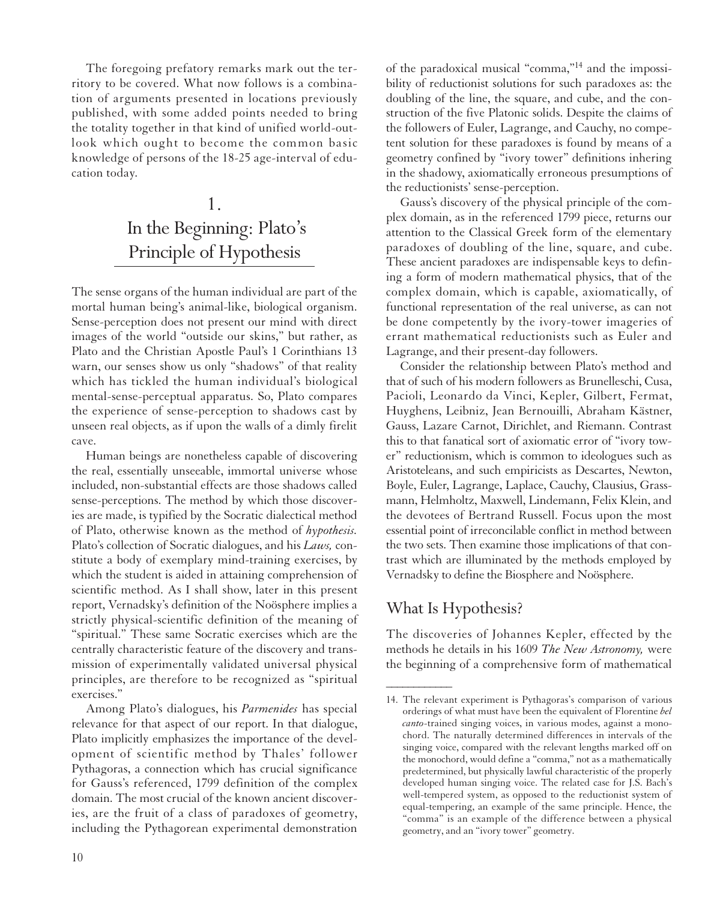The foregoing prefatory remarks mark out the territory to be covered. What now follows is a combination of arguments presented in locations previously published, with some added points needed to bring the totality together in that kind of unified world-outlook which ought to become the common basic knowledge of persons of the 18-25 age-interval of education today.

## 1. In the Beginning: Plato's Principle of Hypothesis

The sense organs of the human individual are part of the mortal human being's animal-like, biological organism. Sense-perception does not present our mind with direct images of the world "outside our skins," but rather, as Plato and the Christian Apostle Paul's 1 Corinthians 13 warn, our senses show us only "shadows" of that reality which has tickled the human individual's biological mental-sense-perceptual apparatus. So, Plato compares the experience of sense-perception to shadows cast by unseen real objects, as if upon the walls of a dimly firelit cave.

Human beings are nonetheless capable of discovering the real, essentially unseeable, immortal universe whose included, non-substantial effects are those shadows called sense-perceptions. The method by which those discoveries are made, is typified by the Socratic dialectical method of Plato, otherwise known as the method of *hypothesis.* Plato's collection of Socratic dialogues, and his *Laws,* constitute a body of exemplary mind-training exercises, by which the student is aided in attaining comprehension of scientific method. As I shall show, later in this present report, Vernadsky's definition of the Noösphere implies a strictly physical-scientific definition of the meaning of "spiritual." These same Socratic exercises which are the centrally characteristic feature of the discovery and transmission of experimentally validated universal physical principles, are therefore to be recognized as "spiritual exercises."

Among Plato's dialogues, his *Parmenides* has special relevance for that aspect of our report. In that dialogue, Plato implicitly emphasizes the importance of the development of scientific method by Thales' follower Pythagoras, a connection which has crucial significance for Gauss's referenced, 1799 definition of the complex domain. The most crucial of the known ancient discoveries, are the fruit of a class of paradoxes of geometry, including the Pythagorean experimental demonstration of the paradoxical musical "comma,"[14] and the impossibility of reductionist solutions for such paradoxes as: the doubling of the line, the square, and cube, and the construction of the five Platonic solids. Despite the claims of the followers of Euler, Lagrange, and Cauchy, no competent solution for these paradoxes is found by means of a geometry confined by "ivory tower" definitions inhering in the shadowy, axiomatically erroneous presumptions of the reductionists' sense-perception.

Gauss's discovery of the physical principle of the complex domain, as in the referenced 1799 piece, returns our attention to the Classical Greek form of the elementary paradoxes of doubling of the line, square, and cube. These ancient paradoxes are indispensable keys to defining a form of modern mathematical physics, that of the complex domain, which is capable, axiomatically, of functional representation of the real universe, as can not be done competently by the ivory-tower imageries of errant mathematical reductionists such as Euler and Lagrange, and their present-day followers.

Consider the relationship between Plato's method and that of such of his modern followers as Brunelleschi, Cusa, Pacioli, Leonardo da Vinci, Kepler, Gilbert, Fermat, Huyghens, Leibniz, Jean Bernouilli, Abraham Kästner, Gauss, Lazare Carnot, Dirichlet, and Riemann. Contrast this to that fanatical sort of axiomatic error of "ivory tower" reductionism, which is common to ideologues such as Aristoteleans, and such empiricists as Descartes, Newton, Boyle, Euler, Lagrange, Laplace, Cauchy, Clausius, Grassmann, Helmholtz, Maxwell, Lindemann, Felix Klein, and the devotees of Bertrand Russell. Focus upon the most essential point of irreconcilable conflict in method between the two sets. Then examine those implications of that contrast which are illuminated by the methods employed by Vernadsky to define the Biosphere and Noösphere.

### What Is Hypothesis?

The discoveries of Johannes Kepler, effected by the methods he details in his 1609 *The New Astronomy,* were the beginning of a comprehensive form of mathematical

---

14. The relevant experiment is Pythagoras's comparison of various orderings of what must have been the equivalent of Florentine *bel canto*-trained singing voices, in various modes, against a monochord. The naturally determined differences in intervals of the singing voice, compared with the relevant lengths marked off on the monochord, would define a "comma," not as a mathematically predetermined, but physically lawful characteristic of the properly developed human singing voice. The related case for J.S. Bach's well-tempered system, as opposed to the reductionist system of equal-tempering, an example of the same principle. Hence, the "comma" is an example of the difference between a physical geometry, and an "ivory tower" geometry.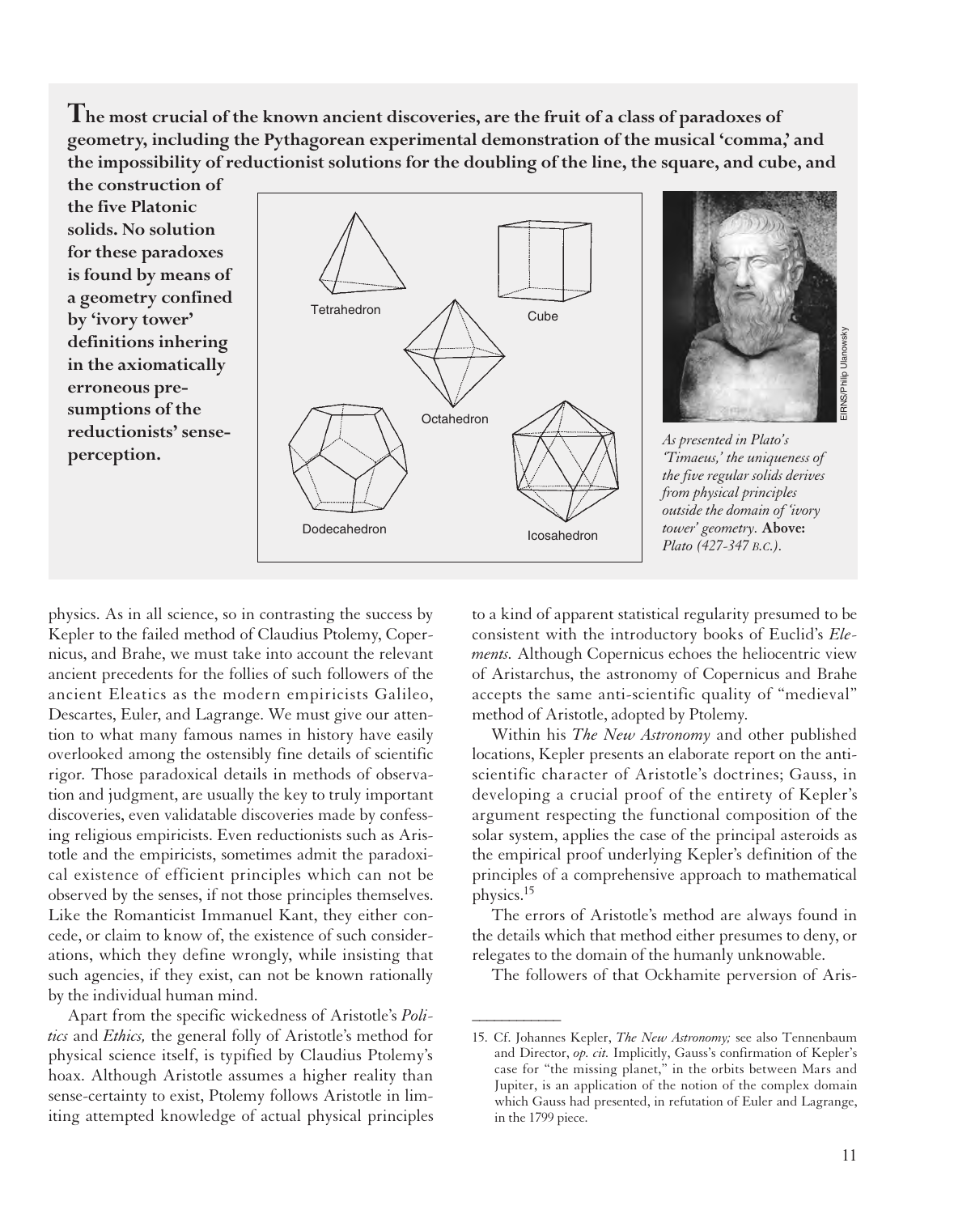**The most crucial of the known ancient discoveries, are the fruit of a class of paradoxes of geometry, including the Pythagorean experimental demonstration of the musical 'comma,' and the impossibility of reductionist solutions for the doubling of the line, the square, and cube, and the construction of the five Platonic solids. No solution for these paradoxes is found by means of a geometry confined by 'ivory tower' definitions inhering in the axiomatically erroneous presumptions of the reductionists' sense-perception.**

*As presented in Plato's 'Timaeus,' the uniqueness of the five regular solids derives from physical principles outside the domain of 'ivory tower' geometry.* **Above:** *Plato (427-347 B.C.).*

physics. As in all science, so in contrasting the success by Kepler to the failed method of Claudius Ptolemy, Copernicus, and Brahe, we must take into account the relevant ancient precedents for the follies of such followers of the ancient Eleatics as the modern empiricists Galileo, Descartes, Euler, and Lagrange. We must give our attention to what many famous names in history have easily overlooked among the ostensibly fine details of scientific rigor. Those paradoxical details in methods of observation and judgment, are usually the key to truly important discoveries, even validatable discoveries made by confessing religious empiricists. Even reductionists such as Aristotle and the empiricists, sometimes admit the paradoxical existence of efficient principles which can not be observed by the senses, if not those principles themselves. Like the Romanticist Immanuel Kant, they either concede, or claim to know of, the existence of such considerations, which they define wrongly, while insisting that such agencies, if they exist, can not be known rationally by the individual human mind.

Apart from the specific wickedness of Aristotle's *Politics* and *Ethics,* the general folly of Aristotle's method for physical science itself, is typified by Claudius Ptolemy's hoax. Although Aristotle assumes a higher reality than sense-certainty to exist, Ptolemy follows Aristotle in limiting attempted knowledge of actual physical principles to a kind of apparent statistical regularity presumed to be consistent with the introductory books of Euclid's *Elements.* Although Copernicus echoes the heliocentric view of Aristarchus, the astronomy of Copernicus and Brahe accepts the same anti-scientific quality of "medieval" method of Aristotle, adopted by Ptolemy.

Within his *The New Astronomy* and other published locations, Kepler presents an elaborate report on the anti-scientific character of Aristotle's doctrines; Gauss, in developing a crucial proof of the entirety of Kepler's argument respecting the functional composition of the solar system, applies the case of the principal asteroids as the empirical proof underlying Kepler's definition of the principles of a comprehensive approach to mathematical physics.[15]

The errors of Aristotle's method are always found in the details which that method either presumes to deny, or relegates to the domain of the humanly unknowable.

The followers of that Ockhamite perversion of Aris-

---

15. Cf. Johannes Kepler, *The New Astronomy;* see also Tennenbaum and Director, *op. cit.* Implicitly, Gauss's confirmation of Kepler's case for "the missing planet," in the orbits between Mars and Jupiter, is an application of the notion of the complex domain which Gauss had presented, in refutation of Euler and Lagrange, in the 1799 piece.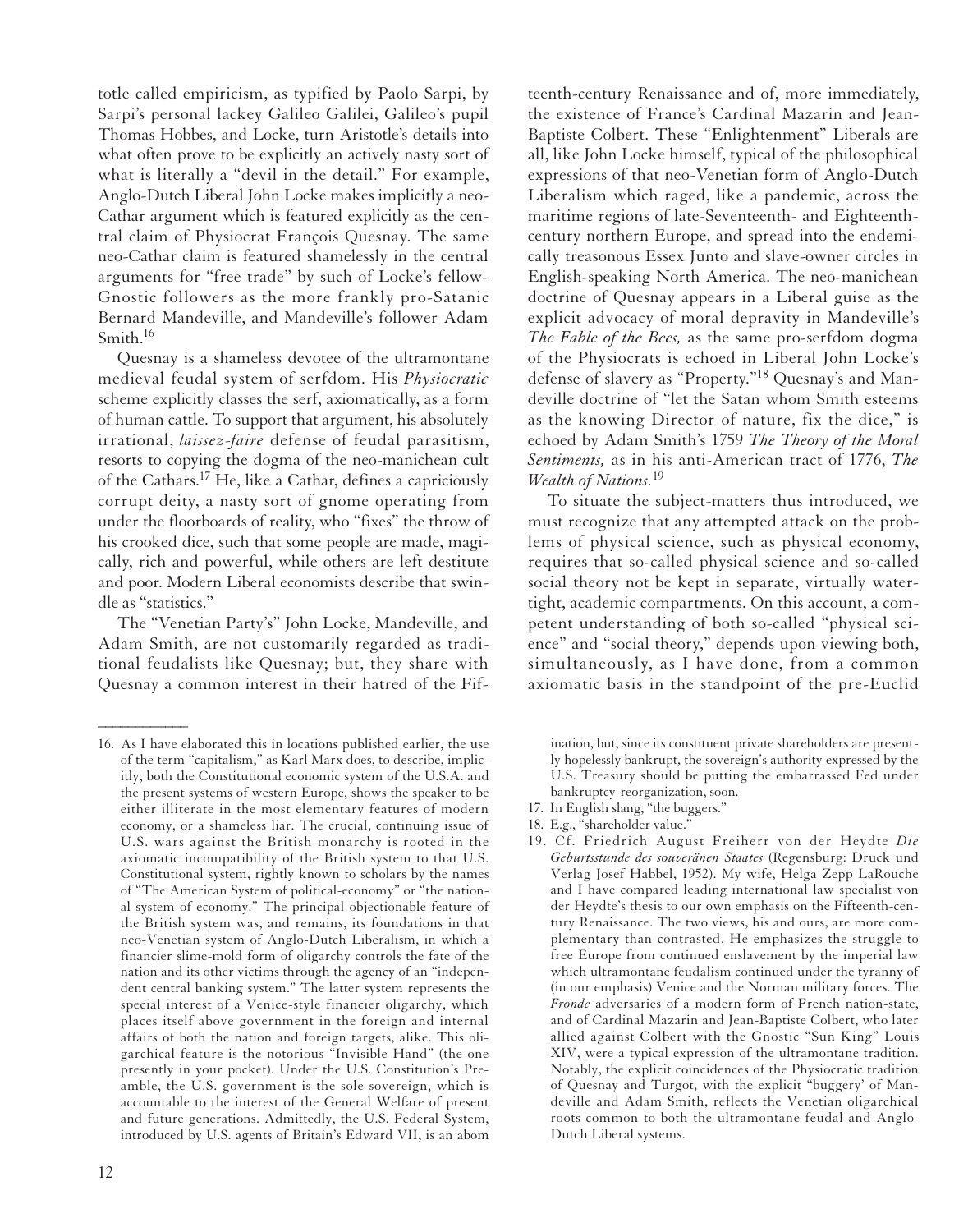totle called empiricism, as typified by Paolo Sarpi, by Sarpi's personal lackey Galileo Galilei, Galileo's pupil Thomas Hobbes, and Locke, turn Aristotle's details into what often prove to be explicitly an actively nasty sort of what is literally a "devil in the detail." For example, Anglo-Dutch Liberal John Locke makes implicitly a neo-Cathar argument which is featured explicitly as the central claim of Physiocrat François Quesnay. The same neo-Cathar claim is featured shamelessly in the central arguments for "free trade" by such of Locke's fellow-Gnostic followers as the more frankly pro-Satanic Bernard Mandeville, and Mandeville's follower Adam Smith.[16]

Quesnay is a shameless devotee of the ultramontane medieval feudal system of serfdom. His *Physiocratic* scheme explicitly classes the serf, axiomatically, as a form of human cattle. To support that argument, his absolutely irrational, *laissez-faire* defense of feudal parasitism, resorts to copying the dogma of the neo-manichean cult of the Cathars.[17] He, like a Cathar, defines a capriciously corrupt deity, a nasty sort of gnome operating from under the floorboards of reality, who "fixes" the throw of his crooked dice, such that some people are made, magically, rich and powerful, while others are left destitute and poor. Modern Liberal economists describe that swindle as "statistics."

The "Venetian Party's" John Locke, Mandeville, and Adam Smith, are not customarily regarded as traditional feudalists like Quesnay; but, they share with Quesnay a common interest in their hatred of the Fifteenth-century Renaissance and of, more immediately, the existence of France's Cardinal Mazarin and Jean-Baptiste Colbert. These "Enlightenment" Liberals are all, like John Locke himself, typical of the philosophical expressions of that neo-Venetian form of Anglo-Dutch Liberalism which raged, like a pandemic, across the maritime regions of late-Seventeenth- and Eighteenth-century northern Europe, and spread into the endemically treasonous Essex Junto and slave-owner circles in English-speaking North America. The neo-manichean doctrine of Quesnay appears in a Liberal guise as the explicit advocacy of moral depravity in Mandeville's *The Fable of the Bees,* as the same pro-serfdom dogma of the Physiocrats is echoed in Liberal John Locke's defense of slavery as "Property."[18] Quesnay's and Mandeville doctrine of "let the Satan whom Smith esteems as the knowing Director of nature, fix the dice," is echoed by Adam Smith's 1759 *The Theory of the Moral Sentiments,* as in his anti-American tract of 1776, *The Wealth of Nations.*[19]

To situate the subject-matters thus introduced, we must recognize that any attempted attack on the problems of physical science, such as physical economy, requires that so-called physical science and so-called social theory not be kept in separate, virtually watertight, academic compartments. On this account, a competent understanding of both so-called "physical science" and "social theory," depends upon viewing both, simultaneously, as I have done, from a common axiomatic basis in the standpoint of the pre-Euclid

---

16. As I have elaborated this in locations published earlier, the use of the term "capitalism," as Karl Marx does, to describe, implicitly, both the Constitutional economic system of the U.S.A. and the present systems of western Europe, shows the speaker to be either illiterate in the most elementary features of modern economy, or a shameless liar. The crucial, continuing issue of U.S. wars against the British monarchy is rooted in the axiomatic incompatibility of the British system to that U.S. Constitutional system, rightly known to scholars by the names of "The American System of political-economy" or "the national system of economy." The principal objectionable feature of the British system was, and remains, its foundations in that neo-Venetian system of Anglo-Dutch Liberalism, in which a financier slime-mold form of oligarchy controls the fate of the nation and its other victims through the agency of an "independent central banking system." The latter system represents the special interest of a Venice-style financier oligarchy, which places itself above government in the foreign and internal affairs of both the nation and foreign targets, alike. This oligarchical feature is the notorious "Invisible Hand" (the one presently in your pocket). Under the U.S. Constitution's Preamble, the U.S. government is the sole sovereign, which is accountable to the interest of the General Welfare of present and future generations. Admittedly, the U.S. Federal System, introduced by U.S. agents of Britain's Edward VII, is an abomination, but, since its constituent private shareholders are presently hopelessly bankrupt, the sovereign's authority expressed by the U.S. Treasury should be putting the embarrassed Fed under bankruptcy-reorganization, soon.

17. In English slang, "the buggers."

18. E.g., "shareholder value."

19. Cf. Friedrich August Freiherr von der Heydte *Die Geburtsstunde des souveränen Staates* (Regensburg: Druck und Verlag Josef Habbel, 1952). My wife, Helga Zepp LaRouche and I have compared leading international law specialist von der Heydte's thesis to our own emphasis on the Fifteenth-century Renaissance. The two views, his and ours, are more complementary than contrasted. He emphasizes the struggle to free Europe from continued enslavement by the imperial law which ultramontane feudalism continued under the tyranny of (in our emphasis) Venice and the Norman military forces. The *Fronde* adversaries of a modern form of French nation-state, and of Cardinal Mazarin and Jean-Baptiste Colbert, who later allied against Colbert with the Gnostic "Sun King" Louis XIV, were a typical expression of the ultramontane tradition. Notably, the explicit coincidences of the Physiocratic tradition of Quesnay and Turgot, with the explicit "buggery' of Mandeville and Adam Smith, reflects the Venetian oligarchical roots common to both the ultramontane feudal and Anglo-Dutch Liberal systems.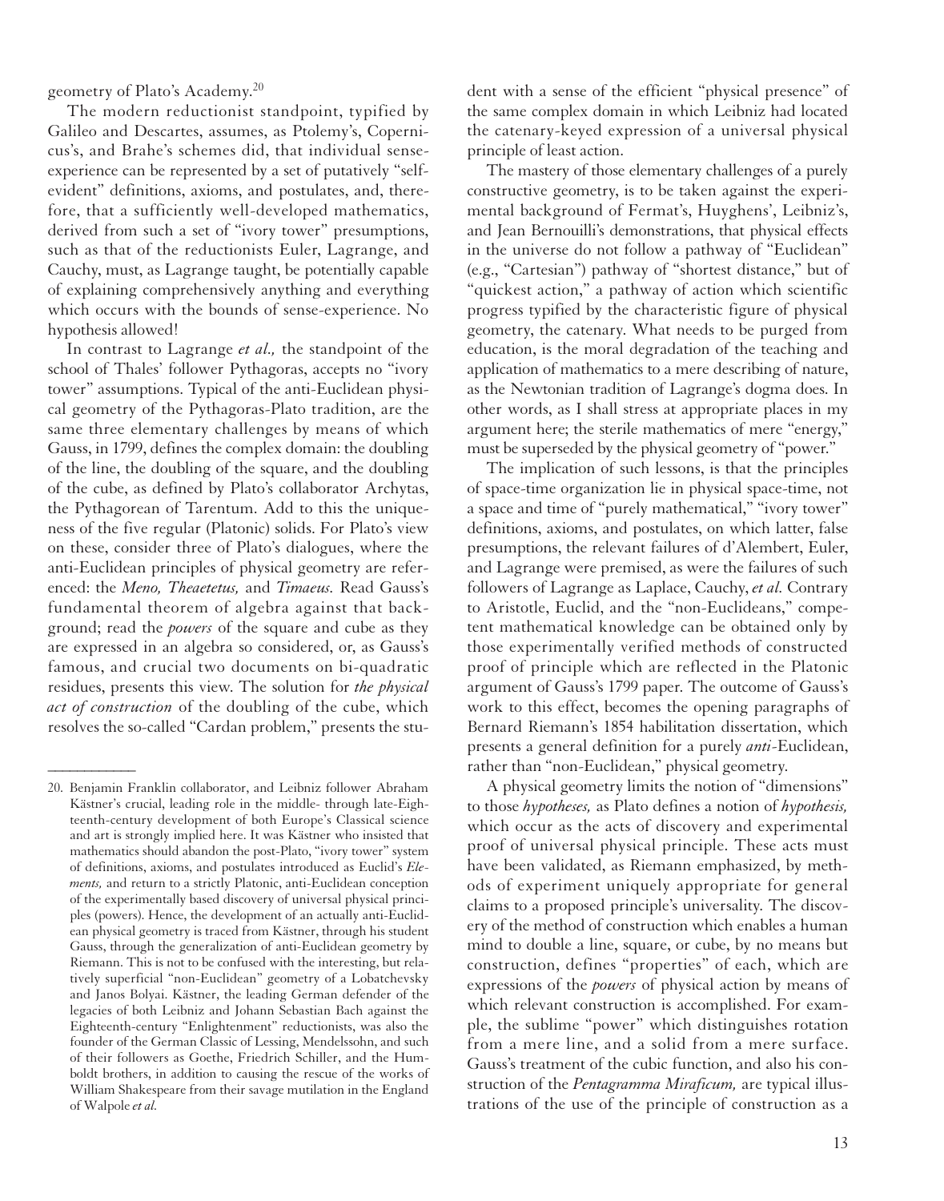geometry of Plato's Academy.[20]

The modern reductionist standpoint, typified by Galileo and Descartes, assumes, as Ptolemy's, Copernicus's, and Brahe's schemes did, that individual sense-experience can be represented by a set of putatively "self-evident" definitions, axioms, and postulates, and, therefore, that a sufficiently well-developed mathematics, derived from such a set of "ivory tower" presumptions, such as that of the reductionists Euler, Lagrange, and Cauchy, must, as Lagrange taught, be potentially capable of explaining comprehensively anything and everything which occurs with the bounds of sense-experience. No hypothesis allowed!

In contrast to Lagrange *et al.,* the standpoint of the school of Thales' follower Pythagoras, accepts no "ivory tower" assumptions. Typical of the anti-Euclidean physical geometry of the Pythagoras-Plato tradition, are the same three elementary challenges by means of which Gauss, in 1799, defines the complex domain: the doubling of the line, the doubling of the square, and the doubling of the cube, as defined by Plato's collaborator Archytas, the Pythagorean of Tarentum. Add to this the uniqueness of the five regular (Platonic) solids. For Plato's view on these, consider three of Plato's dialogues, where the anti-Euclidean principles of physical geometry are referenced: the *Meno, Theaetetus,* and *Timaeus.* Read Gauss's fundamental theorem of algebra against that background; read the *powers* of the square and cube as they are expressed in an algebra so considered, or, as Gauss's famous, and crucial two documents on bi-quadratic residues, presents this view. The solution for *the physical act of construction* of the doubling of the cube, which resolves the so-called "Cardan problem," presents the student with a sense of the efficient "physical presence" of the same complex domain in which Leibniz had located the catenary-keyed expression of a universal physical principle of least action.

The mastery of those elementary challenges of a purely constructive geometry, is to be taken against the experimental background of Fermat's, Huyghens', Leibniz's, and Jean Bernouilli's demonstrations, that physical effects in the universe do not follow a pathway of "Euclidean" (e.g., "Cartesian") pathway of "shortest distance," but of "quickest action," a pathway of action which scientific progress typified by the characteristic figure of physical geometry, the catenary. What needs to be purged from education, is the moral degradation of the teaching and application of mathematics to a mere describing of nature, as the Newtonian tradition of Lagrange's dogma does. In other words, as I shall stress at appropriate places in my argument here; the sterile mathematics of mere "energy," must be superseded by the physical geometry of "power."

The implication of such lessons, is that the principles of space-time organization lie in physical space-time, not a space and time of "purely mathematical," "ivory tower" definitions, axioms, and postulates, on which latter, false presumptions, the relevant failures of d'Alembert, Euler, and Lagrange were premised, as were the failures of such followers of Lagrange as Laplace, Cauchy, *et al.* Contrary to Aristotle, Euclid, and the "non-Euclideans," competent mathematical knowledge can be obtained only by those experimentally verified methods of constructed proof of principle which are reflected in the Platonic argument of Gauss's 1799 paper. The outcome of Gauss's work to this effect, becomes the opening paragraphs of Bernard Riemann's 1854 habilitation dissertation, which presents a general definition for a purely *anti*-Euclidean, rather than "non-Euclidean," physical geometry.

A physical geometry limits the notion of "dimensions" to those *hypotheses,* as Plato defines a notion of *hypothesis,* which occur as the acts of discovery and experimental proof of universal physical principle. These acts must have been validated, as Riemann emphasized, by methods of experiment uniquely appropriate for general claims to a proposed principle's universality. The discovery of the method of construction which enables a human mind to double a line, square, or cube, by no means but construction, defines "properties" of each, which are expressions of the *powers* of physical action by means of which relevant construction is accomplished. For example, the sublime "power" which distinguishes rotation from a mere line, and a solid from a mere surface. Gauss's treatment of the cubic function, and also his construction of the *Pentagramma Miraficum,* are typical illustrations of the use of the principle of construction as a

---

20. Benjamin Franklin collaborator, and Leibniz follower Abraham Kästner's crucial, leading role in the middle- through late-Eighteenth-century development of both Europe's Classical science and art is strongly implied here. It was Kästner who insisted that mathematics should abandon the post-Plato, "ivory tower" system of definitions, axioms, and postulates introduced as Euclid's *Elements,* and return to a strictly Platonic, anti-Euclidean conception of the experimentally based discovery of universal physical principles (powers). Hence, the development of an actually anti-Euclidean physical geometry is traced from Kästner, through his student Gauss, through the generalization of anti-Euclidean geometry by Riemann. This is not to be confused with the interesting, but relatively superficial "non-Euclidean" geometry of a Lobatchevsky and Janos Bolyai. Kästner, the leading German defender of the legacies of both Leibniz and Johann Sebastian Bach against the Eighteenth-century "Enlightenment" reductionists, was also the founder of the German Classic of Lessing, Mendelssohn, and such of their followers as Goethe, Friedrich Schiller, and the Humboldt brothers, in addition to causing the rescue of the works of William Shakespeare from their savage mutilation in the England of Walpole *et al.*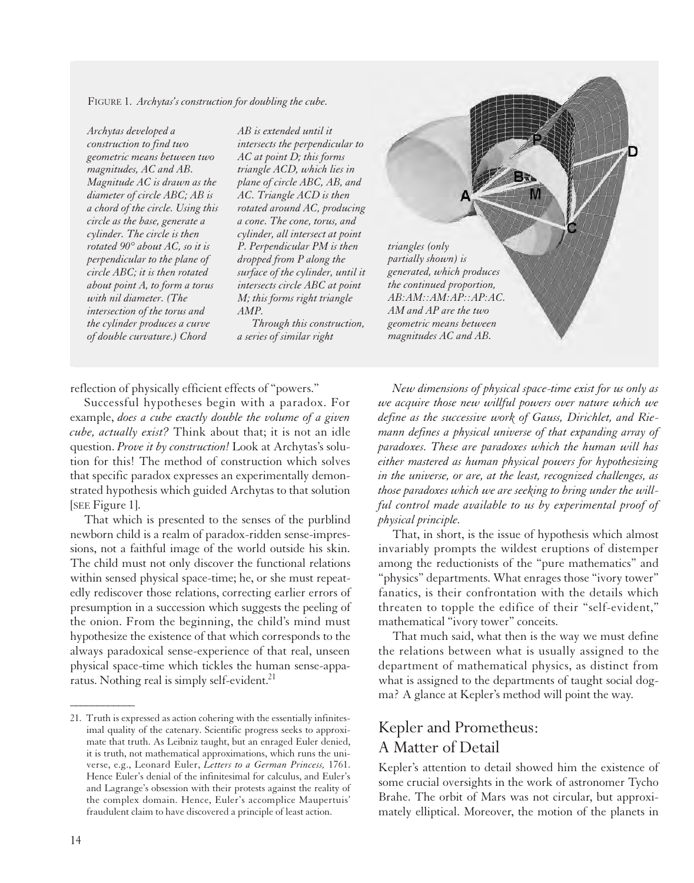FIGURE 1. *Archytas's construction for doubling the cube.*

*Archytas developed a construction to find two geometric means between two magnitudes, AC and AB. Magnitude AC is drawn as the diameter of circle ABC; AB is a chord of the circle. Using this circle as the base, generate a cylinder. The circle is then rotated 90° about AC, so it is perpendicular to the plane of circle ABC; it is then rotated about point A, to form a torus with nil diameter. (The intersection of the torus and the cylinder produces a curve of double curvature.) Chord AB is extended until it intersects the perpendicular to AC at point D; this forms triangle ACD, which lies in plane of circle ABC, AB, and AC. Triangle ACD is then rotated around AC, producing a cone. The cone, torus, and cylinder, all intersect at point P. Perpendicular PM is then dropped from P along the surface of the cylinder, until it intersects circle ABC at point M; this forms right triangle AMP.*

*Through this construction, a series of similar right triangles (only partially shown) is generated, which produces the continued proportion, AB:AM::AM:AP::AP:AC. AM and AP are the two geometric means between magnitudes AC and AB.*

reflection of physically efficient effects of "powers."

Successful hypotheses begin with a paradox. For example, *does a cube exactly double the volume of a given cube, actually exist?* Think about that; it is not an idle question. *Prove it by construction!* Look at Archytas's solution for this! The method of construction which solves that specific paradox expresses an experimentally demonstrated hypothesis which guided Archytas to that solution [SEE Figure 1].

That which is presented to the senses of the purblind newborn child is a realm of paradox-ridden sense-impressions, not a faithful image of the world outside his skin. The child must not only discover the functional relations within sensed physical space-time; he, or she must repeatedly rediscover those relations, correcting earlier errors of presumption in a succession which suggests the peeling of the onion. From the beginning, the child's mind must hypothesize the existence of that which corresponds to the always paradoxical sense-experience of that real, unseen physical space-time which tickles the human sense-apparatus. Nothing real is simply self-evident.[21]

*New dimensions of physical space-time exist for us only as we acquire those new willful powers over nature which we define as the successive work of Gauss, Dirichlet, and Riemann defines a physical universe of that expanding array of paradoxes. These are paradoxes which the human will has either mastered as human physical powers for hypothesizing in the universe, or are, at the least, recognized challenges, as those paradoxes which we are seeking to bring under the willful control made available to us by experimental proof of physical principle.*

That, in short, is the issue of hypothesis which almost invariably prompts the wildest eruptions of distemper among the reductionists of the "pure mathematics" and "physics" departments. What enrages those "ivory tower" fanatics, is their confrontation with the details which threaten to topple the edifice of their "self-evident," mathematical "ivory tower" conceits.

That much said, what then is the way we must define the relations between what is usually assigned to the department of mathematical physics, as distinct from what is assigned to the departments of taught social dogma? A glance at Kepler's method will point the way.

## Kepler and Prometheus: A Matter of Detail

Kepler's attention to detail showed him the existence of some crucial oversights in the work of astronomer Tycho Brahe. The orbit of Mars was not circular, but approximately elliptical. Moreover, the motion of the planets in

---

21. Truth is expressed as action cohering with the essentially infinitesimal quality of the catenary. Scientific progress seeks to approximate that truth. As Leibniz taught, but an enraged Euler denied, it is truth, not mathematical approximations, which runs the universe, e.g., Leonard Euler, *Letters to a German Princess,* 1761. Hence Euler's denial of the infinitesimal for calculus, and Euler's and Lagrange's obsession with their protests against the reality of the complex domain. Hence, Euler's accomplice Maupertuis' fraudulent claim to have discovered a principle of least action.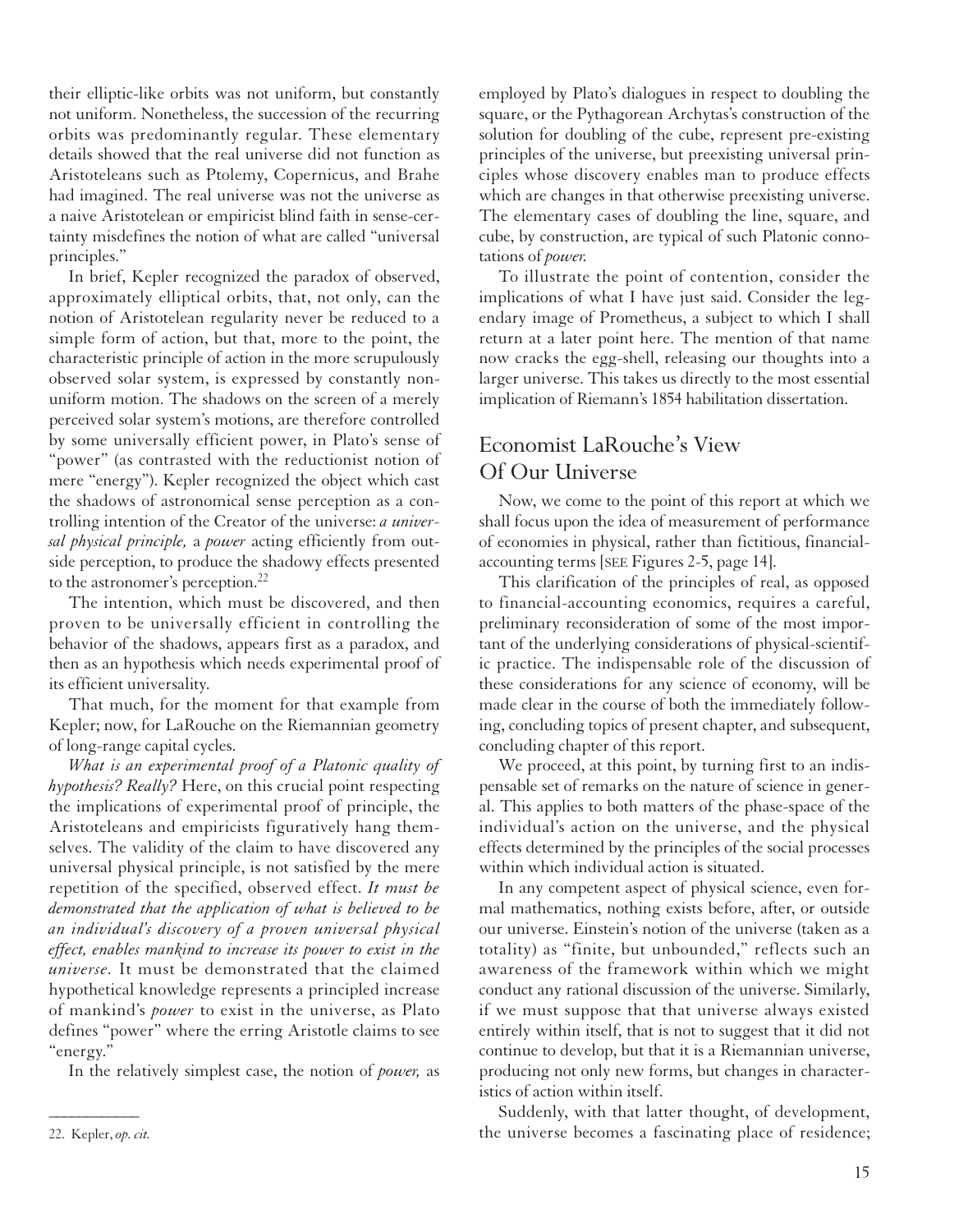their elliptic-like orbits was not uniform, but constantly not uniform. Nonetheless, the succession of the recurring orbits was predominantly regular. These elementary details showed that the real universe did not function as Aristoteleans such as Ptolemy, Copernicus, and Brahe had imagined. The real universe was not the universe as a naive Aristotelean or empiricist blind faith in sense-certainty misdefines the notion of what are called "universal principles."

In brief, Kepler recognized the paradox of observed, approximately elliptical orbits, that, not only, can the notion of Aristotelean regularity never be reduced to a simple form of action, but that, more to the point, the characteristic principle of action in the more scrupulously observed solar system, is expressed by constantly non-uniform motion. The shadows on the screen of a merely perceived solar system's motions, are therefore controlled by some universally efficient power, in Plato's sense of "power" (as contrasted with the reductionist notion of mere "energy"). Kepler recognized the object which cast the shadows of astronomical sense perception as a controlling intention of the Creator of the universe: *a universal physical principle,* a *power* acting efficiently from outside perception, to produce the shadowy effects presented to the astronomer's perception.[22]

The intention, which must be discovered, and then proven to be universally efficient in controlling the behavior of the shadows, appears first as a paradox, and then as an hypothesis which needs experimental proof of its efficient universality.

That much, for the moment for that example from Kepler; now, for LaRouche on the Riemannian geometry of long-range capital cycles.

*What is an experimental proof of a Platonic quality of hypothesis? Really?* Here, on this crucial point respecting the implications of experimental proof of principle, the Aristoteleans and empiricists figuratively hang themselves. The validity of the claim to have discovered any universal physical principle, is not satisfied by the mere repetition of the specified, observed effect. *It must be demonstrated that the application of what is believed to be an individual's discovery of a proven universal physical effect, enables mankind to increase its power to exist in the universe.* It must be demonstrated that the claimed hypothetical knowledge represents a principled increase of mankind's *power* to exist in the universe, as Plato defines "power" where the erring Aristotle claims to see "energy."

In the relatively simplest case, the notion of *power,* as employed by Plato's dialogues in respect to doubling the square, or the Pythagorean Archytas's construction of the solution for doubling of the cube, represent pre-existing principles of the universe, but preexisting universal principles whose discovery enables man to produce effects which are changes in that otherwise preexisting universe. The elementary cases of doubling the line, square, and cube, by construction, are typical of such Platonic connotations of *power.*

To illustrate the point of contention, consider the implications of what I have just said. Consider the legendary image of Prometheus, a subject to which I shall return at a later point here. The mention of that name now cracks the egg-shell, releasing our thoughts into a larger universe. This takes us directly to the most essential implication of Riemann's 1854 habilitation dissertation.

## Economist LaRouche's View Of Our Universe

Now, we come to the point of this report at which we shall focus upon the idea of measurement of performance of economies in physical, rather than fictitious, financial-accounting terms [SEE Figures 2-5, page 14].

This clarification of the principles of real, as opposed to financial-accounting economics, requires a careful, preliminary reconsideration of some of the most important of the underlying considerations of physical-scientific practice. The indispensable role of the discussion of these considerations for any science of economy, will be made clear in the course of both the immediately following, concluding topics of present chapter, and subsequent, concluding chapter of this report.

We proceed, at this point, by turning first to an indispensable set of remarks on the nature of science in general. This applies to both matters of the phase-space of the individual's action on the universe, and the physical effects determined by the principles of the social processes within which individual action is situated.

In any competent aspect of physical science, even formal mathematics, nothing exists before, after, or outside our universe. Einstein's notion of the universe (taken as a totality) as "finite, but unbounded," reflects such an awareness of the framework within which we might conduct any rational discussion of the universe. Similarly, if we must suppose that that universe always existed entirely within itself, that is not to suggest that it did not continue to develop, but that it is a Riemannian universe, producing not only new forms, but changes in characteristics of action within itself.

Suddenly, with that latter thought, of development, the universe becomes a fascinating place of residence;

---

22. Kepler, *op. cit.*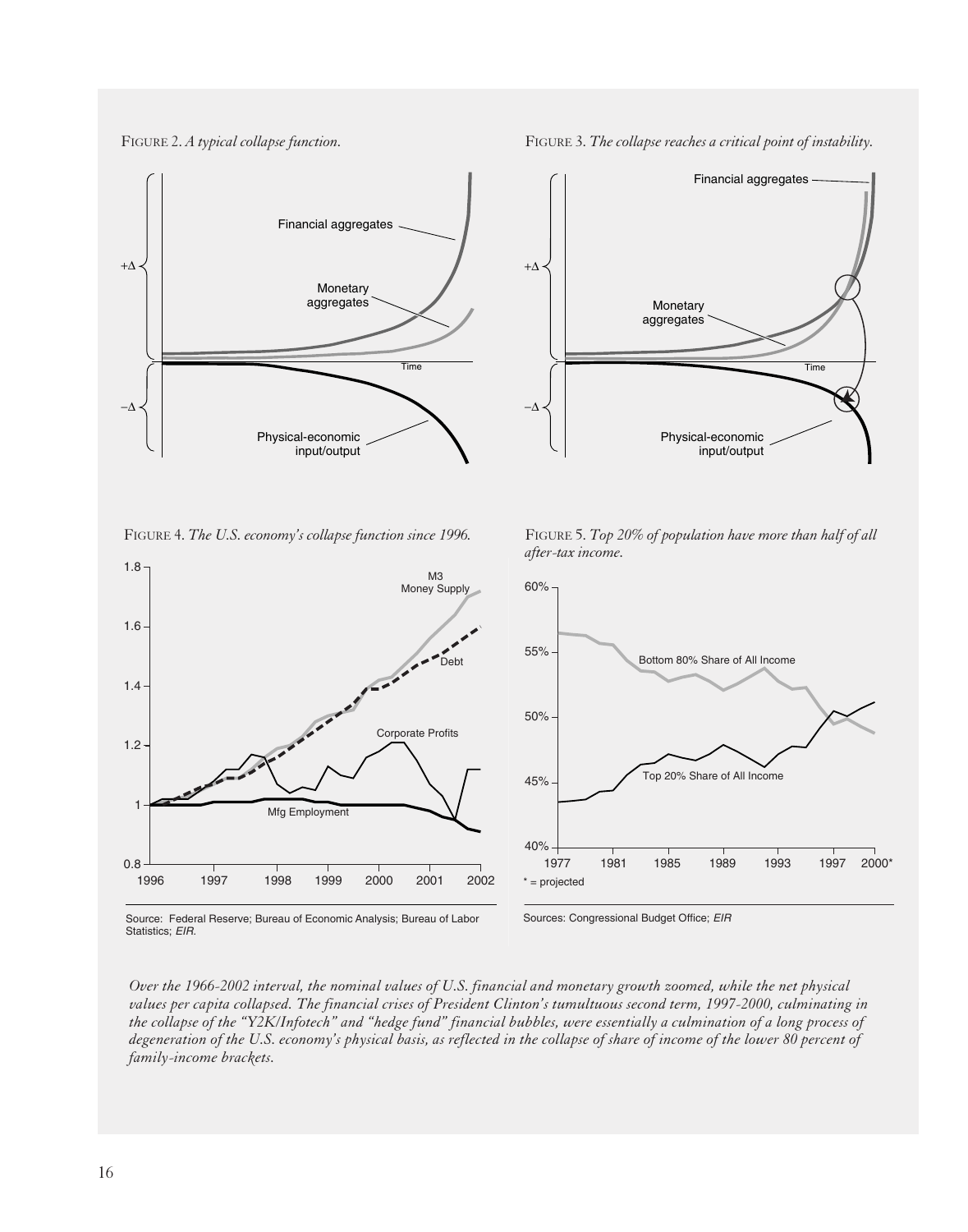FIGURE 2. *A typical collapse function.*

FIGURE 3. *The collapse reaches a critical point of instability.*

FIGURE 4. *The U.S. economy's collapse function since 1996.*

Source: Federal Reserve; Bureau of Economic Analysis; Bureau of Labor Statistics; *EIR*.

FIGURE 5. *Top 20% of population have more than half of all after-tax income.*

\* = projected

Sources: Congressional Budget Office; *EIR*

*Over the 1966-2002 interval, the nominal values of U.S. financial and monetary growth zoomed, while the net physical values per capita collapsed. The financial crises of President Clinton's tumultuous second term, 1997-2000, culminating in the collapse of the "Y2K/Infotech" and "hedge fund" financial bubbles, were essentially a culmination of a long process of degeneration of the U.S. economy's physical basis, as reflected in the collapse of share of income of the lower 80 percent of family-income brackets.*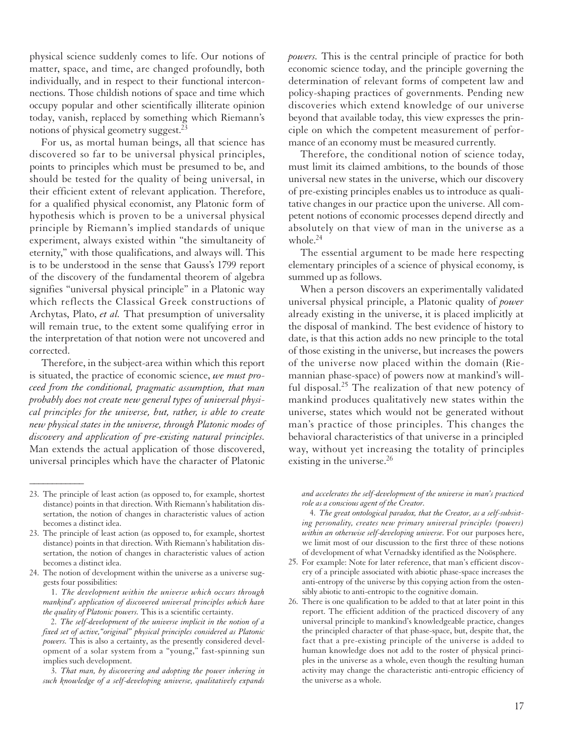physical science suddenly comes to life. Our notions of matter, space, and time, are changed profoundly, both individually, and in respect to their functional interconnections. Those childish notions of space and time which occupy popular and other scientifically illiterate opinion today, vanish, replaced by something which Riemann's notions of physical geometry suggest.[23]

For us, as mortal human beings, all that science has discovered so far to be universal physical principles, points to principles which must be presumed to be, and should be tested for the quality of being universal, in their efficient extent of relevant application. Therefore, for a qualified physical economist, any Platonic form of hypothesis which is proven to be a universal physical principle by Riemann's implied standards of unique experiment, always existed within "the simultaneity of eternity," with those qualifications, and always will. This is to be understood in the sense that Gauss's 1799 report of the discovery of the fundamental theorem of algebra signifies "universal physical principle" in a Platonic way which reflects the Classical Greek constructions of Archytas, Plato, *et al.* That presumption of universality will remain true, to the extent some qualifying error in the interpretation of that notion were not uncovered and corrected.

Therefore, in the subject-area within which this report is situated, the practice of economic science, *we must proceed from the conditional, pragmatic assumption, that man probably does not create new general types of universal physical principles for the universe, but, rather, is able to create new physical states in the universe, through Platonic modes of discovery and application of pre-existing natural principles.* Man extends the actual application of those discovered, universal principles which have the character of Platonic *powers.* This is the central principle of practice for both economic science today, and the principle governing the determination of relevant forms of competent law and policy-shaping practices of governments. Pending new discoveries which extend knowledge of our universe beyond that available today, this view expresses the principle on which the competent measurement of performance of an economy must be measured currently.

Therefore, the conditional notion of science today, must limit its claimed ambitions, to the bounds of those universal new states in the universe, which our discovery of pre-existing principles enables us to introduce as qualitative changes in our practice upon the universe. All competent notions of economic processes depend directly and absolutely on that view of man in the universe as a whole.[24]

The essential argument to be made here respecting elementary principles of a science of physical economy, is summed up as follows.

When a person discovers an experimentally validated universal physical principle, a Platonic quality of *power* already existing in the universe, it is placed implicitly at the disposal of mankind. The best evidence of history to date, is that this action adds no new principle to the total of those existing in the universe, but increases the powers of the universe now placed within the domain (Riemannian phase-space) of powers now at mankind's willful disposal.[25] The realization of that new potency of mankind produces qualitatively new states within the universe, states which would not be generated without man's practice of those principles. This changes the behavioral characteristics of that universe in a principled way, without yet increasing the totality of principles existing in the universe.[26]

---

23. The principle of least action (as opposed to, for example, shortest distance) points in that direction. With Riemann's habilitation dissertation, the notion of changes in characteristic values of action becomes a distinct idea.

23. The principle of least action (as opposed to, for example, shortest distance) points in that direction. With Riemann's habilitation dissertation, the notion of changes in characteristic values of action becomes a distinct idea.

24. The notion of development within the universe as a universe suggests four possibilities:

    1. *The development within the universe which occurs through mankind's application of discovered universal principles which have the quality of Platonic powers.* This is a scientific certainty.

    2. *The self-development of the universe implicit in the notion of a fixed set of active,"original" physical principles considered as Platonic powers.* This is also a certainty, as the presently considered development of a solar system from a "young," fast-spinning sun implies such development.

    3. *That man, by discovering and adopting the power inhering in such knowledge of a self-developing universe, qualitatively expands and accelerates the self-development of the universe in man's practiced role as a conscious agent of the Creator.*

    4. *The great ontological paradox, that the Creator, as a self-subsisting personality, creates new primary universal principles (powers) within an otherwise self-developing universe.* For our purposes here, we limit most of our discussion to the first three of these notions of development of what Vernadsky identified as the Noösphere.

25. For example: Note for later reference, that man's efficient discovery of a principle associated with abiotic phase-space increases the anti-entropy of the universe by this copying action from the ostensibly abiotic to anti-entropic to the cognitive domain.

26. There is one qualification to be added to that at later point in this report. The efficient addition of the practiced discovery of any universal principle to mankind's knowledgeable practice, changes the principled character of that phase-space, but, despite that, the fact that a pre-existing principle of the universe is added to human knowledge does not add to the roster of physical principles in the universe as a whole, even though the resulting human activity may change the characteristic anti-entropic efficiency of the universe as a whole.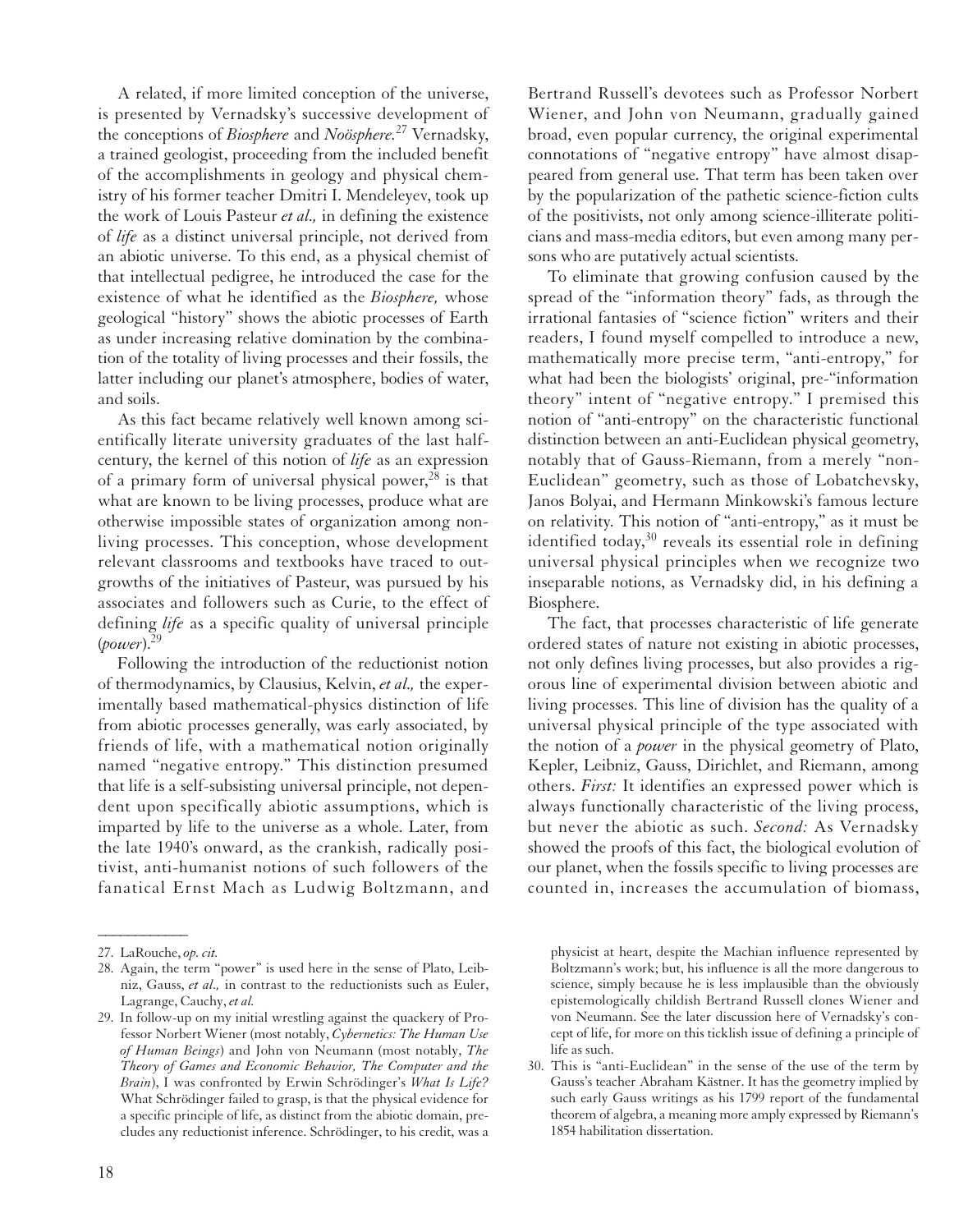A related, if more limited conception of the universe, is presented by Vernadsky's successive development of the conceptions of *Biosphere* and *Noösphere.*[27] Vernadsky, a trained geologist, proceeding from the included benefit of the accomplishments in geology and physical chemistry of his former teacher Dmitri I. Mendeleyev, took up the work of Louis Pasteur *et al.,* in defining the existence of *life* as a distinct universal principle, not derived from an abiotic universe. To this end, as a physical chemist of that intellectual pedigree, he introduced the case for the existence of what he identified as the *Biosphere,* whose geological "history" shows the abiotic processes of Earth as under increasing relative domination by the combination of the totality of living processes and their fossils, the latter including our planet's atmosphere, bodies of water, and soils.

As this fact became relatively well known among scientifically literate university graduates of the last half-century, the kernel of this notion of *life* as an expression of a primary form of universal physical power,[28] is that what are known to be living processes, produce what are otherwise impossible states of organization among non-living processes. This conception, whose development relevant classrooms and textbooks have traced to outgrowths of the initiatives of Pasteur, was pursued by his associates and followers such as Curie, to the effect of defining *life* as a specific quality of universal principle (*power*).[29]

Following the introduction of the reductionist notion of thermodynamics, by Clausius, Kelvin, *et al.,* the experimentally based mathematical-physics distinction of life from abiotic processes generally, was early associated, by friends of life, with a mathematical notion originally named "negative entropy." This distinction presumed that life is a self-subsisting universal principle, not dependent upon specifically abiotic assumptions, which is imparted by life to the universe as a whole. Later, from the late 1940's onward, as the crankish, radically positivist, anti-humanist notions of such followers of the fanatical Ernst Mach as Ludwig Boltzmann, and Bertrand Russell's devotees such as Professor Norbert Wiener, and John von Neumann, gradually gained broad, even popular currency, the original experimental connotations of "negative entropy" have almost disappeared from general use. That term has been taken over by the popularization of the pathetic science-fiction cults of the positivists, not only among science-illiterate politicians and mass-media editors, but even among many persons who are putatively actual scientists.

To eliminate that growing confusion caused by the spread of the "information theory" fads, as through the irrational fantasies of "science fiction" writers and their readers, I found myself compelled to introduce a new, mathematically more precise term, "anti-entropy," for what had been the biologists' original, pre-"information theory" intent of "negative entropy." I premised this notion of "anti-entropy" on the characteristic functional distinction between an anti-Euclidean physical geometry, notably that of Gauss-Riemann, from a merely "non-Euclidean" geometry, such as those of Lobatchevsky, Janos Bolyai, and Hermann Minkowski's famous lecture on relativity. This notion of "anti-entropy," as it must be identified today,[30] reveals its essential role in defining universal physical principles when we recognize two inseparable notions, as Vernadsky did, in his defining a Biosphere.

The fact, that processes characteristic of life generate ordered states of nature not existing in abiotic processes, not only defines living processes, but also provides a rigorous line of experimental division between abiotic and living processes. This line of division has the quality of a universal physical principle of the type associated with the notion of a *power* in the physical geometry of Plato, Kepler, Leibniz, Gauss, Dirichlet, and Riemann, among others. *First:* It identifies an expressed power which is always functionally characteristic of the living process, but never the abiotic as such. *Second:* As Vernadsky showed the proofs of this fact, the biological evolution of our planet, when the fossils specific to living processes are counted in, increases the accumulation of biomass,

---

27. LaRouche, *op. cit.*

28. Again, the term "power" is used here in the sense of Plato, Leibniz, Gauss, *et al.,* in contrast to the reductionists such as Euler, Lagrange, Cauchy, *et al.*

29. In follow-up on my initial wrestling against the quackery of Professor Norbert Wiener (most notably, *Cybernetics: The Human Use of Human Beings*) and John von Neumann (most notably, *The Theory of Games and Economic Behavior, The Computer and the Brain*), I was confronted by Erwin Schrödinger's *What Is Life?* What Schrödinger failed to grasp, is that the physical evidence for a specific principle of life, as distinct from the abiotic domain, precludes any reductionist inference. Schrödinger, to his credit, was a physicist at heart, despite the Machian influence represented by Boltzmann's work; but, his influence is all the more dangerous to science, simply because he is less implausible than the obviously epistemologically childish Bertrand Russell clones Wiener and von Neumann. See the later discussion here of Vernadsky's concept of life, for more on this ticklish issue of defining a principle of life as such.

30. This is "anti-Euclidean" in the sense of the use of the term by Gauss's teacher Abraham Kästner. It has the geometry implied by such early Gauss writings as his 1799 report of the fundamental theorem of algebra, a meaning more amply expressed by Riemann's 1854 habilitation dissertation.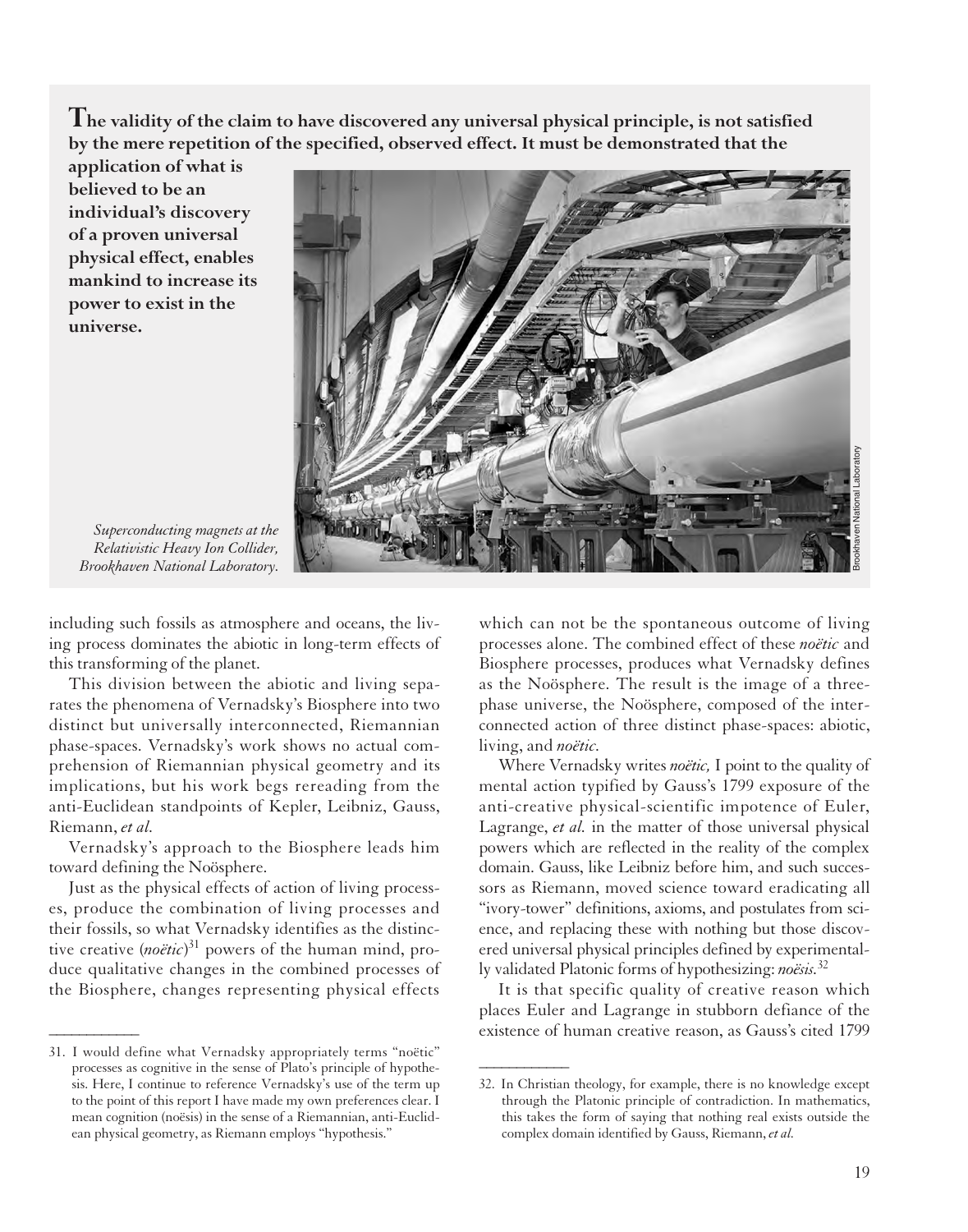**The validity of the claim to have discovered any universal physical principle, is not satisfied by the mere repetition of the specified, observed effect. It must be demonstrated that the application of what is believed to be an individual's discovery of a proven universal physical effect, enables mankind to increase its power to exist in the universe.**

*Superconducting magnets at the Relativistic Heavy Ion Collider, Brookhaven National Laboratory.*

Brookhaven National Laboratory

including such fossils as atmosphere and oceans, the living process dominates the abiotic in long-term effects of this transforming of the planet.

This division between the abiotic and living separates the phenomena of Vernadsky's Biosphere into two distinct but universally interconnected, Riemannian phase-spaces. Vernadsky's work shows no actual comprehension of Riemannian physical geometry and its implications, but his work begs rereading from the anti-Euclidean standpoints of Kepler, Leibniz, Gauss, Riemann, *et al.*

Vernadsky's approach to the Biosphere leads him toward defining the Noösphere.

Just as the physical effects of action of living processes, produce the combination of living processes and their fossils, so what Vernadsky identifies as the distinctive creative (*noëtic*)[31] powers of the human mind, produce qualitative changes in the combined processes of the Biosphere, changes representing physical effects which can not be the spontaneous outcome of living processes alone. The combined effect of these *noëtic* and Biosphere processes, produces what Vernadsky defines as the Noösphere. The result is the image of a three-phase universe, the Noösphere, composed of the interconnected action of three distinct phase-spaces: abiotic, living, and *noëtic*.

Where Vernadsky writes *noëtic,* I point to the quality of mental action typified by Gauss's 1799 exposure of the anti-creative physical-scientific impotence of Euler, Lagrange, *et al.* in the matter of those universal physical powers which are reflected in the reality of the complex domain. Gauss, like Leibniz before him, and such successors as Riemann, moved science toward eradicating all "ivory-tower" definitions, axioms, and postulates from science, and replacing these with nothing but those discovered universal physical principles defined by experimentally validated Platonic forms of hypothesizing: *noësis.*[32]

It is that specific quality of creative reason which places Euler and Lagrange in stubborn defiance of the existence of human creative reason, as Gauss's cited 1799

---

31. I would define what Vernadsky appropriately terms "noëtic" processes as cognitive in the sense of Plato's principle of hypothesis. Here, I continue to reference Vernadsky's use of the term up to the point of this report I have made my own preferences clear. I mean cognition (noësis) in the sense of a Riemannian, anti-Euclidean physical geometry, as Riemann employs "hypothesis."

32. In Christian theology, for example, there is no knowledge except through the Platonic principle of contradiction. In mathematics, this takes the form of saying that nothing real exists outside the complex domain identified by Gauss, Riemann, *et al.*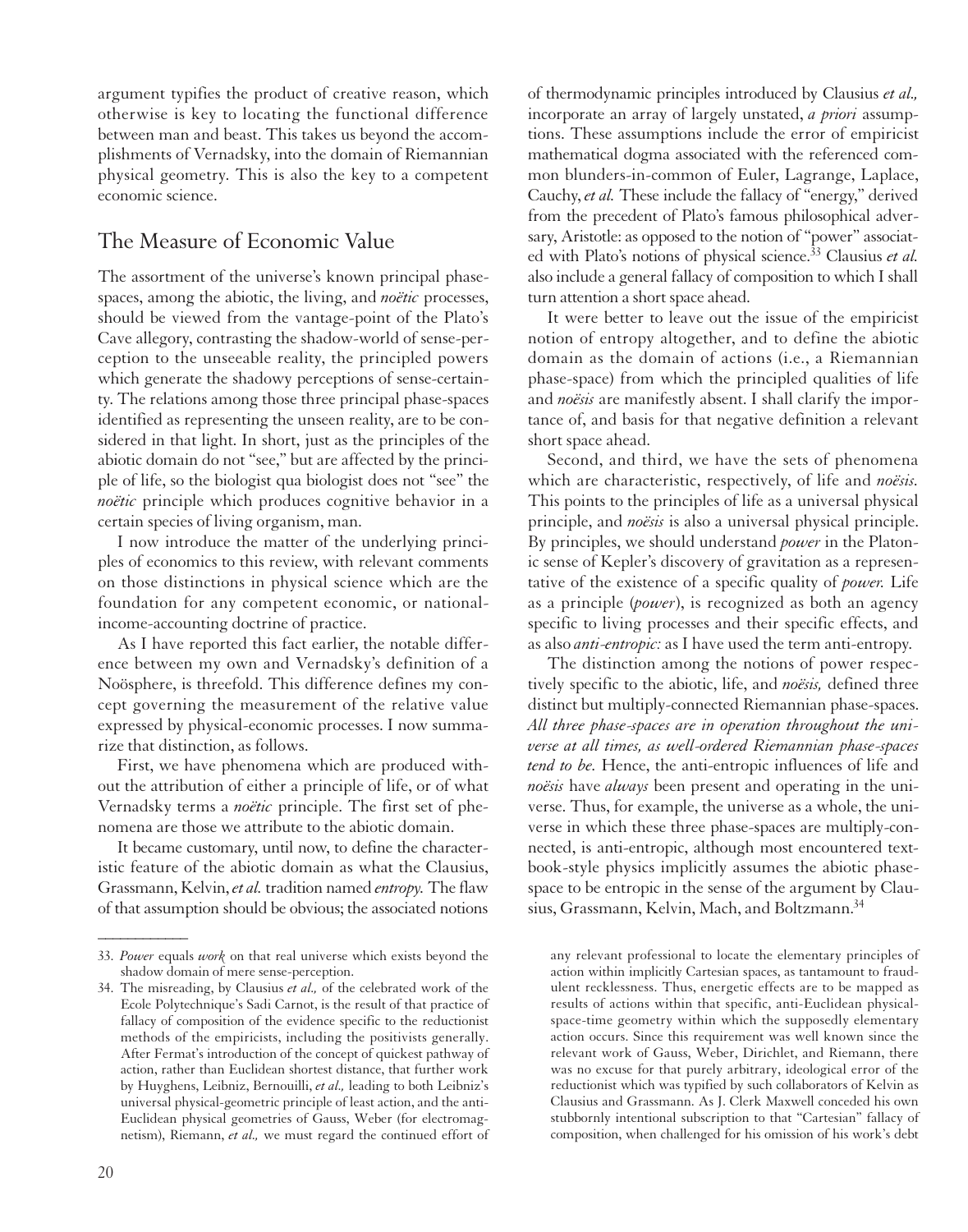argument typifies the product of creative reason, which otherwise is key to locating the functional difference between man and beast. This takes us beyond the accomplishments of Vernadsky, into the domain of Riemannian physical geometry. This is also the key to a competent economic science.

## The Measure of Economic Value

The assortment of the universe's known principal phase-spaces, among the abiotic, the living, and *noëtic* processes, should be viewed from the vantage-point of the Plato's Cave allegory, contrasting the shadow-world of sense-perception to the unseeable reality, the principled powers which generate the shadowy perceptions of sense-certainty. The relations among those three principal phase-spaces identified as representing the unseen reality, are to be considered in that light. In short, just as the principles of the abiotic domain do not "see," but are affected by the principle of life, so the biologist qua biologist does not "see" the *noëtic* principle which produces cognitive behavior in a certain species of living organism, man.

I now introduce the matter of the underlying principles of economics to this review, with relevant comments on those distinctions in physical science which are the foundation for any competent economic, or national-income-accounting doctrine of practice.

As I have reported this fact earlier, the notable difference between my own and Vernadsky's definition of a Noösphere, is threefold. This difference defines my concept governing the measurement of the relative value expressed by physical-economic processes. I now summarize that distinction, as follows.

First, we have phenomena which are produced without the attribution of either a principle of life, or of what Vernadsky terms a *noëtic* principle. The first set of phenomena are those we attribute to the abiotic domain.

It became customary, until now, to define the characteristic feature of the abiotic domain as what the Clausius, Grassmann, Kelvin, *et al.* tradition named *entropy.* The flaw of that assumption should be obvious; the associated notions of thermodynamic principles introduced by Clausius *et al.,* incorporate an array of largely unstated, *a priori* assumptions. These assumptions include the error of empiricist mathematical dogma associated with the referenced common blunders-in-common of Euler, Lagrange, Laplace, Cauchy, *et al.* These include the fallacy of "energy," derived from the precedent of Plato's famous philosophical adversary, Aristotle: as opposed to the notion of "power" associated with Plato's notions of physical science.[33] Clausius *et al.* also include a general fallacy of composition to which I shall turn attention a short space ahead.

It were better to leave out the issue of the empiricist notion of entropy altogether, and to define the abiotic domain as the domain of actions (i.e., a Riemannian phase-space) from which the principled qualities of life and *noësis* are manifestly absent. I shall clarify the importance of, and basis for that negative definition a relevant short space ahead.

Second, and third, we have the sets of phenomena which are characteristic, respectively, of life and *noësis.* This points to the principles of life as a universal physical principle, and *noësis* is also a universal physical principle. By principles, we should understand *power* in the Platonic sense of Kepler's discovery of gravitation as a representative of the existence of a specific quality of *power.* Life as a principle (*power*), is recognized as both an agency specific to living processes and their specific effects, and as also *anti-entropic:* as I have used the term anti-entropy.

The distinction among the notions of power respectively specific to the abiotic, life, and *noësis,* defined three distinct but multiply-connected Riemannian phase-spaces. *All three phase-spaces are in operation throughout the universe at all times, as well-ordered Riemannian phase-spaces tend to be.* Hence, the anti-entropic influences of life and *noësis* have *always* been present and operating in the universe. Thus, for example, the universe as a whole, the universe in which these three phase-spaces are multiply-connected, is anti-entropic, although most encountered textbook-style physics implicitly assumes the abiotic phase-space to be entropic in the sense of the argument by Clausius, Grassmann, Kelvin, Mach, and Boltzmann.[34]

---

33. *Power* equals *work* on that real universe which exists beyond the shadow domain of mere sense-perception.

34. The misreading, by Clausius *et al.,* of the celebrated work of the Ecole Polytechnique's Sadi Carnot, is the result of that practice of fallacy of composition of the evidence specific to the reductionist methods of the empiricists, including the positivists generally. After Fermat's introduction of the concept of quickest pathway of action, rather than Euclidean shortest distance, that further work by Huyghens, Leibniz, Bernouilli, *et al.,* leading to both Leibniz's universal physical-geometric principle of least action, and the anti-Euclidean physical geometries of Gauss, Weber (for electromagnetism), Riemann, *et al.,* we must regard the continued effort of any relevant professional to locate the elementary principles of action within implicitly Cartesian spaces, as tantamount to fraudulent recklessness. Thus, energetic effects are to be mapped as results of actions within that specific, anti-Euclidean physical-space-time geometry within which the supposedly elementary action occurs. Since this requirement was well known since the relevant work of Gauss, Weber, Dirichlet, and Riemann, there was no excuse for that purely arbitrary, ideological error of the reductionist which was typified by such collaborators of Kelvin as Clausius and Grassmann. As J. Clerk Maxwell conceded his own stubbornly intentional subscription to that "Cartesian" fallacy of composition, when challenged for his omission of his work's debt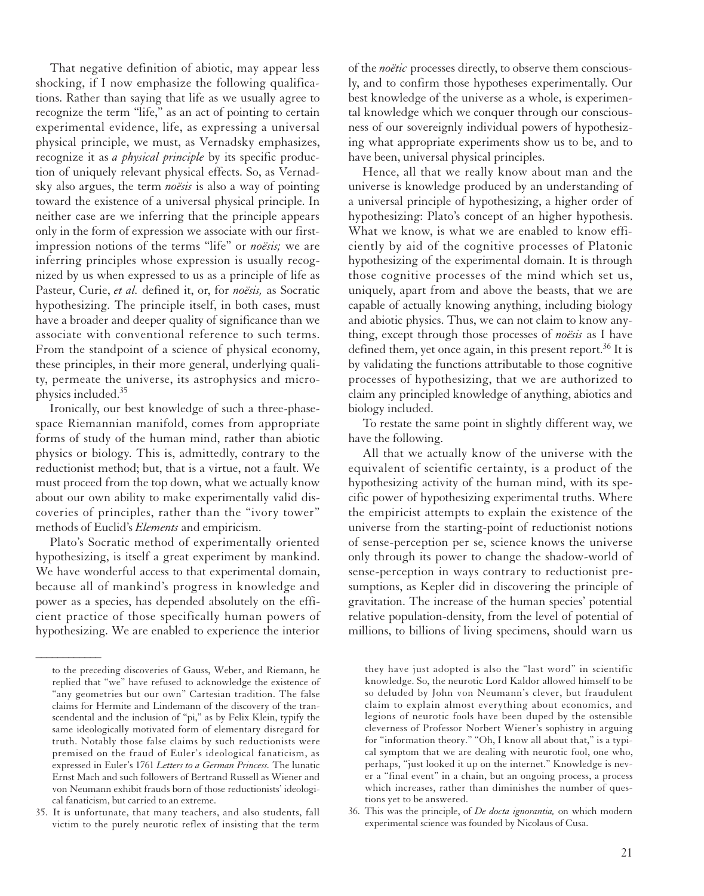That negative definition of abiotic, may appear less shocking, if I now emphasize the following qualifications. Rather than saying that life as we usually agree to recognize the term "life," as an act of pointing to certain experimental evidence, life, as expressing a universal physical principle, we must, as Vernadsky emphasizes, recognize it as *a physical principle* by its specific production of uniquely relevant physical effects. So, as Vernadsky also argues, the term *noësis* is also a way of pointing toward the existence of a universal physical principle. In neither case are we inferring that the principle appears only in the form of expression we associate with our first-impression notions of the terms "life" or *noësis;* we are inferring principles whose expression is usually recognized by us when expressed to us as a principle of life as Pasteur, Curie, *et al.* defined it, or, for *noësis,* as Socratic hypothesizing. The principle itself, in both cases, must have a broader and deeper quality of significance than we associate with conventional reference to such terms. From the standpoint of a science of physical economy, these principles, in their more general, underlying quality, permeate the universe, its astrophysics and microphysics included.[35]

Ironically, our best knowledge of such a three-phase-space Riemannian manifold, comes from appropriate forms of study of the human mind, rather than abiotic physics or biology. This is, admittedly, contrary to the reductionist method; but, that is a virtue, not a fault. We must proceed from the top down, what we actually know about our own ability to make experimentally valid discoveries of principles, rather than the "ivory tower" methods of Euclid's *Elements* and empiricism.

Plato's Socratic method of experimentally oriented hypothesizing, is itself a great experiment by mankind. We have wonderful access to that experimental domain, because all of mankind's progress in knowledge and power as a species, has depended absolutely on the efficient practice of those specifically human powers of hypothesizing. We are enabled to experience the interior of the *noëtic* processes directly, to observe them consciously, and to confirm those hypotheses experimentally. Our best knowledge of the universe as a whole, is experimental knowledge which we conquer through our consciousness of our sovereignly individual powers of hypothesizing what appropriate experiments show us to be, and to have been, universal physical principles.

Hence, all that we really know about man and the universe is knowledge produced by an understanding of a universal principle of hypothesizing, a higher order of hypothesizing: Plato's concept of an higher hypothesis. What we know, is what we are enabled to know efficiently by aid of the cognitive processes of Platonic hypothesizing of the experimental domain. It is through those cognitive processes of the mind which set us, uniquely, apart from and above the beasts, that we are capable of actually knowing anything, including biology and abiotic physics. Thus, we can not claim to know anything, except through those processes of *noësis* as I have defined them, yet once again, in this present report.[36] It is by validating the functions attributable to those cognitive processes of hypothesizing, that we are authorized to claim any principled knowledge of anything, abiotics and biology included.

To restate the same point in slightly different way, we have the following.

All that we actually know of the universe with the equivalent of scientific certainty, is a product of the hypothesizing activity of the human mind, with its specific power of hypothesizing experimental truths. Where the empiricist attempts to explain the existence of the universe from the starting-point of reductionist notions of sense-perception per se, science knows the universe only through its power to change the shadow-world of sense-perception in ways contrary to reductionist presumptions, as Kepler did in discovering the principle of gravitation. The increase of the human species' potential relative population-density, from the level of potential of millions, to billions of living specimens, should warn us

---

to the preceding discoveries of Gauss, Weber, and Riemann, he replied that "we" have refused to acknowledge the existence of "any geometries but our own" Cartesian tradition. The false claims for Hermite and Lindemann of the discovery of the transcendental and the inclusion of "pi," as by Felix Klein, typify the same ideologically motivated form of elementary disregard for truth. Notably those false claims by such reductionists were premised on the fraud of Euler's ideological fanaticism, as expressed in Euler's 1761 *Letters to a German Princess.* The lunatic Ernst Mach and such followers of Bertrand Russell as Wiener and von Neumann exhibit frauds born of those reductionists' ideological fanaticism, but carried to an extreme.

35. It is unfortunate, that many teachers, and also students, fall victim to the purely neurotic reflex of insisting that the term they have just adopted is also the "last word" in scientific knowledge. So, the neurotic Lord Kaldor allowed himself to be so deluded by John von Neumann's clever, but fraudulent claim to explain almost everything about economics, and legions of neurotic fools have been duped by the ostensible cleverness of Professor Norbert Wiener's sophistry in arguing for "information theory." "Oh, I know all about that," is a typical symptom that we are dealing with neurotic fool, one who, perhaps, "just looked it up on the internet." Knowledge is never a "final event" in a chain, but an ongoing process, a process which increases, rather than diminishes the number of questions yet to be answered.

36. This was the principle, of *De docta ignorantia,* on which modern experimental science was founded by Nicolaus of Cusa.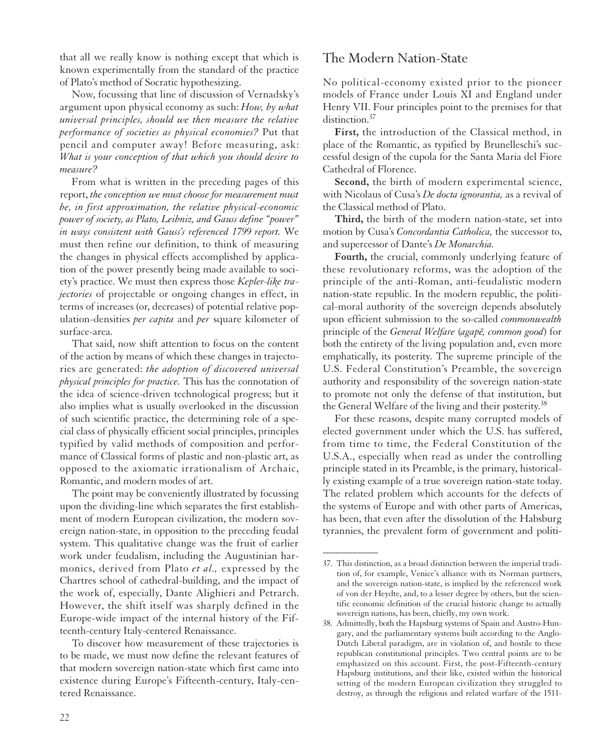that all we really know is nothing except that which is known experimentally from the standard of the practice of Plato's method of Socratic hypothesizing.

Now, focussing that line of discussion of Vernadsky's argument upon physical economy as such: *How, by what universal principles, should we then measure the relative performance of societies as physical economies?* Put that pencil and computer away! Before measuring, ask: *What is your conception of that which you should desire to measure?*

From what is written in the preceding pages of this report, *the conception we must choose for measurement must be, in first approximation, the relative physical-economic power of society, as Plato, Leibniz, and Gauss define "power" in ways consistent with Gauss's referenced 1799 report.* We must then refine our definition, to think of measuring the changes in physical effects accomplished by application of the power presently being made available to society's practice. We must then express those *Kepler-like trajectories* of projectable or ongoing changes in effect, in terms of increases (or, decreases) of potential relative population-densities *per capita* and *per* square kilometer of surface-area.

That said, now shift attention to focus on the content of the action by means of which these changes in trajectories are generated: *the adoption of discovered universal physical principles for practice.* This has the connotation of the idea of science-driven technological progress; but it also implies what is usually overlooked in the discussion of such scientific practice, the determining role of a special class of physically efficient social principles, principles typified by valid methods of composition and performance of Classical forms of plastic and non-plastic art, as opposed to the axiomatic irrationalism of Archaic, Romantic, and modern modes of art.

The point may be conveniently illustrated by focussing upon the dividing-line which separates the first establishment of modern European civilization, the modern sovereign nation-state, in opposition to the preceding feudal system. This qualitative change was the fruit of earlier work under feudalism, including the Augustinian harmonics, derived from Plato *et al.,* expressed by the Chartres school of cathedral-building, and the impact of the work of, especially, Dante Alighieri and Petrarch. However, the shift itself was sharply defined in the Europe-wide impact of the internal history of the Fifteenth-century Italy-centered Renaissance.

To discover how measurement of these trajectories is to be made, we must now define the relevant features of that modern sovereign nation-state which first came into existence during Europe's Fifteenth-century, Italy-centered Renaissance.

## The Modern Nation-State

No political-economy existed prior to the pioneer models of France under Louis XI and England under Henry VII. Four principles point to the premises for that distinction.[37]

**First,** the introduction of the Classical method, in place of the Romantic, as typified by Brunelleschi's successful design of the cupola for the Santa Maria del Fiore Cathedral of Florence.

**Second,** the birth of modern experimental science, with Nicolaus of Cusa's *De docta ignorantia,* as a revival of the Classical method of Plato.

**Third,** the birth of the modern nation-state, set into motion by Cusa's *Concordantia Catholica,* the successor to, and supercessor of Dante's *De Monarchia.*

**Fourth,** the crucial, commonly underlying feature of these revolutionary reforms, was the adoption of the principle of the anti-Roman, anti-feudalistic modern nation-state republic. In the modern republic, the political-moral authority of the sovereign depends absolutely upon efficient submission to the so-called *commonwealth* principle of the *General Welfare* (*agapē, common good*) for both the entirety of the living population and, even more emphatically, its posterity. The supreme principle of the U.S. Federal Constitution's Preamble, the sovereign authority and responsibility of the sovereign nation-state to promote not only the defense of that institution, but the General Welfare of the living and their posterity.[38]

For these reasons, despite many corrupted models of elected government under which the U.S. has suffered, from time to time, the Federal Constitution of the U.S.A., especially when read as under the controlling principle stated in its Preamble, is the primary, historically existing example of a true sovereign nation-state today. The related problem which accounts for the defects of the systems of Europe and with other parts of Americas, has been, that even after the dissolution of the Habsburg tyrannies, the prevalent form of government and politi-

---

37. This distinction, as a broad distinction between the imperial tradition of, for example, Venice's alliance with its Norman partners, and the sovereign nation-state, is implied by the referenced work of von der Heydte, and, to a lesser degree by others, but the scientific economic definition of the crucial historic change to actually sovereign nations, has been, chiefly, my own work.

38. Admittedly, both the Hapsburg systems of Spain and Austro-Hungary, and the parliamentary systems built according to the Anglo-Dutch Liberal paradigm, are in violation of, and hostile to these republican constitutional principles. Two central points are to be emphasized on this account. First, the post-Fifteenth-century Hapsburg institutions, and their like, existed within the historical setting of the modern European civilization they struggled to destroy, as through the religious and related warfare of the 1511-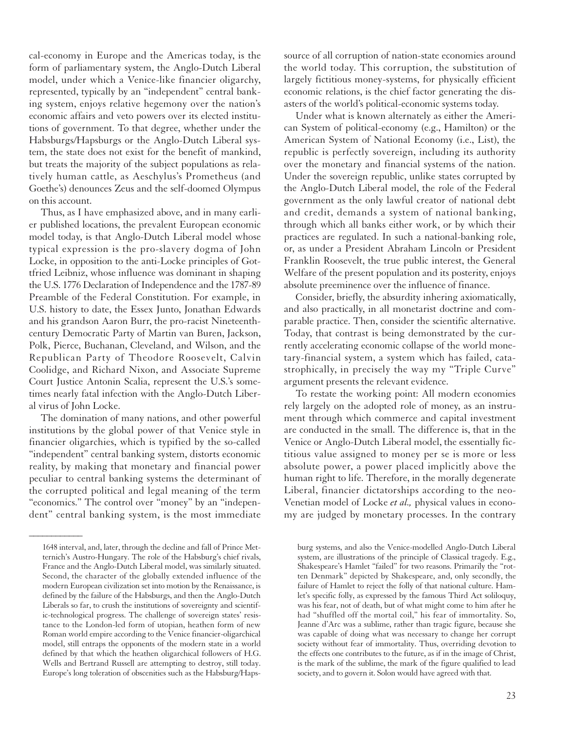cal-economy in Europe and the Americas today, is the form of parliamentary system, the Anglo-Dutch Liberal model, under which a Venice-like financier oligarchy, represented, typically by an "independent" central banking system, enjoys relative hegemony over the nation's economic affairs and veto powers over its elected institutions of government. To that degree, whether under the Habsburgs/Hapsburgs or the Anglo-Dutch Liberal system, the state does not exist for the benefit of mankind, but treats the majority of the subject populations as relatively human cattle, as Aeschylus's Prometheus (and Goethe's) denounces Zeus and the self-doomed Olympus on this account.

Thus, as I have emphasized above, and in many earlier published locations, the prevalent European economic model today, is that Anglo-Dutch Liberal model whose typical expression is the pro-slavery dogma of John Locke, in opposition to the anti-Locke principles of Gottfried Leibniz, whose influence was dominant in shaping the U.S. 1776 Declaration of Independence and the 1787-89 Preamble of the Federal Constitution. For example, in U.S. history to date, the Essex Junto, Jonathan Edwards and his grandson Aaron Burr, the pro-racist Nineteenth-century Democratic Party of Martin van Buren, Jackson, Polk, Pierce, Buchanan, Cleveland, and Wilson, and the Republican Party of Theodore Roosevelt, Calvin Coolidge, and Richard Nixon, and Associate Supreme Court Justice Antonin Scalia, represent the U.S.'s sometimes nearly fatal infection with the Anglo-Dutch Liberal virus of John Locke.

The domination of many nations, and other powerful institutions by the global power of that Venice style in financier oligarchies, which is typified by the so-called "independent" central banking system, distorts economic reality, by making that monetary and financial power peculiar to central banking systems the determinant of the corrupted political and legal meaning of the term "economics." The control over "money" by an "independent" central banking system, is the most immediate source of all corruption of nation-state economies around the world today. This corruption, the substitution of largely fictitious money-systems, for physically efficient economic relations, is the chief factor generating the disasters of the world's political-economic systems today.

Under what is known alternately as either the American System of political-economy (e.g., Hamilton) or the American System of National Economy (i.e., List), the republic is perfectly sovereign, including its authority over the monetary and financial systems of the nation. Under the sovereign republic, unlike states corrupted by the Anglo-Dutch Liberal model, the role of the Federal government as the only lawful creator of national debt and credit, demands a system of national banking, through which all banks either work, or by which their practices are regulated. In such a national-banking role, or, as under a President Abraham Lincoln or President Franklin Roosevelt, the true public interest, the General Welfare of the present population and its posterity, enjoys absolute preeminence over the influence of finance.

Consider, briefly, the absurdity inhering axiomatically, and also practically, in all monetarist doctrine and comparable practice. Then, consider the scientific alternative. Today, that contrast is being demonstrated by the currently accelerating economic collapse of the world monetary-financial system, a system which has failed, catastrophically, in precisely the way my "Triple Curve" argument presents the relevant evidence.

To restate the working point: All modern economies rely largely on the adopted role of money, as an instrument through which commerce and capital investment are conducted in the small. The difference is, that in the Venice or Anglo-Dutch Liberal model, the essentially fictitious value assigned to money per se is more or less absolute power, a power placed implicitly above the human right to life. Therefore, in the morally degenerate Liberal, financier dictatorships according to the neo-Venetian model of Locke *et al.,* physical values in economy are judged by monetary processes. In the contrary

---

1648 interval, and, later, through the decline and fall of Prince Metternich's Austro-Hungary. The role of the Habsburg's chief rivals, France and the Anglo-Dutch Liberal model, was similarly situated. Second, the character of the globally extended influence of the modern European civilization set into motion by the Renaissance, is defined by the failure of the Habsburgs, and then the Anglo-Dutch Liberals so far, to crush the institutions of sovereignty and scientific-technological progress. The challenge of sovereign states' resistance to the London-led form of utopian, heathen form of new Roman world empire according to the Venice financier-oligarchical model, still entraps the opponents of the modern state in a world defined by that which the heathen oligarchical followers of H.G. Wells and Bertrand Russell are attempting to destroy, still today. Europe's long toleration of obscenities such as the Habsburg/Hapsburg systems, and also the Venice-modelled Anglo-Dutch Liberal system, are illustrations of the principle of Classical tragedy. E.g., Shakespeare's Hamlet "failed" for two reasons. Primarily the "rotten Denmark" depicted by Shakespeare, and, only secondly, the failure of Hamlet to reject the folly of that national culture. Hamlet's specific folly, as expressed by the famous Third Act soliloquy, was his fear, not of death, but of what might come to him after he had "shuffled off the mortal coil," his fear of immortality. So, Jeanne d'Arc was a sublime, rather than tragic figure, because she was capable of doing what was necessary to change her corrupt society without fear of immortality. Thus, overriding devotion to the effects one contributes to the future, as if in the image of Christ, is the mark of the sublime, the mark of the figure qualified to lead society, and to govern it. Solon would have agreed with that.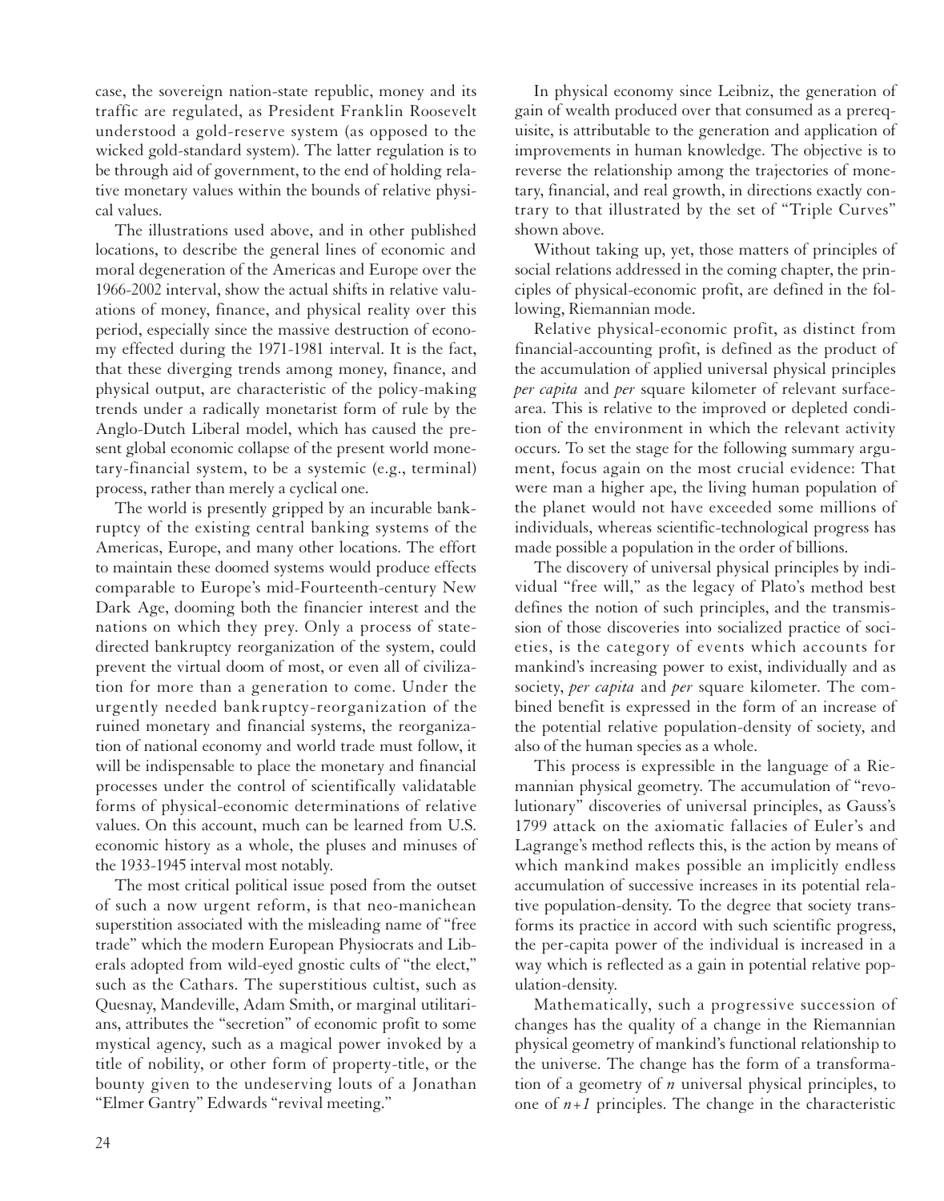case, the sovereign nation-state republic, money and its traffic are regulated, as President Franklin Roosevelt understood a gold-reserve system (as opposed to the wicked gold-standard system). The latter regulation is to be through aid of government, to the end of holding relative monetary values within the bounds of relative physical values.

The illustrations used above, and in other published locations, to describe the general lines of economic and moral degeneration of the Americas and Europe over the 1966-2002 interval, show the actual shifts in relative valuations of money, finance, and physical reality over this period, especially since the massive destruction of economy effected during the 1971-1981 interval. It is the fact, that these diverging trends among money, finance, and physical output, are characteristic of the policy-making trends under a radically monetarist form of rule by the Anglo-Dutch Liberal model, which has caused the present global economic collapse of the present world monetary-financial system, to be a systemic (e.g., terminal) process, rather than merely a cyclical one.

The world is presently gripped by an incurable bankruptcy of the existing central banking systems of the Americas, Europe, and many other locations. The effort to maintain these doomed systems would produce effects comparable to Europe's mid-Fourteenth-century New Dark Age, dooming both the financier interest and the nations on which they prey. Only a process of state-directed bankruptcy reorganization of the system, could prevent the virtual doom of most, or even all of civilization for more than a generation to come. Under the urgently needed bankruptcy-reorganization of the ruined monetary and financial systems, the reorganization of national economy and world trade must follow, it will be indispensable to place the monetary and financial processes under the control of scientifically validatable forms of physical-economic determinations of relative values. On this account, much can be learned from U.S. economic history as a whole, the pluses and minuses of the 1933-1945 interval most notably.

The most critical political issue posed from the outset of such a now urgent reform, is that neo-manichean superstition associated with the misleading name of "free trade" which the modern European Physiocrats and Liberals adopted from wild-eyed gnostic cults of "the elect," such as the Cathars. The superstitious cultist, such as Quesnay, Mandeville, Adam Smith, or marginal utilitarians, attributes the "secretion" of economic profit to some mystical agency, such as a magical power invoked by a title of nobility, or other form of property-title, or the bounty given to the undeserving louts of a Jonathan "Elmer Gantry" Edwards "revival meeting."

In physical economy since Leibniz, the generation of gain of wealth produced over that consumed as a prerequisite, is attributable to the generation and application of improvements in human knowledge. The objective is to reverse the relationship among the trajectories of monetary, financial, and real growth, in directions exactly contrary to that illustrated by the set of "Triple Curves" shown above.

Without taking up, yet, those matters of principles of social relations addressed in the coming chapter, the principles of physical-economic profit, are defined in the following, Riemannian mode.

Relative physical-economic profit, as distinct from financial-accounting profit, is defined as the product of the accumulation of applied universal physical principles *per capita* and *per* square kilometer of relevant surface-area. This is relative to the improved or depleted condition of the environment in which the relevant activity occurs. To set the stage for the following summary argument, focus again on the most crucial evidence: That were man a higher ape, the living human population of the planet would not have exceeded some millions of individuals, whereas scientific-technological progress has made possible a population in the order of billions.

The discovery of universal physical principles by individual "free will," as the legacy of Plato's method best defines the notion of such principles, and the transmission of those discoveries into socialized practice of societies, is the category of events which accounts for mankind's increasing power to exist, individually and as society, *per capita* and *per* square kilometer. The combined benefit is expressed in the form of an increase of the potential relative population-density of society, and also of the human species as a whole.

This process is expressible in the language of a Riemannian physical geometry. The accumulation of "revolutionary" discoveries of universal principles, as Gauss's 1799 attack on the axiomatic fallacies of Euler's and Lagrange's method reflects this, is the action by means of which mankind makes possible an implicitly endless accumulation of successive increases in its potential relative population-density. To the degree that society transforms its practice in accord with such scientific progress, the per-capita power of the individual is increased in a way which is reflected as a gain in potential relative population-density.

Mathematically, such a progressive succession of changes has the quality of a change in the Riemannian physical geometry of mankind's functional relationship to the universe. The change has the form of a transformation of a geometry of $n$ universal physical principles, to one of $n+1$ principles. The change in the characteristic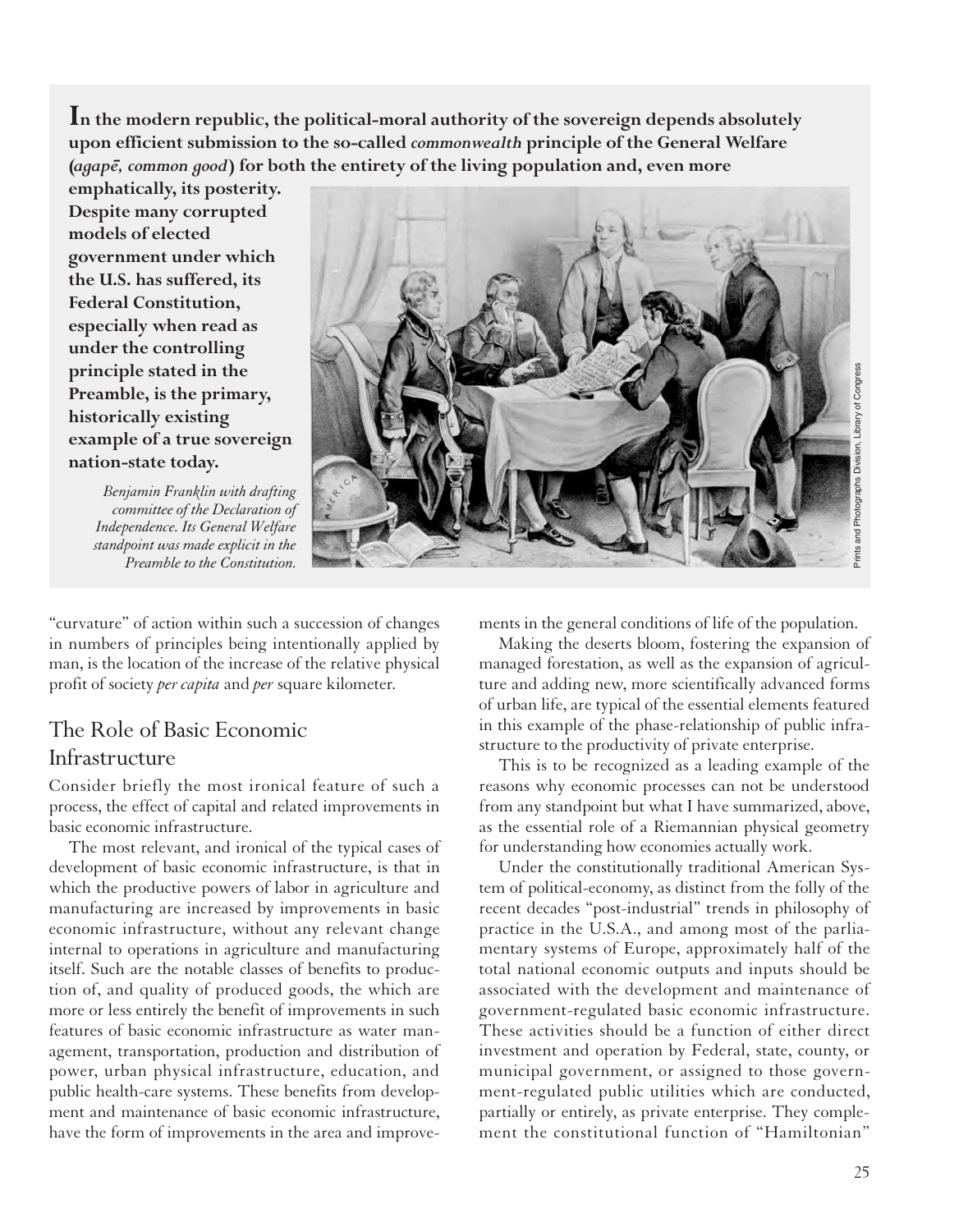**In the modern republic, the political-moral authority of the sovereign depends absolutely upon efficient submission to the so-called *commonwealth* principle of the General Welfare (*agapē, common good*) for both the entirety of the living population and, even more emphatically, its posterity. Despite many corrupted models of elected government under which the U.S. has suffered, its Federal Constitution, especially when read as under the controlling principle stated in the Preamble, is the primary, historically existing example of a true sovereign nation-state today.**

*Benjamin Franklin with drafting committee of the Declaration of Independence. Its General Welfare standpoint was made explicit in the Preamble to the Constitution.*

Prints and Photographs Division, Library of Congress

"curvature" of action within such a succession of changes in numbers of principles being intentionally applied by man, is the location of the increase of the relative physical profit of society *per capita* and *per* square kilometer.

## The Role of Basic Economic Infrastructure

Consider briefly the most ironical feature of such a process, the effect of capital and related improvements in basic economic infrastructure.

The most relevant, and ironical of the typical cases of development of basic economic infrastructure, is that in which the productive powers of labor in agriculture and manufacturing are increased by improvements in basic economic infrastructure, without any relevant change internal to operations in agriculture and manufacturing itself. Such are the notable classes of benefits to production of, and quality of produced goods, the which are more or less entirely the benefit of improvements in such features of basic economic infrastructure as water management, transportation, production and distribution of power, urban physical infrastructure, education, and public health-care systems. These benefits from development and maintenance of basic economic infrastructure, have the form of improvements in the area and improvements in the general conditions of life of the population.

Making the deserts bloom, fostering the expansion of managed forestation, as well as the expansion of agriculture and adding new, more scientifically advanced forms of urban life, are typical of the essential elements featured in this example of the phase-relationship of public infrastructure to the productivity of private enterprise.

This is to be recognized as a leading example of the reasons why economic processes can not be understood from any standpoint but what I have summarized, above, as the essential role of a Riemannian physical geometry for understanding how economies actually work.

Under the constitutionally traditional American System of political-economy, as distinct from the folly of the recent decades "post-industrial" trends in philosophy of practice in the U.S.A., and among most of the parliamentary systems of Europe, approximately half of the total national economic outputs and inputs should be associated with the development and maintenance of government-regulated basic economic infrastructure. These activities should be a function of either direct investment and operation by Federal, state, county, or municipal government, or assigned to those government-regulated public utilities which are conducted, partially or entirely, as private enterprise. They complement the constitutional function of "Hamiltonian"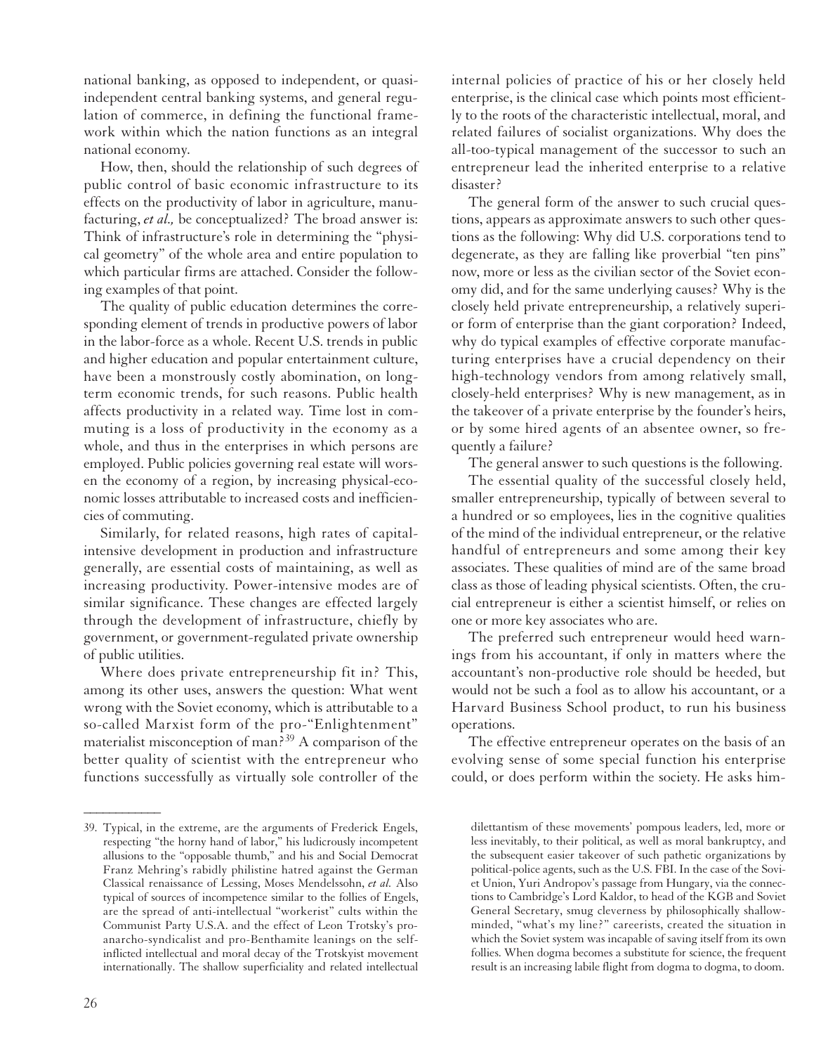national banking, as opposed to independent, or quasi-independent central banking systems, and general regulation of commerce, in defining the functional framework within which the nation functions as an integral national economy.

How, then, should the relationship of such degrees of public control of basic economic infrastructure to its effects on the productivity of labor in agriculture, manufacturing, *et al.,* be conceptualized? The broad answer is: Think of infrastructure's role in determining the "physical geometry" of the whole area and entire population to which particular firms are attached. Consider the following examples of that point.

The quality of public education determines the corresponding element of trends in productive powers of labor in the labor-force as a whole. Recent U.S. trends in public and higher education and popular entertainment culture, have been a monstrously costly abomination, on long-term economic trends, for such reasons. Public health affects productivity in a related way. Time lost in commuting is a loss of productivity in the economy as a whole, and thus in the enterprises in which persons are employed. Public policies governing real estate will worsen the economy of a region, by increasing physical-economic losses attributable to increased costs and inefficiencies of commuting.

Similarly, for related reasons, high rates of capital-intensive development in production and infrastructure generally, are essential costs of maintaining, as well as increasing productivity. Power-intensive modes are of similar significance. These changes are effected largely through the development of infrastructure, chiefly by government, or government-regulated private ownership of public utilities.

Where does private entrepreneurship fit in? This, among its other uses, answers the question: What went wrong with the Soviet economy, which is attributable to a so-called Marxist form of the pro-"Enlightenment" materialist misconception of man?[39] A comparison of the better quality of scientist with the entrepreneur who functions successfully as virtually sole controller of the internal policies of practice of his or her closely held enterprise, is the clinical case which points most efficiently to the roots of the characteristic intellectual, moral, and related failures of socialist organizations. Why does the all-too-typical management of the successor to such an entrepreneur lead the inherited enterprise to a relative disaster?

The general form of the answer to such crucial questions, appears as approximate answers to such other questions as the following: Why did U.S. corporations tend to degenerate, as they are falling like proverbial "ten pins" now, more or less as the civilian sector of the Soviet economy did, and for the same underlying causes? Why is the closely held private entrepreneurship, a relatively superior form of enterprise than the giant corporation? Indeed, why do typical examples of effective corporate manufacturing enterprises have a crucial dependency on their high-technology vendors from among relatively small, closely-held enterprises? Why is new management, as in the takeover of a private enterprise by the founder's heirs, or by some hired agents of an absentee owner, so frequently a failure?

The general answer to such questions is the following.

The essential quality of the successful closely held, smaller entrepreneurship, typically of between several to a hundred or so employees, lies in the cognitive qualities of the mind of the individual entrepreneur, or the relative handful of entrepreneurs and some among their key associates. These qualities of mind are of the same broad class as those of leading physical scientists. Often, the crucial entrepreneur is either a scientist himself, or relies on one or more key associates who are.

The preferred such entrepreneur would heed warnings from his accountant, if only in matters where the accountant's non-productive role should be heeded, but would not be such a fool as to allow his accountant, or a Harvard Business School product, to run his business operations.

The effective entrepreneur operates on the basis of an evolving sense of some special function his enterprise could, or does perform within the society. He asks him-

---

39. Typical, in the extreme, are the arguments of Frederick Engels, respecting "the horny hand of labor," his ludicrously incompetent allusions to the "opposable thumb," and his and Social Democrat Franz Mehring's rabidly philistine hatred against the German Classical renaissance of Lessing, Moses Mendelssohn, *et al.* Also typical of sources of incompetence similar to the follies of Engels, are the spread of anti-intellectual "workerist" cults within the Communist Party U.S.A. and the effect of Leon Trotsky's pro-anarcho-syndicalist and pro-Benthamite leanings on the self-inflicted intellectual and moral decay of the Trotskyist movement internationally. The shallow superficiality and related intellectual dilettantism of these movements' pompous leaders, led, more or less inevitably, to their political, as well as moral bankruptcy, and the subsequent easier takeover of such pathetic organizations by political-police agents, such as the U.S. FBI. In the case of the Soviet Union, Yuri Andropov's passage from Hungary, via the connections to Cambridge's Lord Kaldor, to head of the KGB and Soviet General Secretary, smug cleverness by philosophically shallow-minded, "what's my line?" careerists, created the situation in which the Soviet system was incapable of saving itself from its own follies. When dogma becomes a substitute for science, the frequent result is an increasing labile flight from dogma to dogma, to doom.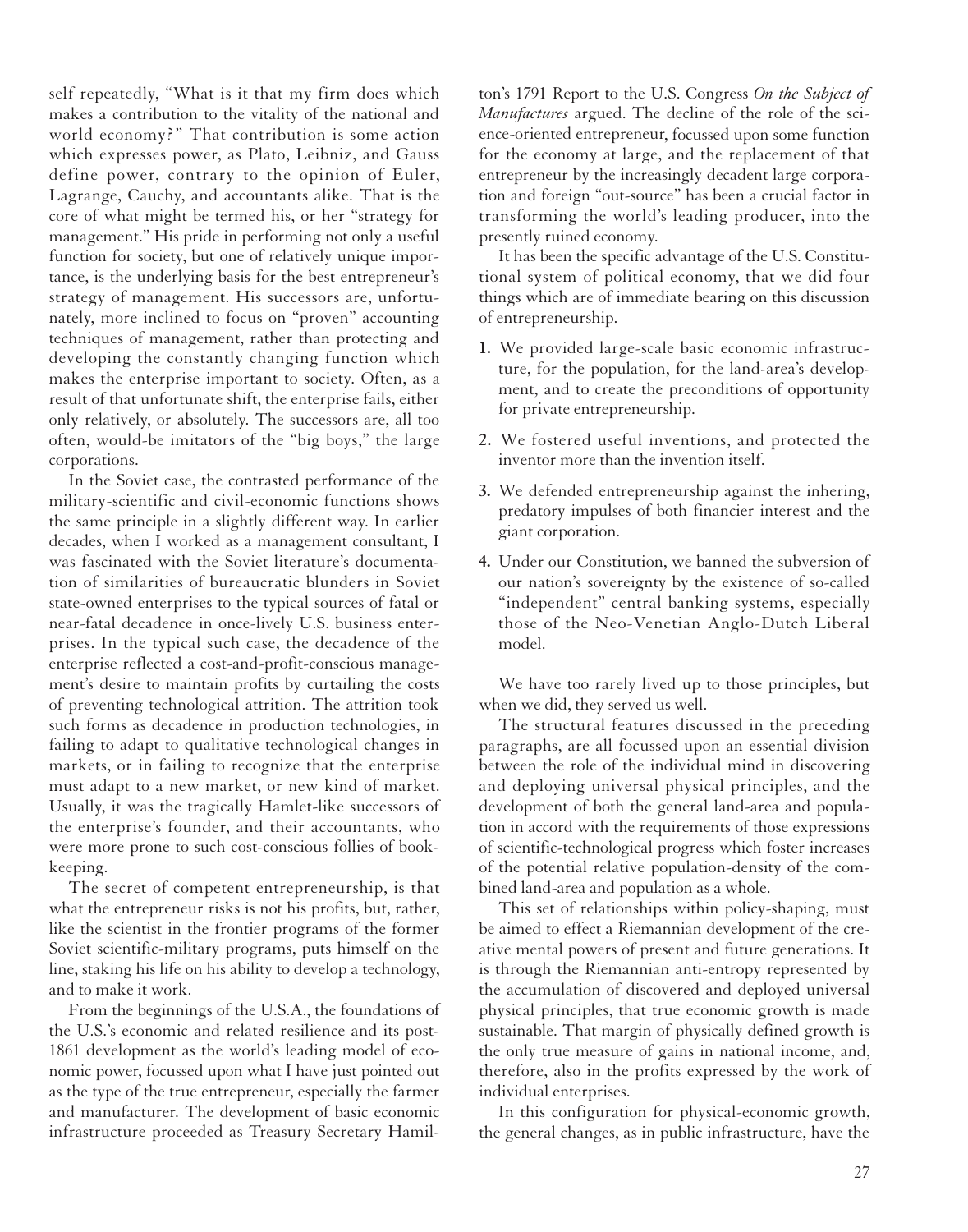self repeatedly, "What is it that my firm does which makes a contribution to the vitality of the national and world economy?" That contribution is some action which expresses power, as Plato, Leibniz, and Gauss define power, contrary to the opinion of Euler, Lagrange, Cauchy, and accountants alike. That is the core of what might be termed his, or her "strategy for management." His pride in performing not only a useful function for society, but one of relatively unique importance, is the underlying basis for the best entrepreneur's strategy of management. His successors are, unfortunately, more inclined to focus on "proven" accounting techniques of management, rather than protecting and developing the constantly changing function which makes the enterprise important to society. Often, as a result of that unfortunate shift, the enterprise fails, either only relatively, or absolutely. The successors are, all too often, would-be imitators of the "big boys," the large corporations.

In the Soviet case, the contrasted performance of the military-scientific and civil-economic functions shows the same principle in a slightly different way. In earlier decades, when I worked as a management consultant, I was fascinated with the Soviet literature's documentation of similarities of bureaucratic blunders in Soviet state-owned enterprises to the typical sources of fatal or near-fatal decadence in once-lively U.S. business enterprises. In the typical such case, the decadence of the enterprise reflected a cost-and-profit-conscious management's desire to maintain profits by curtailing the costs of preventing technological attrition. The attrition took such forms as decadence in production technologies, in failing to adapt to qualitative technological changes in markets, or in failing to recognize that the enterprise must adapt to a new market, or new kind of market. Usually, it was the tragically Hamlet-like successors of the enterprise's founder, and their accountants, who were more prone to such cost-conscious follies of bookkeeping.

The secret of competent entrepreneurship, is that what the entrepreneur risks is not his profits, but, rather, like the scientist in the frontier programs of the former Soviet scientific-military programs, puts himself on the line, staking his life on his ability to develop a technology, and to make it work.

From the beginnings of the U.S.A., the foundations of the U.S.'s economic and related resilience and its post-1861 development as the world's leading model of economic power, focussed upon what I have just pointed out as the type of the true entrepreneur, especially the farmer and manufacturer. The development of basic economic infrastructure proceeded as Treasury Secretary Hamilton's 1791 Report to the U.S. Congress *On the Subject of Manufactures* argued. The decline of the role of the science-oriented entrepreneur, focussed upon some function for the economy at large, and the replacement of that entrepreneur by the increasingly decadent large corporation and foreign "out-source" has been a crucial factor in transforming the world's leading producer, into the presently ruined economy.

It has been the specific advantage of the U.S. Constitutional system of political economy, that we did four things which are of immediate bearing on this discussion of entrepreneurship.

1. We provided large-scale basic economic infrastructure, for the population, for the land-area's development, and to create the preconditions of opportunity for private entrepreneurship.
2. We fostered useful inventions, and protected the inventor more than the invention itself.
3. We defended entrepreneurship against the inhering, predatory impulses of both financier interest and the giant corporation.
4. Under our Constitution, we banned the subversion of our nation's sovereignty by the existence of so-called "independent" central banking systems, especially those of the Neo-Venetian Anglo-Dutch Liberal model.

We have too rarely lived up to those principles, but when we did, they served us well.

The structural features discussed in the preceding paragraphs, are all focussed upon an essential division between the role of the individual mind in discovering and deploying universal physical principles, and the development of both the general land-area and population in accord with the requirements of those expressions of scientific-technological progress which foster increases of the potential relative population-density of the combined land-area and population as a whole.

This set of relationships within policy-shaping, must be aimed to effect a Riemannian development of the creative mental powers of present and future generations. It is through the Riemannian anti-entropy represented by the accumulation of discovered and deployed universal physical principles, that true economic growth is made sustainable. That margin of physically defined growth is the only true measure of gains in national income, and, therefore, also in the profits expressed by the work of individual enterprises.

In this configuration for physical-economic growth, the general changes, as in public infrastructure, have the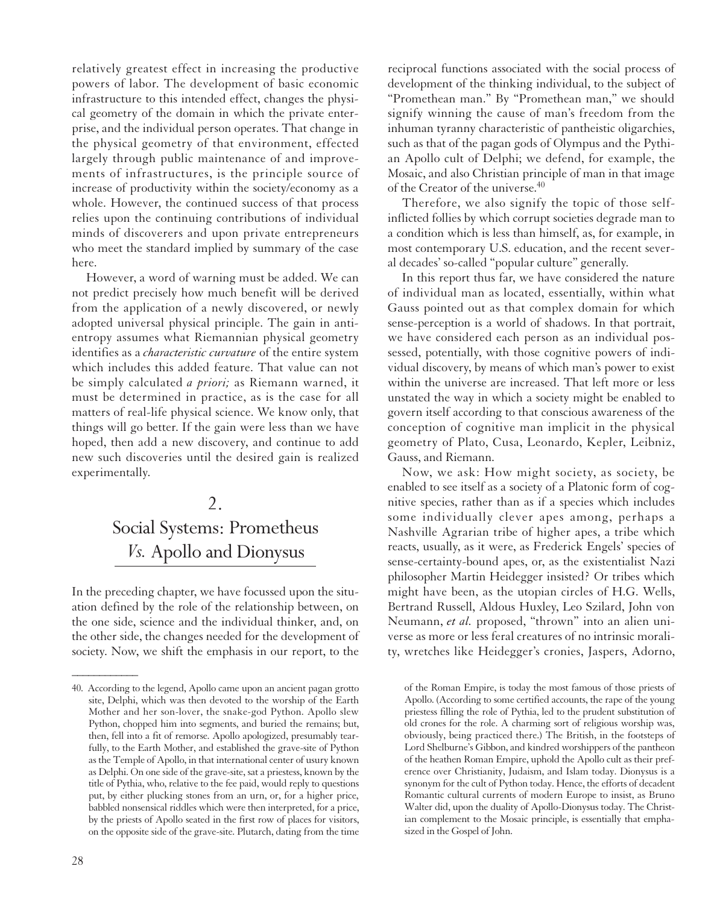relatively greatest effect in increasing the productive powers of labor. The development of basic economic infrastructure to this intended effect, changes the physical geometry of the domain in which the private enterprise, and the individual person operates. That change in the physical geometry of that environment, effected largely through public maintenance of and improvements of infrastructures, is the principle source of increase of productivity within the society/economy as a whole. However, the continued success of that process relies upon the continuing contributions of individual minds of discoverers and upon private entrepreneurs who meet the standard implied by summary of the case here.

However, a word of warning must be added. We can not predict precisely how much benefit will be derived from the application of a newly discovered, or newly adopted universal physical principle. The gain in anti-entropy assumes what Riemannian physical geometry identifies as a *characteristic curvature* of the entire system which includes this added feature. That value can not be simply calculated *a priori;* as Riemann warned, it must be determined in practice, as is the case for all matters of real-life physical science. We know only, that things will go better. If the gain were less than we have hoped, then add a new discovery, and continue to add new such discoveries until the desired gain is realized experimentally.

## 2. Social Systems: Prometheus *Vs.* Apollo and Dionysus

In the preceding chapter, we have focussed upon the situation defined by the role of the relationship between, on the one side, science and the individual thinker, and, on the other side, the changes needed for the development of society. Now, we shift the emphasis in our report, to the reciprocal functions associated with the social process of development of the thinking individual, to the subject of "Promethean man." By "Promethean man," we should signify winning the cause of man's freedom from the inhuman tyranny characteristic of pantheistic oligarchies, such as that of the pagan gods of Olympus and the Pythian Apollo cult of Delphi; we defend, for example, the Mosaic, and also Christian principle of man in that image of the Creator of the universe.[40]

Therefore, we also signify the topic of those self-inflicted follies by which corrupt societies degrade man to a condition which is less than himself, as, for example, in most contemporary U.S. education, and the recent several decades' so-called "popular culture" generally.

In this report thus far, we have considered the nature of individual man as located, essentially, within what Gauss pointed out as that complex domain for which sense-perception is a world of shadows. In that portrait, we have considered each person as an individual possessed, potentially, with those cognitive powers of individual discovery, by means of which man's power to exist within the universe are increased. That left more or less unstated the way in which a society might be enabled to govern itself according to that conscious awareness of the conception of cognitive man implicit in the physical geometry of Plato, Cusa, Leonardo, Kepler, Leibniz, Gauss, and Riemann.

Now, we ask: How might society, as society, be enabled to see itself as a society of a Platonic form of cognitive species, rather than as if a species which includes some individually clever apes among, perhaps a Nashville Agrarian tribe of higher apes, a tribe which reacts, usually, as it were, as Frederick Engels' species of sense-certainty-bound apes, or, as the existentialist Nazi philosopher Martin Heidegger insisted? Or tribes which might have been, as the utopian circles of H.G. Wells, Bertrand Russell, Aldous Huxley, Leo Szilard, John von Neumann, *et al.* proposed, "thrown" into an alien universe as more or less feral creatures of no intrinsic morality, wretches like Heidegger's cronies, Jaspers, Adorno,

---

40. According to the legend, Apollo came upon an ancient pagan grotto site, Delphi, which was then devoted to the worship of the Earth Mother and her son-lover, the snake-god Python. Apollo slew Python, chopped him into segments, and buried the remains; but, then, fell into a fit of remorse. Apollo apologized, presumably tearfully, to the Earth Mother, and established the grave-site of Python as the Temple of Apollo, in that international center of usury known as Delphi. On one side of the grave-site, sat a priestess, known by the title of Pythia, who, relative to the fee paid, would reply to questions put, by either plucking stones from an urn, or, for a higher price, babbled nonsensical riddles which were then interpreted, for a price, by the priests of Apollo seated in the first row of places for visitors, on the opposite side of the grave-site. Plutarch, dating from the time of the Roman Empire, is today the most famous of those priests of Apollo. (According to some certified accounts, the rape of the young priestess filling the role of Pythia, led to the prudent substitution of old crones for the role. A charming sort of religious worship was, obviously, being practiced there.) The British, in the footsteps of Lord Shelburne's Gibbon, and kindred worshippers of the pantheon of the heathen Roman Empire, uphold the Apollo cult as their preference over Christianity, Judaism, and Islam today. Dionysus is a synonym for the cult of Python today. Hence, the efforts of decadent Romantic cultural currents of modern Europe to insist, as Bruno Walter did, upon the duality of Apollo-Dionysus today. The Christian complement to the Mosaic principle, is essentially that emphasized in the Gospel of John.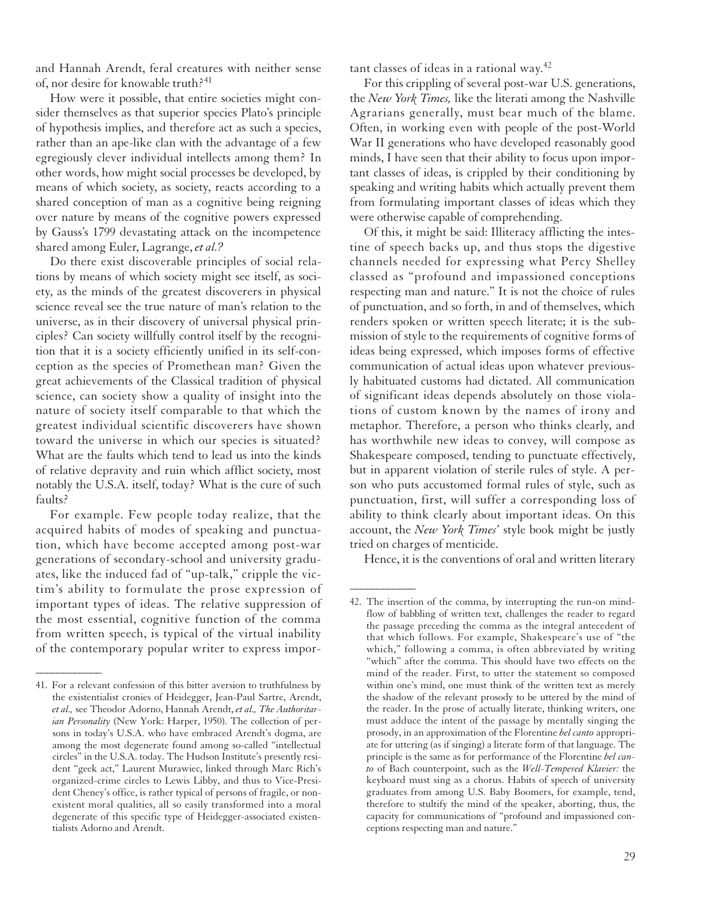and Hannah Arendt, feral creatures with neither sense of, nor desire for knowable truth?[41]

How were it possible, that entire societies might consider themselves as that superior species Plato's principle of hypothesis implies, and therefore act as such a species, rather than an ape-like clan with the advantage of a few egregiously clever individual intellects among them? In other words, how might social processes be developed, by means of which society, as society, reacts according to a shared conception of man as a cognitive being reigning over nature by means of the cognitive powers expressed by Gauss's 1799 devastating attack on the incompetence shared among Euler, Lagrange, *et al.?*

Do there exist discoverable principles of social relations by means of which society might see itself, as society, as the minds of the greatest discoverers in physical science reveal see the true nature of man's relation to the universe, as in their discovery of universal physical principles? Can society willfully control itself by the recognition that it is a society efficiently unified in its self-conception as the species of Promethean man? Given the great achievements of the Classical tradition of physical science, can society show a quality of insight into the nature of society itself comparable to that which the greatest individual scientific discoverers have shown toward the universe in which our species is situated? What are the faults which tend to lead us into the kinds of relative depravity and ruin which afflict society, most notably the U.S.A. itself, today? What is the cure of such faults?

For example. Few people today realize, that the acquired habits of modes of speaking and punctuation, which have become accepted among post-war generations of secondary-school and university graduates, like the induced fad of "up-talk," cripple the victim's ability to formulate the prose expression of important types of ideas. The relative suppression of the most essential, cognitive function of the comma from written speech, is typical of the virtual inability of the contemporary popular writer to express important classes of ideas in a rational way.[42]

For this crippling of several post-war U.S. generations, the *New York Times,* like the literati among the Nashville Agrarians generally, must bear much of the blame. Often, in working even with people of the post-World War II generations who have developed reasonably good minds, I have seen that their ability to focus upon important classes of ideas, is crippled by their conditioning by speaking and writing habits which actually prevent them from formulating important classes of ideas which they were otherwise capable of comprehending.

Of this, it might be said: Illiteracy afflicting the intestine of speech backs up, and thus stops the digestive channels needed for expressing what Percy Shelley classed as "profound and impassioned conceptions respecting man and nature." It is not the choice of rules of punctuation, and so forth, in and of themselves, which renders spoken or written speech literate; it is the submission of style to the requirements of cognitive forms of ideas being expressed, which imposes forms of effective communication of actual ideas upon whatever previously habituated customs had dictated. All communication of significant ideas depends absolutely on those violations of custom known by the names of irony and metaphor. Therefore, a person who thinks clearly, and has worthwhile new ideas to convey, will compose as Shakespeare composed, tending to punctuate effectively, but in apparent violation of sterile rules of style. A person who puts accustomed formal rules of style, such as punctuation, first, will suffer a corresponding loss of ability to think clearly about important ideas. On this account, the *New York Times'* style book might be justly tried on charges of menticide.

Hence, it is the conventions of oral and written literary

---

41. For a relevant confession of this bitter aversion to truthfulness by the existentialist cronies of Heidegger, Jean-Paul Sartre, Arendt, *et al.,* see Theodor Adorno, Hannah Arendt, *et al., The Authoritarian Personality* (New York: Harper, 1950). The collection of persons in today's U.S.A. who have embraced Arendt's dogma, are among the most degenerate found among so-called "intellectual circles" in the U.S.A. today. The Hudson Institute's presently resident "geek act," Laurent Murawiec, linked through Marc Rich's organized-crime circles to Lewis Libby, and thus to Vice-President Cheney's office, is rather typical of persons of fragile, or non-existent moral qualities, all so easily transformed into a moral degenerate of this specific type of Heidegger-associated existentialists Adorno and Arendt.

42. The insertion of the comma, by interrupting the run-on mindflow of babbling of written text, challenges the reader to regard the passage preceding the comma as the integral antecedent of that which follows. For example, Shakespeare's use of "the which," following a comma, is often abbreviated by writing "which" after the comma. This should have two effects on the mind of the reader. First, to utter the statement so composed within one's mind, one must think of the written text as merely the shadow of the relevant prosody to be uttered by the mind of the reader. In the prose of actually literate, thinking writers, one must adduce the intent of the passage by mentally singing the prosody, in an approximation of the Florentine *bel canto* appropriate for uttering (as if singing) a literate form of that language. The principle is the same as for performance of the Florentine *bel canto* of Bach counterpoint, such as the *Well-Tempered Klavier:* the keyboard must sing as a chorus. Habits of speech of university graduates from among U.S. Baby Boomers, for example, tend, therefore to stultify the mind of the speaker, aborting, thus, the capacity for communications of "profound and impassioned conceptions respecting man and nature."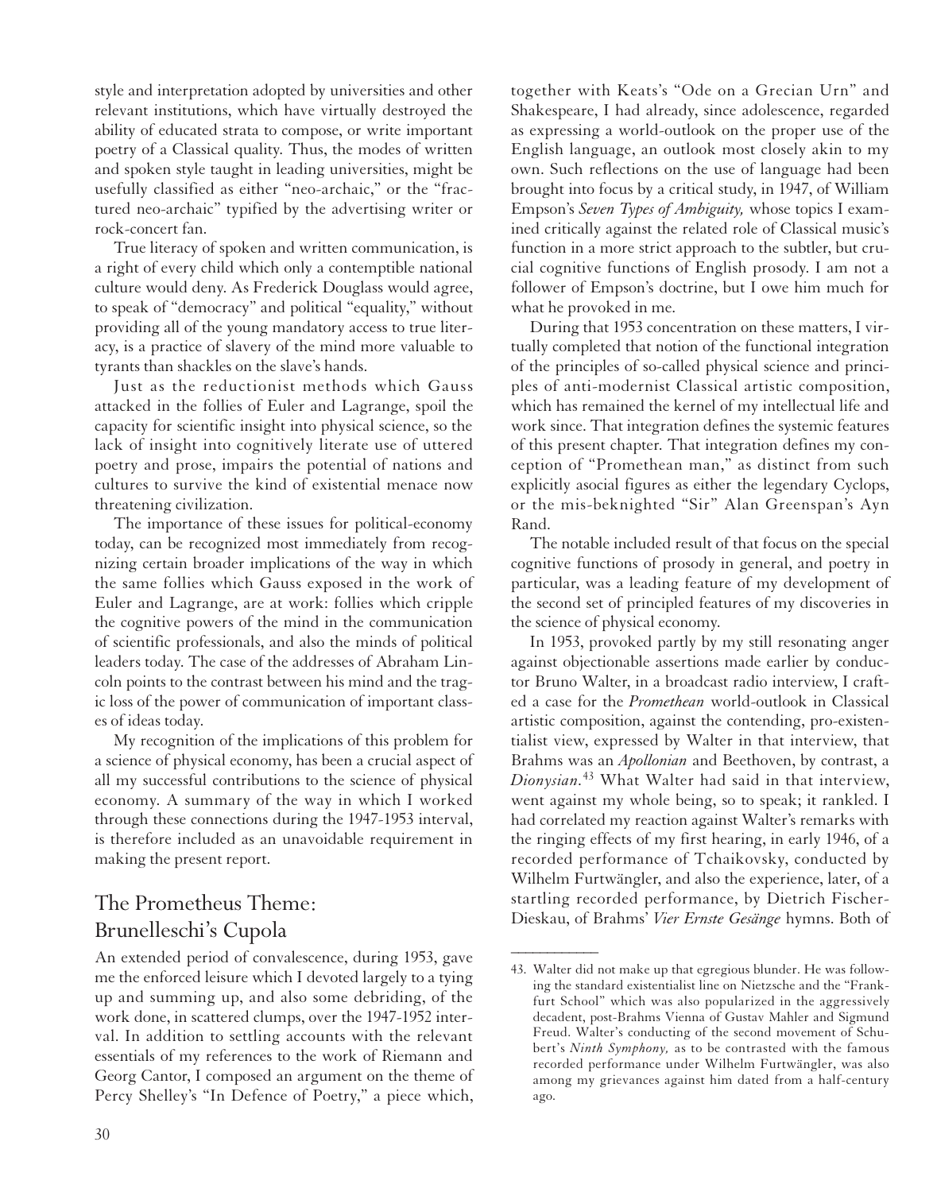style and interpretation adopted by universities and other relevant institutions, which have virtually destroyed the ability of educated strata to compose, or write important poetry of a Classical quality. Thus, the modes of written and spoken style taught in leading universities, might be usefully classified as either "neo-archaic," or the "fractured neo-archaic" typified by the advertising writer or rock-concert fan.

True literacy of spoken and written communication, is a right of every child which only a contemptible national culture would deny. As Frederick Douglass would agree, to speak of "democracy" and political "equality," without providing all of the young mandatory access to true literacy, is a practice of slavery of the mind more valuable to tyrants than shackles on the slave's hands.

Just as the reductionist methods which Gauss attacked in the follies of Euler and Lagrange, spoil the capacity for scientific insight into physical science, so the lack of insight into cognitively literate use of uttered poetry and prose, impairs the potential of nations and cultures to survive the kind of existential menace now threatening civilization.

The importance of these issues for political-economy today, can be recognized most immediately from recognizing certain broader implications of the way in which the same follies which Gauss exposed in the work of Euler and Lagrange, are at work: follies which cripple the cognitive powers of the mind in the communication of scientific professionals, and also the minds of political leaders today. The case of the addresses of Abraham Lincoln points to the contrast between his mind and the tragic loss of the power of communication of important classes of ideas today.

My recognition of the implications of this problem for a science of physical economy, has been a crucial aspect of all my successful contributions to the science of physical economy. A summary of the way in which I worked through these connections during the 1947-1953 interval, is therefore included as an unavoidable requirement in making the present report.

## The Prometheus Theme: Brunelleschi's Cupola

An extended period of convalescence, during 1953, gave me the enforced leisure which I devoted largely to a tying up and summing up, and also some debriding, of the work done, in scattered clumps, over the 1947-1952 interval. In addition to settling accounts with the relevant essentials of my references to the work of Riemann and Georg Cantor, I composed an argument on the theme of Percy Shelley's "In Defence of Poetry," a piece which, together with Keats's "Ode on a Grecian Urn" and Shakespeare, I had already, since adolescence, regarded as expressing a world-outlook on the proper use of the English language, an outlook most closely akin to my own. Such reflections on the use of language had been brought into focus by a critical study, in 1947, of William Empson's *Seven Types of Ambiguity,* whose topics I examined critically against the related role of Classical music's function in a more strict approach to the subtler, but crucial cognitive functions of English prosody. I am not a follower of Empson's doctrine, but I owe him much for what he provoked in me.

During that 1953 concentration on these matters, I virtually completed that notion of the functional integration of the principles of so-called physical science and principles of anti-modernist Classical artistic composition, which has remained the kernel of my intellectual life and work since. That integration defines the systemic features of this present chapter. That integration defines my conception of "Promethean man," as distinct from such explicitly asocial figures as either the legendary Cyclops, or the mis-beknighted "Sir" Alan Greenspan's Ayn Rand.

The notable included result of that focus on the special cognitive functions of prosody in general, and poetry in particular, was a leading feature of my development of the second set of principled features of my discoveries in the science of physical economy.

In 1953, provoked partly by my still resonating anger against objectionable assertions made earlier by conductor Bruno Walter, in a broadcast radio interview, I crafted a case for the *Promethean* world-outlook in Classical artistic composition, against the contending, pro-existentialist view, expressed by Walter in that interview, that Brahms was an *Apollonian* and Beethoven, by contrast, a *Dionysian*.[43] What Walter had said in that interview, went against my whole being, so to speak; it rankled. I had correlated my reaction against Walter's remarks with the ringing effects of my first hearing, in early 1946, of a recorded performance of Tchaikovsky, conducted by Wilhelm Furtwängler, and also the experience, later, of a startling recorded performance, by Dietrich Fischer-Dieskau, of Brahms' *Vier Ernste Gesänge* hymns. Both of

---

43. Walter did not make up that egregious blunder. He was following the standard existentialist line on Nietzsche and the "Frankfurt School" which was also popularized in the aggressively decadent, post-Brahms Vienna of Gustav Mahler and Sigmund Freud. Walter's conducting of the second movement of Schubert's *Ninth Symphony,* as to be contrasted with the famous recorded performance under Wilhelm Furtwängler, was also among my grievances against him dated from a half-century ago.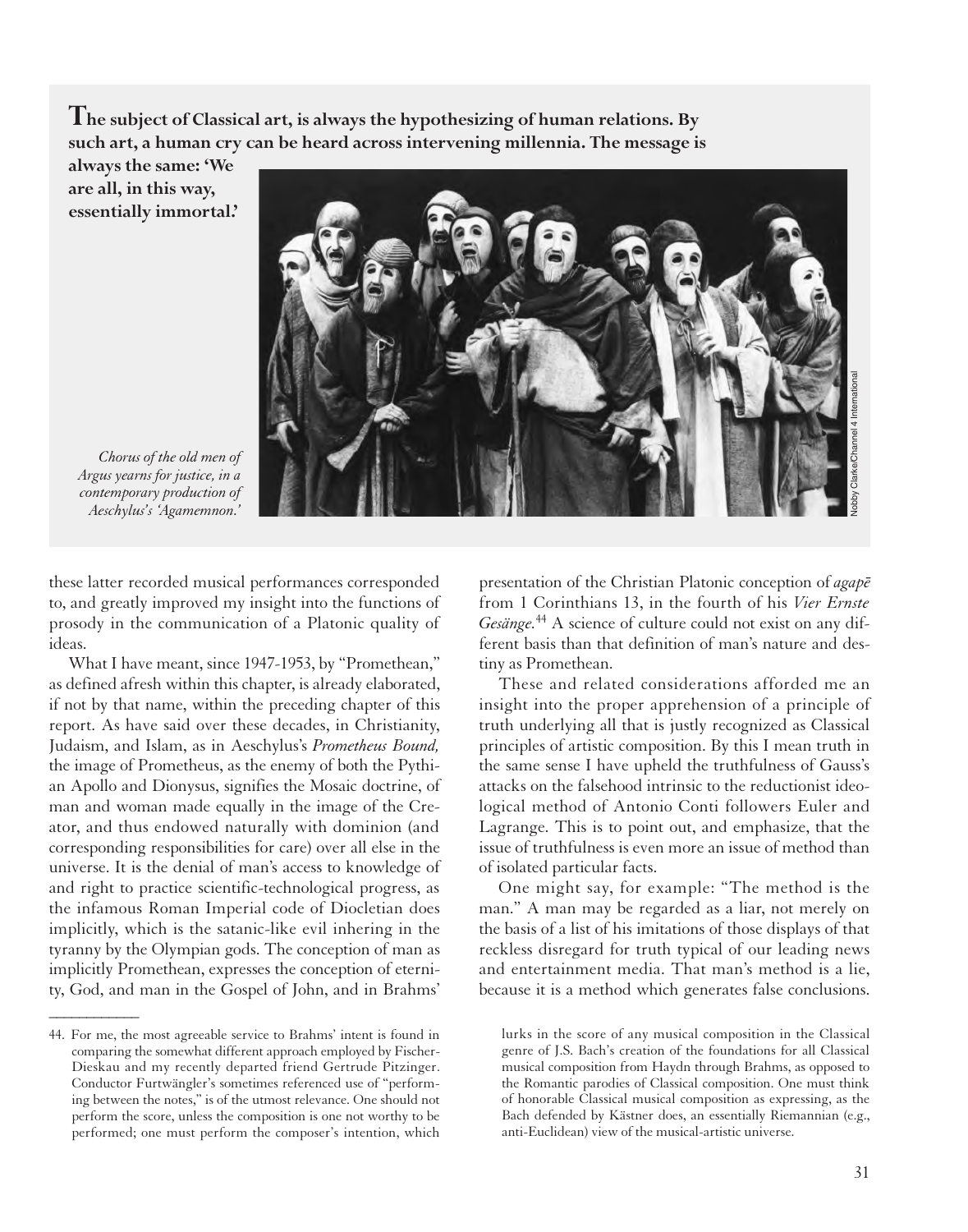**The subject of Classical art, is always the hypothesizing of human relations. By such art, a human cry can be heard across intervening millennia. The message is always the same: 'We are all, in this way, essentially immortal.'**

*Chorus of the old men of Argus yearns for justice, in a contemporary production of Aeschylus's 'Agamemnon.'*

Nobby Clarke/Channel 4 International

these latter recorded musical performances corresponded to, and greatly improved my insight into the functions of prosody in the communication of a Platonic quality of ideas.

What I have meant, since 1947-1953, by "Promethean," as defined afresh within this chapter, is already elaborated, if not by that name, within the preceding chapter of this report. As have said over these decades, in Christianity, Judaism, and Islam, as in Aeschylus's *Prometheus Bound,* the image of Prometheus, as the enemy of both the Pythian Apollo and Dionysus, signifies the Mosaic doctrine, of man and woman made equally in the image of the Creator, and thus endowed naturally with dominion (and corresponding responsibilities for care) over all else in the universe. It is the denial of man's access to knowledge of and right to practice scientific-technological progress, as the infamous Roman Imperial code of Diocletian does implicitly, which is the satanic-like evil inhering in the tyranny by the Olympian gods. The conception of man as implicitly Promethean, expresses the conception of eternity, God, and man in the Gospel of John, and in Brahms' presentation of the Christian Platonic conception of *agapē* from 1 Corinthians 13, in the fourth of his *Vier Ernste Gesänge.*[44] A science of culture could not exist on any different basis than that definition of man's nature and destiny as Promethean.

These and related considerations afforded me an insight into the proper apprehension of a principle of truth underlying all that is justly recognized as Classical principles of artistic composition. By this I mean truth in the same sense I have upheld the truthfulness of Gauss's attacks on the falsehood intrinsic to the reductionist ideological method of Antonio Conti followers Euler and Lagrange. This is to point out, and emphasize, that the issue of truthfulness is even more an issue of method than of isolated particular facts.

One might say, for example: "The method is the man." A man may be regarded as a liar, not merely on the basis of a list of his imitations of those displays of that reckless disregard for truth typical of our leading news and entertainment media. That man's method is a lie, because it is a method which generates false conclusions.

---

44. For me, the most agreeable service to Brahms' intent is found in comparing the somewhat different approach employed by Fischer-Dieskau and my recently departed friend Gertrude Pitzinger. Conductor Furtwängler's sometimes referenced use of "performing between the notes," is of the utmost relevance. One should not perform the score, unless the composition is one not worthy to be performed; one must perform the composer's intention, which lurks in the score of any musical composition in the Classical genre of J.S. Bach's creation of the foundations for all Classical musical composition from Haydn through Brahms, as opposed to the Romantic parodies of Classical composition. One must think of honorable Classical musical composition as expressing, as the Bach defended by Kästner does, an essentially Riemannian (e.g., anti-Euclidean) view of the musical-artistic universe.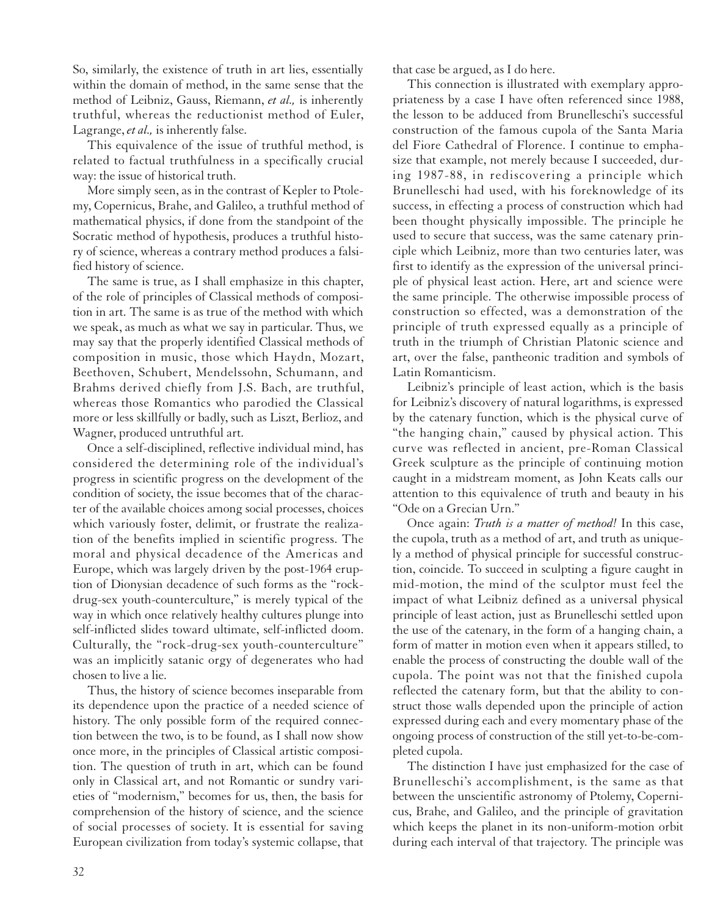So, similarly, the existence of truth in art lies, essentially within the domain of method, in the same sense that the method of Leibniz, Gauss, Riemann, *et al.,* is inherently truthful, whereas the reductionist method of Euler, Lagrange, *et al.,* is inherently false.

This equivalence of the issue of truthful method, is related to factual truthfulness in a specifically crucial way: the issue of historical truth.

More simply seen, as in the contrast of Kepler to Ptolemy, Copernicus, Brahe, and Galileo, a truthful method of mathematical physics, if done from the standpoint of the Socratic method of hypothesis, produces a truthful history of science, whereas a contrary method produces a falsified history of science.

The same is true, as I shall emphasize in this chapter, of the role of principles of Classical methods of composition in art. The same is as true of the method with which we speak, as much as what we say in particular. Thus, we may say that the properly identified Classical methods of composition in music, those which Haydn, Mozart, Beethoven, Schubert, Mendelssohn, Schumann, and Brahms derived chiefly from J.S. Bach, are truthful, whereas those Romantics who parodied the Classical more or less skillfully or badly, such as Liszt, Berlioz, and Wagner, produced untruthful art.

Once a self-disciplined, reflective individual mind, has considered the determining role of the individual's progress in scientific progress on the development of the condition of society, the issue becomes that of the character of the available choices among social processes, choices which variously foster, delimit, or frustrate the realization of the benefits implied in scientific progress. The moral and physical decadence of the Americas and Europe, which was largely driven by the post-1964 eruption of Dionysian decadence of such forms as the "rock-drug-sex youth-counterculture," is merely typical of the way in which once relatively healthy cultures plunge into self-inflicted slides toward ultimate, self-inflicted doom. Culturally, the "rock-drug-sex youth-counterculture" was an implicitly satanic orgy of degenerates who had chosen to live a lie.

Thus, the history of science becomes inseparable from its dependence upon the practice of a needed science of history. The only possible form of the required connection between the two, is to be found, as I shall now show once more, in the principles of Classical artistic composition. The question of truth in art, which can be found only in Classical art, and not Romantic or sundry varieties of "modernism," becomes for us, then, the basis for comprehension of the history of science, and the science of social processes of society. It is essential for saving European civilization from today's systemic collapse, that that case be argued, as I do here.

This connection is illustrated with exemplary appropriateness by a case I have often referenced since 1988, the lesson to be adduced from Brunelleschi's successful construction of the famous cupola of the Santa Maria del Fiore Cathedral of Florence. I continue to emphasize that example, not merely because I succeeded, during 1987-88, in rediscovering a principle which Brunelleschi had used, with his foreknowledge of its success, in effecting a process of construction which had been thought physically impossible. The principle he used to secure that success, was the same catenary principle which Leibniz, more than two centuries later, was first to identify as the expression of the universal principle of physical least action. Here, art and science were the same principle. The otherwise impossible process of construction so effected, was a demonstration of the principle of truth expressed equally as a principle of truth in the triumph of Christian Platonic science and art, over the false, pantheonic tradition and symbols of Latin Romanticism.

Leibniz's principle of least action, which is the basis for Leibniz's discovery of natural logarithms, is expressed by the catenary function, which is the physical curve of "the hanging chain," caused by physical action. This curve was reflected in ancient, pre-Roman Classical Greek sculpture as the principle of continuing motion caught in a midstream moment, as John Keats calls our attention to this equivalence of truth and beauty in his "Ode on a Grecian Urn."

Once again: *Truth is a matter of method!* In this case, the cupola, truth as a method of art, and truth as uniquely a method of physical principle for successful construction, coincide. To succeed in sculpting a figure caught in mid-motion, the mind of the sculptor must feel the impact of what Leibniz defined as a universal physical principle of least action, just as Brunelleschi settled upon the use of the catenary, in the form of a hanging chain, a form of matter in motion even when it appears stilled, to enable the process of constructing the double wall of the cupola. The point was not that the finished cupola reflected the catenary form, but that the ability to construct those walls depended upon the principle of action expressed during each and every momentary phase of the ongoing process of construction of the still yet-to-be-completed cupola.

The distinction I have just emphasized for the case of Brunelleschi's accomplishment, is the same as that between the unscientific astronomy of Ptolemy, Copernicus, Brahe, and Galileo, and the principle of gravitation which keeps the planet in its non-uniform-motion orbit during each interval of that trajectory. The principle was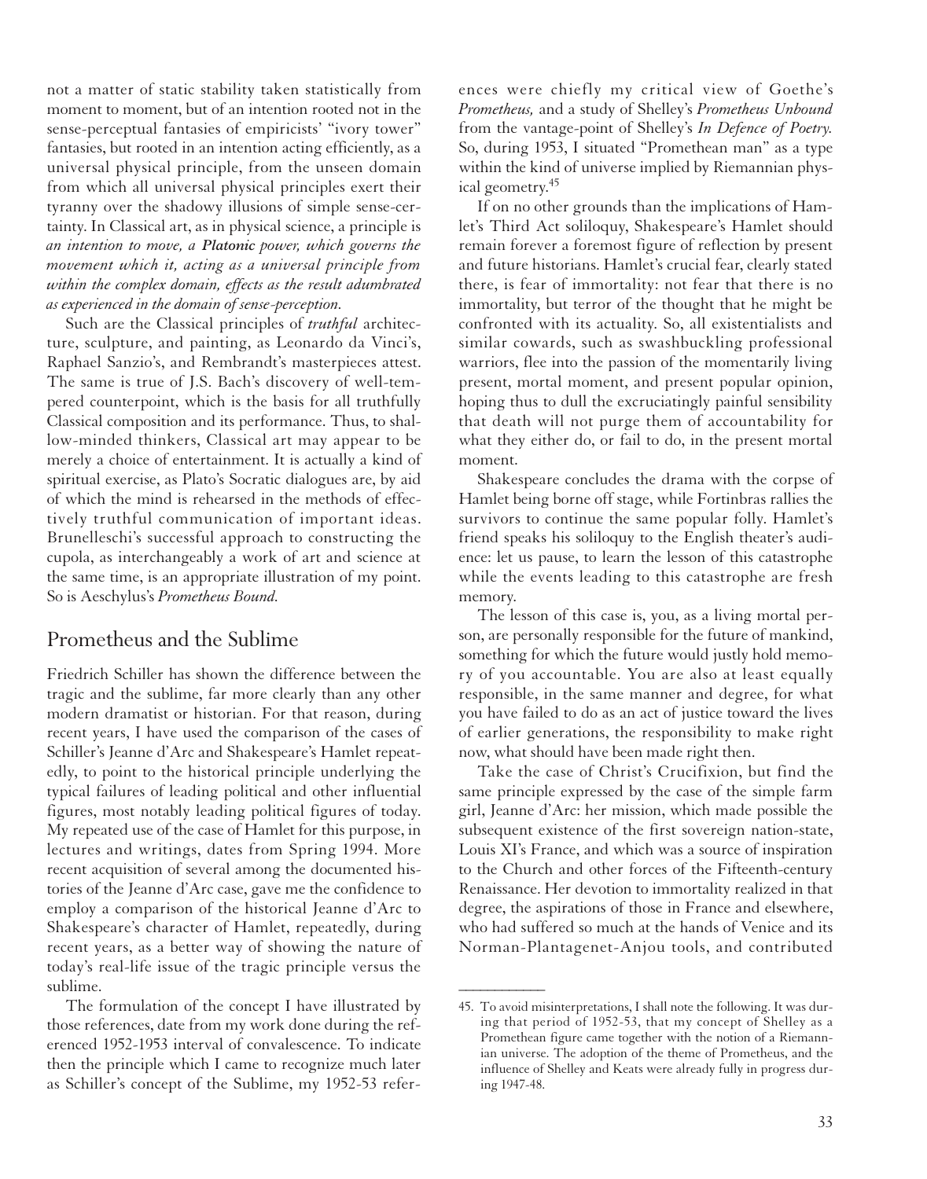not a matter of static stability taken statistically from moment to moment, but of an intention rooted not in the sense-perceptual fantasies of empiricists' "ivory tower" fantasies, but rooted in an intention acting efficiently, as a universal physical principle, from the unseen domain from which all universal physical principles exert their tyranny over the shadowy illusions of simple sense-certainty. In Classical art, as in physical science, a principle is *an intention to move, a **Platonic** power, which governs the movement which it, acting as a universal principle from within the complex domain, effects as the result adumbrated as experienced in the domain of sense-perception.*

Such are the Classical principles of *truthful* architecture, sculpture, and painting, as Leonardo da Vinci's, Raphael Sanzio's, and Rembrandt's masterpieces attest. The same is true of J.S. Bach's discovery of well-tempered counterpoint, which is the basis for all truthfully Classical composition and its performance. Thus, to shallow-minded thinkers, Classical art may appear to be merely a choice of entertainment. It is actually a kind of spiritual exercise, as Plato's Socratic dialogues are, by aid of which the mind is rehearsed in the methods of effectively truthful communication of important ideas. Brunelleschi's successful approach to constructing the cupola, as interchangeably a work of art and science at the same time, is an appropriate illustration of my point. So is Aeschylus's *Prometheus Bound.*

## Prometheus and the Sublime

Friedrich Schiller has shown the difference between the tragic and the sublime, far more clearly than any other modern dramatist or historian. For that reason, during recent years, I have used the comparison of the cases of Schiller's Jeanne d'Arc and Shakespeare's Hamlet repeatedly, to point to the historical principle underlying the typical failures of leading political and other influential figures, most notably leading political figures of today. My repeated use of the case of Hamlet for this purpose, in lectures and writings, dates from Spring 1994. More recent acquisition of several among the documented histories of the Jeanne d'Arc case, gave me the confidence to employ a comparison of the historical Jeanne d'Arc to Shakespeare's character of Hamlet, repeatedly, during recent years, as a better way of showing the nature of today's real-life issue of the tragic principle versus the sublime.

The formulation of the concept I have illustrated by those references, date from my work done during the referenced 1952-1953 interval of convalescence. To indicate then the principle which I came to recognize much later as Schiller's concept of the Sublime, my 1952-53 references were chiefly my critical view of Goethe's *Prometheus,* and a study of Shelley's *Prometheus Unbound* from the vantage-point of Shelley's *In Defence of Poetry.* So, during 1953, I situated "Promethean man" as a type within the kind of universe implied by Riemannian physical geometry.[45]

If on no other grounds than the implications of Hamlet's Third Act soliloquy, Shakespeare's Hamlet should remain forever a foremost figure of reflection by present and future historians. Hamlet's crucial fear, clearly stated there, is fear of immortality: not fear that there is no immortality, but terror of the thought that he might be confronted with its actuality. So, all existentialists and similar cowards, such as swashbuckling professional warriors, flee into the passion of the momentarily living present, mortal moment, and present popular opinion, hoping thus to dull the excruciatingly painful sensibility that death will not purge them of accountability for what they either do, or fail to do, in the present mortal moment.

Shakespeare concludes the drama with the corpse of Hamlet being borne off stage, while Fortinbras rallies the survivors to continue the same popular folly. Hamlet's friend speaks his soliloquy to the English theater's audience: let us pause, to learn the lesson of this catastrophe while the events leading to this catastrophe are fresh memory.

The lesson of this case is, you, as a living mortal person, are personally responsible for the future of mankind, something for which the future would justly hold memory of you accountable. You are also at least equally responsible, in the same manner and degree, for what you have failed to do as an act of justice toward the lives of earlier generations, the responsibility to make right now, what should have been made right then.

Take the case of Christ's Crucifixion, but find the same principle expressed by the case of the simple farm girl, Jeanne d'Arc: her mission, which made possible the subsequent existence of the first sovereign nation-state, Louis XI's France, and which was a source of inspiration to the Church and other forces of the Fifteenth-century Renaissance. Her devotion to immortality realized in that degree, the aspirations of those in France and elsewhere, who had suffered so much at the hands of Venice and its Norman-Plantagenet-Anjou tools, and contributed

---

45. To avoid misinterpretations, I shall note the following. It was during that period of 1952-53, that my concept of Shelley as a Promethean figure came together with the notion of a Riemannian universe. The adoption of the theme of Prometheus, and the influence of Shelley and Keats were already fully in progress during 1947-48.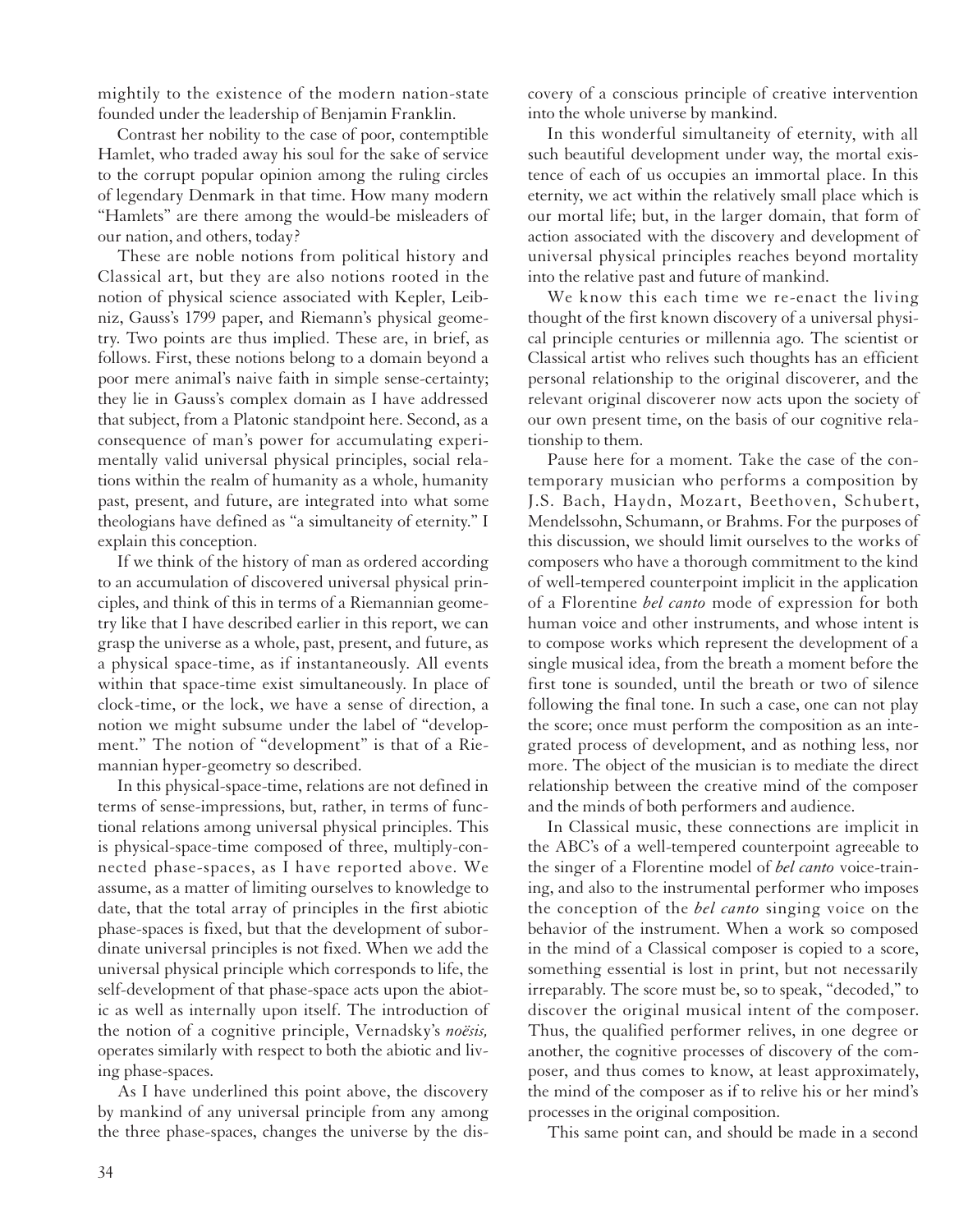mightily to the existence of the modern nation-state founded under the leadership of Benjamin Franklin.

Contrast her nobility to the case of poor, contemptible Hamlet, who traded away his soul for the sake of service to the corrupt popular opinion among the ruling circles of legendary Denmark in that time. How many modern "Hamlets" are there among the would-be misleaders of our nation, and others, today?

These are noble notions from political history and Classical art, but they are also notions rooted in the notion of physical science associated with Kepler, Leibniz, Gauss's 1799 paper, and Riemann's physical geometry. Two points are thus implied. These are, in brief, as follows. First, these notions belong to a domain beyond a poor mere animal's naive faith in simple sense-certainty; they lie in Gauss's complex domain as I have addressed that subject, from a Platonic standpoint here. Second, as a consequence of man's power for accumulating experimentally valid universal physical principles, social relations within the realm of humanity as a whole, humanity past, present, and future, are integrated into what some theologians have defined as "a simultaneity of eternity." I explain this conception.

If we think of the history of man as ordered according to an accumulation of discovered universal physical principles, and think of this in terms of a Riemannian geometry like that I have described earlier in this report, we can grasp the universe as a whole, past, present, and future, as a physical space-time, as if instantaneously. All events within that space-time exist simultaneously. In place of clock-time, or the lock, we have a sense of direction, a notion we might subsume under the label of "development." The notion of "development" is that of a Riemannian hyper-geometry so described.

In this physical-space-time, relations are not defined in terms of sense-impressions, but, rather, in terms of functional relations among universal physical principles. This is physical-space-time composed of three, multiply-connected phase-spaces, as I have reported above. We assume, as a matter of limiting ourselves to knowledge to date, that the total array of principles in the first abiotic phase-spaces is fixed, but that the development of subordinate universal principles is not fixed. When we add the universal physical principle which corresponds to life, the self-development of that phase-space acts upon the abiotic as well as internally upon itself. The introduction of the notion of a cognitive principle, Vernadsky's *noësis,* operates similarly with respect to both the abiotic and living phase-spaces.

As I have underlined this point above, the discovery by mankind of any universal principle from any among the three phase-spaces, changes the universe by the discovery of a conscious principle of creative intervention into the whole universe by mankind.

In this wonderful simultaneity of eternity, with all such beautiful development under way, the mortal existence of each of us occupies an immortal place. In this eternity, we act within the relatively small place which is our mortal life; but, in the larger domain, that form of action associated with the discovery and development of universal physical principles reaches beyond mortality into the relative past and future of mankind.

We know this each time we re-enact the living thought of the first known discovery of a universal physical principle centuries or millennia ago. The scientist or Classical artist who relives such thoughts has an efficient personal relationship to the original discoverer, and the relevant original discoverer now acts upon the society of our own present time, on the basis of our cognitive relationship to them.

Pause here for a moment. Take the case of the contemporary musician who performs a composition by J.S. Bach, Haydn, Mozart, Beethoven, Schubert, Mendelssohn, Schumann, or Brahms. For the purposes of this discussion, we should limit ourselves to the works of composers who have a thorough commitment to the kind of well-tempered counterpoint implicit in the application of a Florentine *bel canto* mode of expression for both human voice and other instruments, and whose intent is to compose works which represent the development of a single musical idea, from the breath a moment before the first tone is sounded, until the breath or two of silence following the final tone. In such a case, one can not play the score; once must perform the composition as an integrated process of development, and as nothing less, nor more. The object of the musician is to mediate the direct relationship between the creative mind of the composer and the minds of both performers and audience.

In Classical music, these connections are implicit in the ABC's of a well-tempered counterpoint agreeable to the singer of a Florentine model of *bel canto* voice-training, and also to the instrumental performer who imposes the conception of the *bel canto* singing voice on the behavior of the instrument. When a work so composed in the mind of a Classical composer is copied to a score, something essential is lost in print, but not necessarily irreparably. The score must be, so to speak, "decoded," to discover the original musical intent of the composer. Thus, the qualified performer relives, in one degree or another, the cognitive processes of discovery of the composer, and thus comes to know, at least approximately, the mind of the composer as if to relive his or her mind's processes in the original composition.

This same point can, and should be made in a second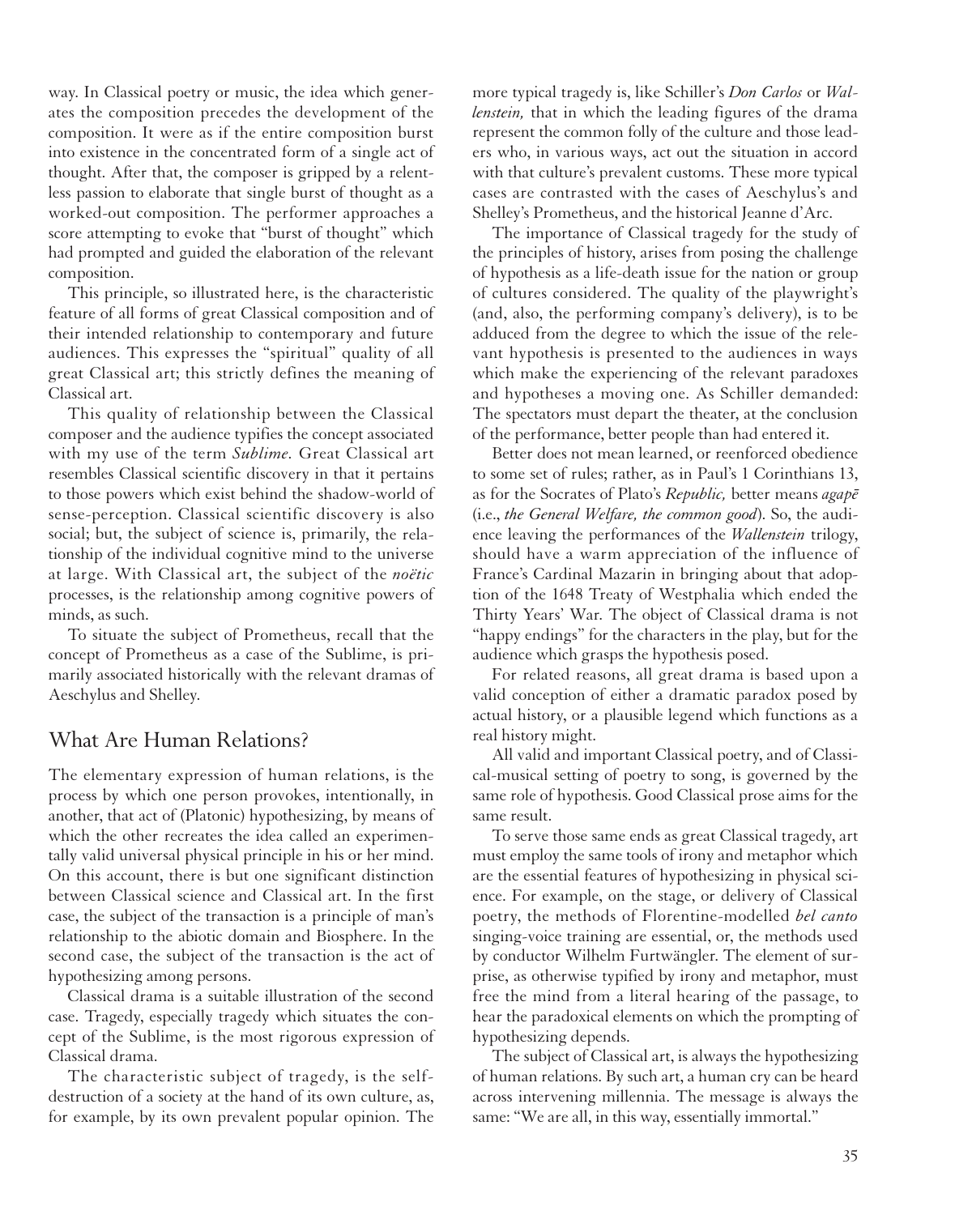way. In Classical poetry or music, the idea which generates the composition precedes the development of the composition. It were as if the entire composition burst into existence in the concentrated form of a single act of thought. After that, the composer is gripped by a relentless passion to elaborate that single burst of thought as a worked-out composition. The performer approaches a score attempting to evoke that "burst of thought" which had prompted and guided the elaboration of the relevant composition.

This principle, so illustrated here, is the characteristic feature of all forms of great Classical composition and of their intended relationship to contemporary and future audiences. This expresses the "spiritual" quality of all great Classical art; this strictly defines the meaning of Classical art.

This quality of relationship between the Classical composer and the audience typifies the concept associated with my use of the term *Sublime.* Great Classical art resembles Classical scientific discovery in that it pertains to those powers which exist behind the shadow-world of sense-perception. Classical scientific discovery is also social; but, the subject of science is, primarily, the relationship of the individual cognitive mind to the universe at large. With Classical art, the subject of the *noëtic* processes, is the relationship among cognitive powers of minds, as such.

To situate the subject of Prometheus, recall that the concept of Prometheus as a case of the Sublime, is primarily associated historically with the relevant dramas of Aeschylus and Shelley.

## What Are Human Relations?

The elementary expression of human relations, is the process by which one person provokes, intentionally, in another, that act of (Platonic) hypothesizing, by means of which the other recreates the idea called an experimentally valid universal physical principle in his or her mind. On this account, there is but one significant distinction between Classical science and Classical art. In the first case, the subject of the transaction is a principle of man's relationship to the abiotic domain and Biosphere. In the second case, the subject of the transaction is the act of hypothesizing among persons.

Classical drama is a suitable illustration of the second case. Tragedy, especially tragedy which situates the concept of the Sublime, is the most rigorous expression of Classical drama.

The characteristic subject of tragedy, is the self-destruction of a society at the hand of its own culture, as, for example, by its own prevalent popular opinion. The more typical tragedy is, like Schiller's *Don Carlos* or *Wallenstein,* that in which the leading figures of the drama represent the common folly of the culture and those leaders who, in various ways, act out the situation in accord with that culture's prevalent customs. These more typical cases are contrasted with the cases of Aeschylus's and Shelley's Prometheus, and the historical Jeanne d'Arc.

The importance of Classical tragedy for the study of the principles of history, arises from posing the challenge of hypothesis as a life-death issue for the nation or group of cultures considered. The quality of the playwright's (and, also, the performing company's delivery), is to be adduced from the degree to which the issue of the relevant hypothesis is presented to the audiences in ways which make the experiencing of the relevant paradoxes and hypotheses a moving one. As Schiller demanded: The spectators must depart the theater, at the conclusion of the performance, better people than had entered it.

Better does not mean learned, or reenforced obedience to some set of rules; rather, as in Paul's 1 Corinthians 13, as for the Socrates of Plato's *Republic,* better means *agapē* (i.e., *the General Welfare, the common good*). So, the audience leaving the performances of the *Wallenstein* trilogy, should have a warm appreciation of the influence of France's Cardinal Mazarin in bringing about that adoption of the 1648 Treaty of Westphalia which ended the Thirty Years' War. The object of Classical drama is not "happy endings" for the characters in the play, but for the audience which grasps the hypothesis posed.

For related reasons, all great drama is based upon a valid conception of either a dramatic paradox posed by actual history, or a plausible legend which functions as a real history might.

All valid and important Classical poetry, and of Classical-musical setting of poetry to song, is governed by the same role of hypothesis. Good Classical prose aims for the same result.

To serve those same ends as great Classical tragedy, art must employ the same tools of irony and metaphor which are the essential features of hypothesizing in physical science. For example, on the stage, or delivery of Classical poetry, the methods of Florentine-modelled *bel canto* singing-voice training are essential, or, the methods used by conductor Wilhelm Furtwängler. The element of surprise, as otherwise typified by irony and metaphor, must free the mind from a literal hearing of the passage, to hear the paradoxical elements on which the prompting of hypothesizing depends.

The subject of Classical art, is always the hypothesizing of human relations. By such art, a human cry can be heard across intervening millennia. The message is always the same: "We are all, in this way, essentially immortal."